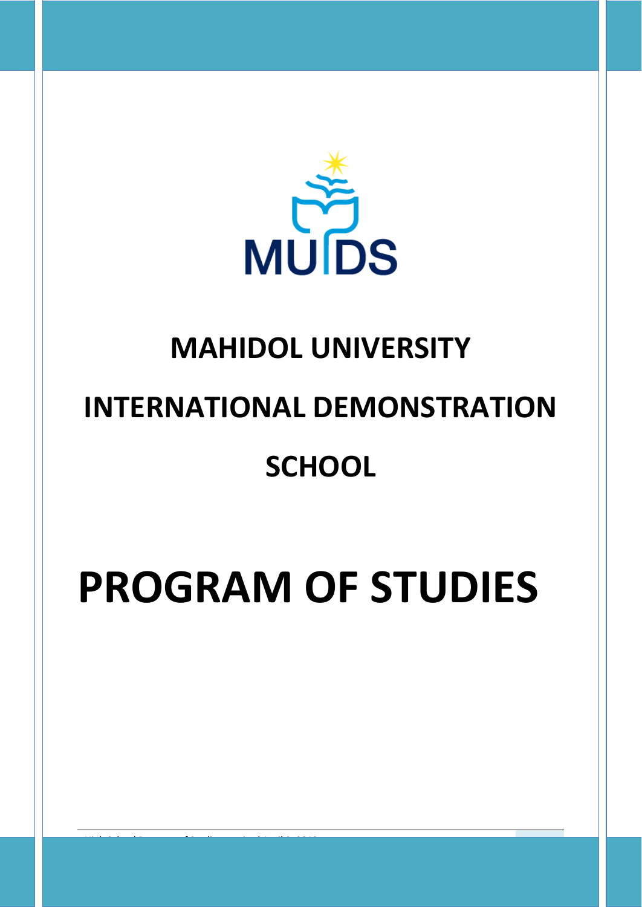MUIDS

# MAHIDOL UNIVERSITY

# INTERNATIONAL DEMONSTRATION

# SCHOOL

# PROGRAM OF STUDIES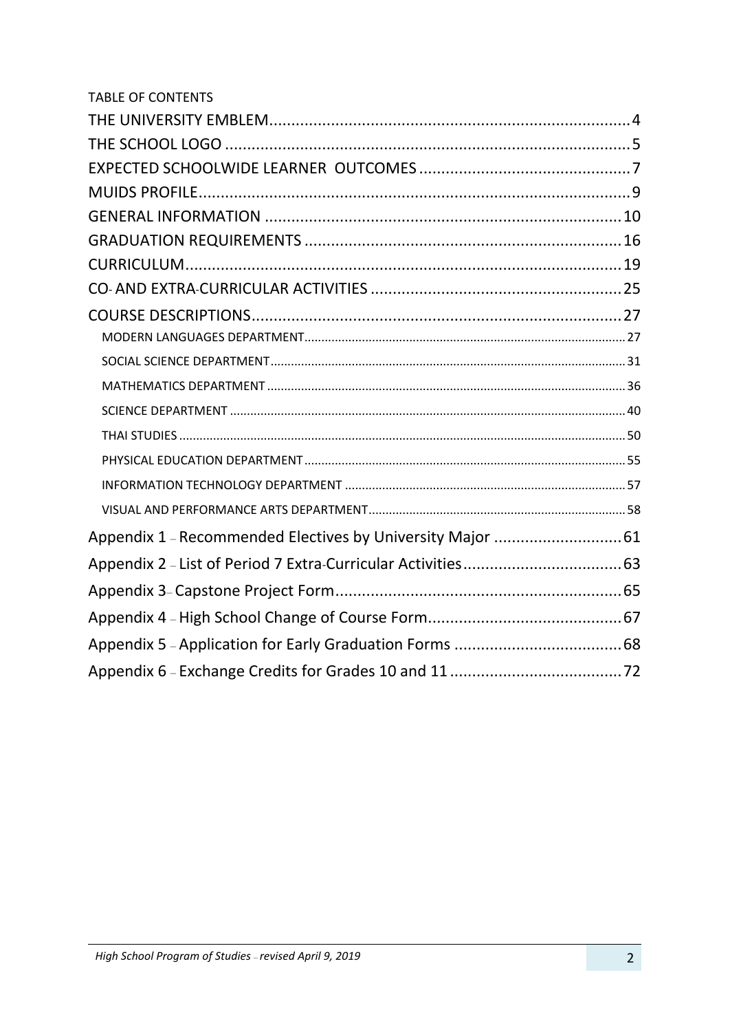TABLE OF CONTENTS

THE UNIVERSITY EMBLEM....4

THE SCHOOL LOGO....5

EXPECTED SCHOOLWIDE LEARNER OUTCOMES....7

MUIDS PROFILE....9

GENERAL INFORMATION....10

GRADUATION REQUIREMENTS....16

CURRICULUM....19

CO- AND EXTRA-CURRICULAR ACTIVITIES....25

COURSE DESCRIPTIONS....27

- MODERN LANGUAGES DEPARTMENT....27
- SOCIAL SCIENCE DEPARTMENT....31
- MATHEMATICS DEPARTMENT....36
- SCIENCE DEPARTMENT....40
- THAI STUDIES....50
- PHYSICAL EDUCATION DEPARTMENT....55
- INFORMATION TECHNOLOGY DEPARTMENT....57
- VISUAL AND PERFORMANCE ARTS DEPARTMENT....58

Appendix 1 – Recommended Electives by University Major....61

Appendix 2 – List of Period 7 Extra-Curricular Activities....63

Appendix 3– Capstone Project Form....65

Appendix 4 – High School Change of Course Form....67

Appendix 5 – Application for Early Graduation Forms....68

Appendix 6 – Exchange Credits for Grades 10 and 11....72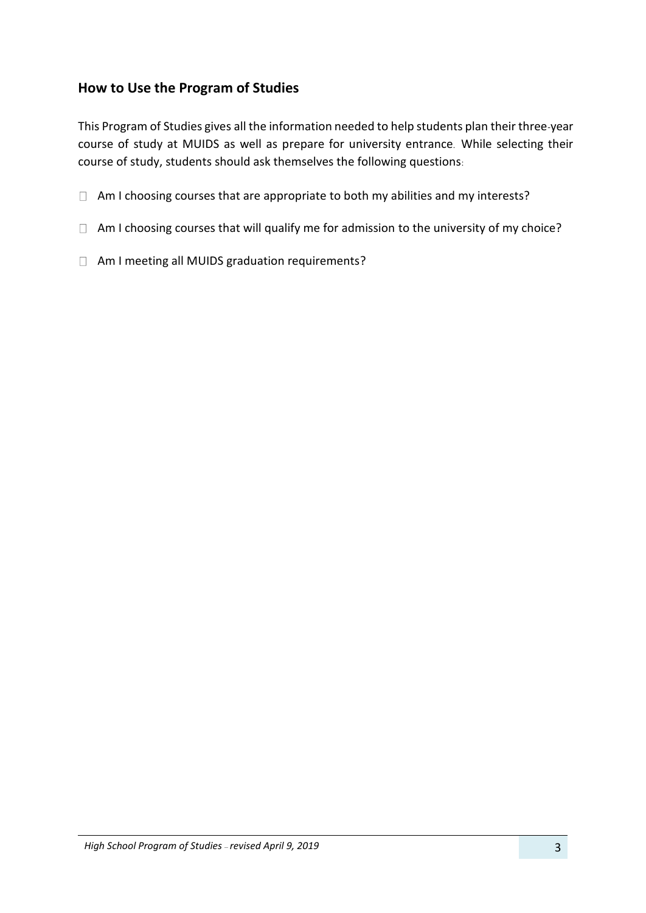## How to Use the Program of Studies

This Program of Studies gives all the information needed to help students plan their three-year course of study at MUIDS as well as prepare for university entrance. While selecting their course of study, students should ask themselves the following questions:

- Am I choosing courses that are appropriate to both my abilities and my interests?
- Am I choosing courses that will qualify me for admission to the university of my choice?
- Am I meeting all MUIDS graduation requirements?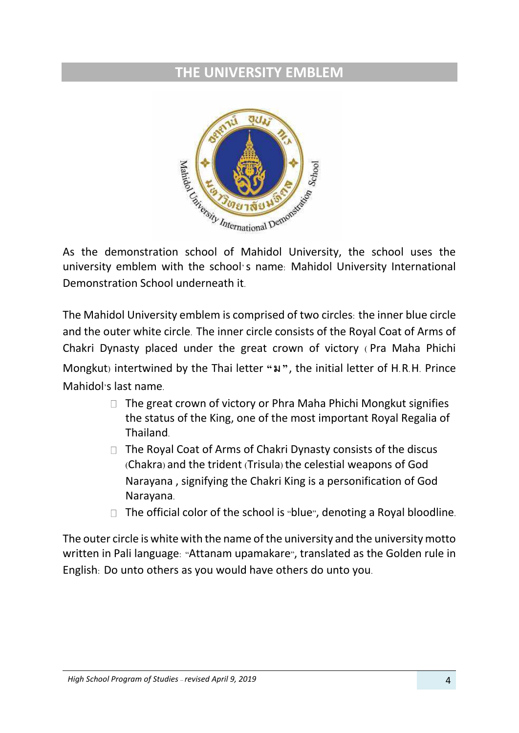# THE UNIVERSITY EMBLEM

As the demonstration school of Mahidol University, the school uses the university emblem with the school's name: Mahidol University International Demonstration School underneath it.

The Mahidol University emblem is comprised of two circles: the inner blue circle and the outer white circle. The inner circle consists of the Royal Coat of Arms of Chakri Dynasty placed under the great crown of victory (Pra Maha Phichi Mongkut) intertwined by the Thai letter "ม", the initial letter of H.R.H. Prince Mahidol's last name.

- The great crown of victory or Phra Maha Phichi Mongkut signifies the status of the King, one of the most important Royal Regalia of Thailand.
- The Royal Coat of Arms of Chakri Dynasty consists of the discus (Chakra) and the trident (Trisula) the celestial weapons of God Narayana , signifying the Chakri King is a personification of God Narayana.
- The official color of the school is "blue", denoting a Royal bloodline.

The outer circle is white with the name of the university and the university motto written in Pali language: "Attanam upamakare", translated as the Golden rule in English: Do unto others as you would have others do unto you.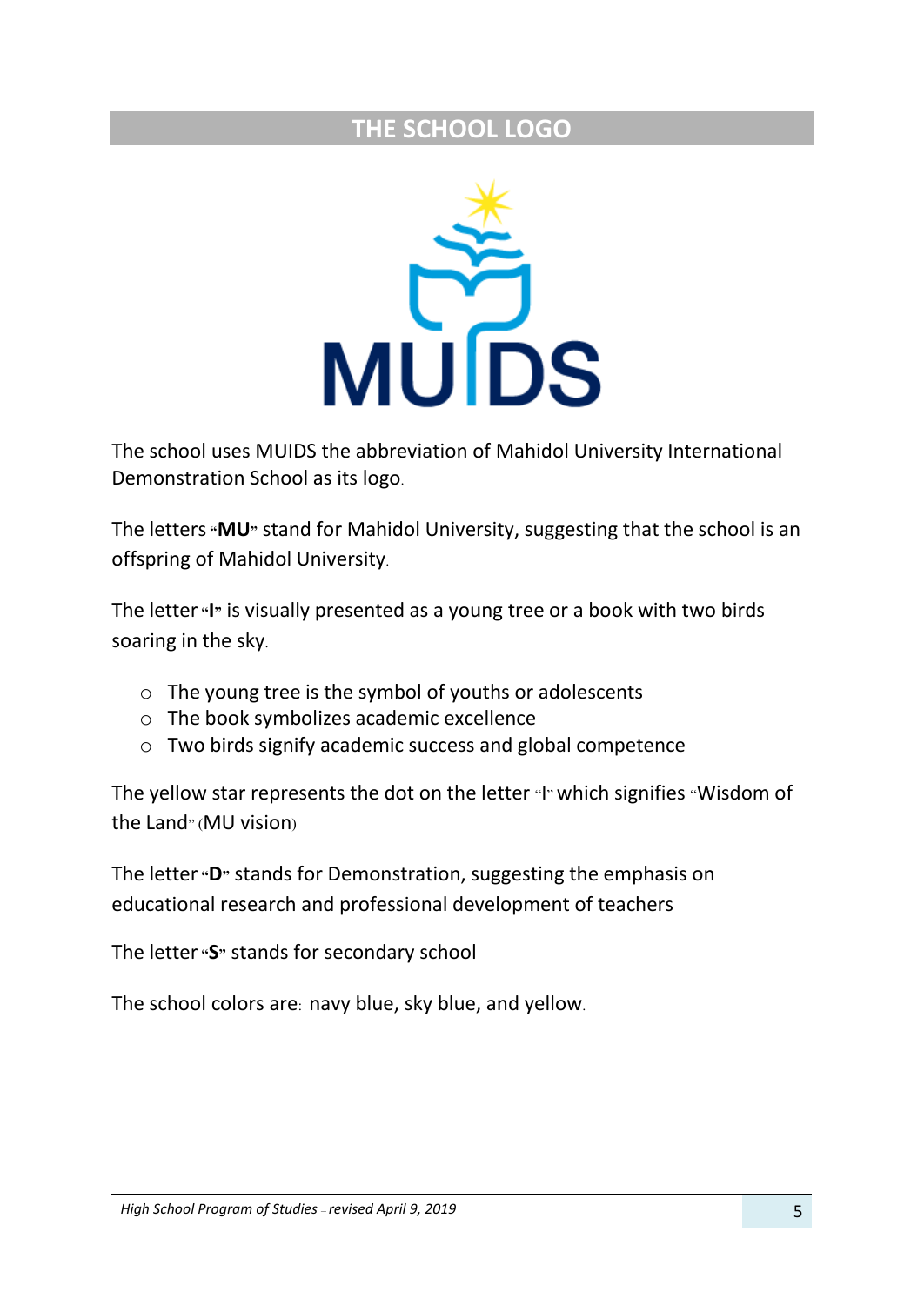## THE SCHOOL LOGO

The school uses MUIDS the abbreviation of Mahidol University International Demonstration School as its logo.

The letters "**MU**" stand for Mahidol University, suggesting that the school is an offspring of Mahidol University.

The letter "**I**" is visually presented as a young tree or a book with two birds soaring in the sky.

- The young tree is the symbol of youths or adolescents
- The book symbolizes academic excellence
- Two birds signify academic success and global competence

The yellow star represents the dot on the letter "I" which signifies "Wisdom of the Land" (MU vision)

The letter "**D**" stands for Demonstration, suggesting the emphasis on educational research and professional development of teachers

The letter "**S**" stands for secondary school

The school colors are: navy blue, sky blue, and yellow.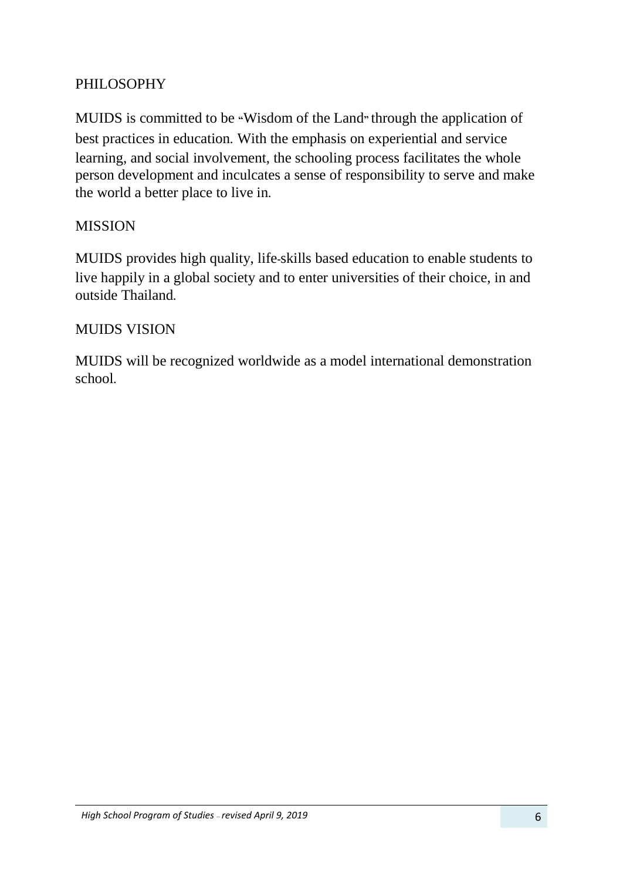## PHILOSOPHY

MUIDS is committed to be "Wisdom of the Land" through the application of best practices in education. With the emphasis on experiential and service learning, and social involvement, the schooling process facilitates the whole person development and inculcates a sense of responsibility to serve and make the world a better place to live in.

## MISSION

MUIDS provides high quality, life-skills based education to enable students to live happily in a global society and to enter universities of their choice, in and outside Thailand.

## MUIDS VISION

MUIDS will be recognized worldwide as a model international demonstration school.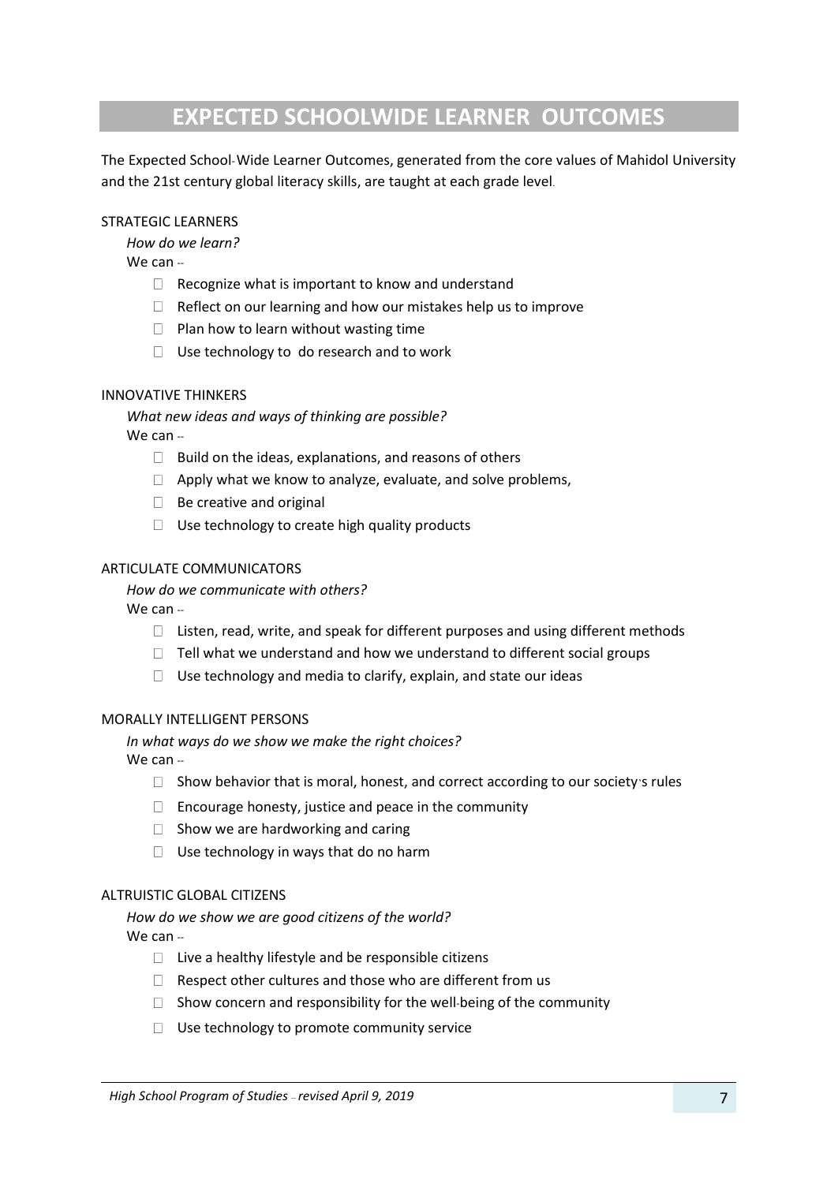# EXPECTED SCHOOLWIDE LEARNER OUTCOMES

The Expected School-Wide Learner Outcomes, generated from the core values of Mahidol University and the 21st century global literacy skills, are taught at each grade level.

STRATEGIC LEARNERS

*How do we learn?*

We can --

- Recognize what is important to know and understand
- Reflect on our learning and how our mistakes help us to improve
- Plan how to learn without wasting time
- Use technology to do research and to work

INNOVATIVE THINKERS

*What new ideas and ways of thinking are possible?*

We can --

- Build on the ideas, explanations, and reasons of others
- Apply what we know to analyze, evaluate, and solve problems,
- Be creative and original
- Use technology to create high quality products

ARTICULATE COMMUNICATORS

*How do we communicate with others?*

We can --

- Listen, read, write, and speak for different purposes and using different methods
- Tell what we understand and how we understand to different social groups
- Use technology and media to clarify, explain, and state our ideas

MORALLY INTELLIGENT PERSONS

*In what ways do we show we make the right choices?*

We can --

- Show behavior that is moral, honest, and correct according to our society's rules
- Encourage honesty, justice and peace in the community
- Show we are hardworking and caring
- Use technology in ways that do no harm

ALTRUISTIC GLOBAL CITIZENS

*How do we show we are good citizens of the world?*

We can --

- Live a healthy lifestyle and be responsible citizens
- Respect other cultures and those who are different from us
- Show concern and responsibility for the well-being of the community
- Use technology to promote community service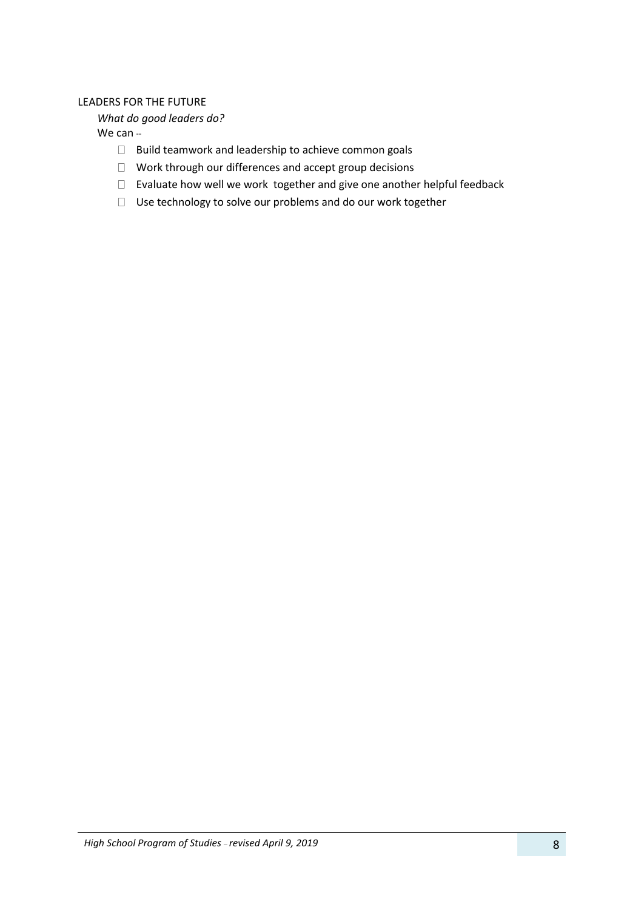LEADERS FOR THE FUTURE

*What do good leaders do?*

We can --

- Build teamwork and leadership to achieve common goals
- Work through our differences and accept group decisions
- Evaluate how well we work together and give one another helpful feedback
- Use technology to solve our problems and do our work together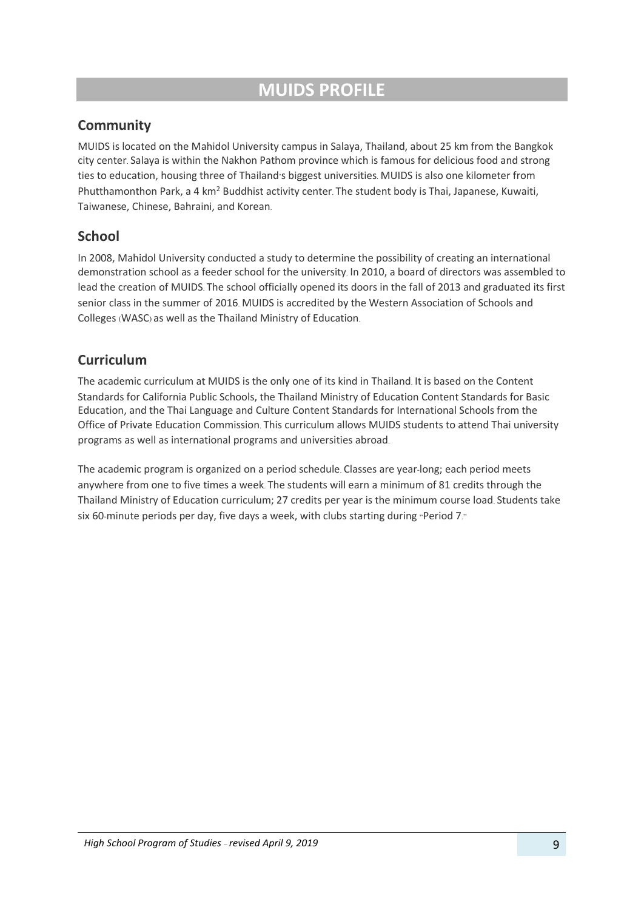# MUIDS PROFILE

## Community

MUIDS is located on the Mahidol University campus in Salaya, Thailand, about 25 km from the Bangkok city center. Salaya is within the Nakhon Pathom province which is famous for delicious food and strong ties to education, housing three of Thailand's biggest universities. MUIDS is also one kilometer from Phutthamonthon Park, a 4 $km^2$ Buddhist activity center. The student body is Thai, Japanese, Kuwaiti, Taiwanese, Chinese, Bahraini, and Korean.

## School

In 2008, Mahidol University conducted a study to determine the possibility of creating an international demonstration school as a feeder school for the university. In 2010, a board of directors was assembled to lead the creation of MUIDS. The school officially opened its doors in the fall of 2013 and graduated its first senior class in the summer of 2016. MUIDS is accredited by the Western Association of Schools and Colleges (WASC) as well as the Thailand Ministry of Education.

## Curriculum

The academic curriculum at MUIDS is the only one of its kind in Thailand. It is based on the Content Standards for California Public Schools, the Thailand Ministry of Education Content Standards for Basic Education, and the Thai Language and Culture Content Standards for International Schools from the Office of Private Education Commission. This curriculum allows MUIDS students to attend Thai university programs as well as international programs and universities abroad.

The academic program is organized on a period schedule. Classes are year-long; each period meets anywhere from one to five times a week. The students will earn a minimum of 81 credits through the Thailand Ministry of Education curriculum; 27 credits per year is the minimum course load. Students take six 60-minute periods per day, five days a week, with clubs starting during "Period 7."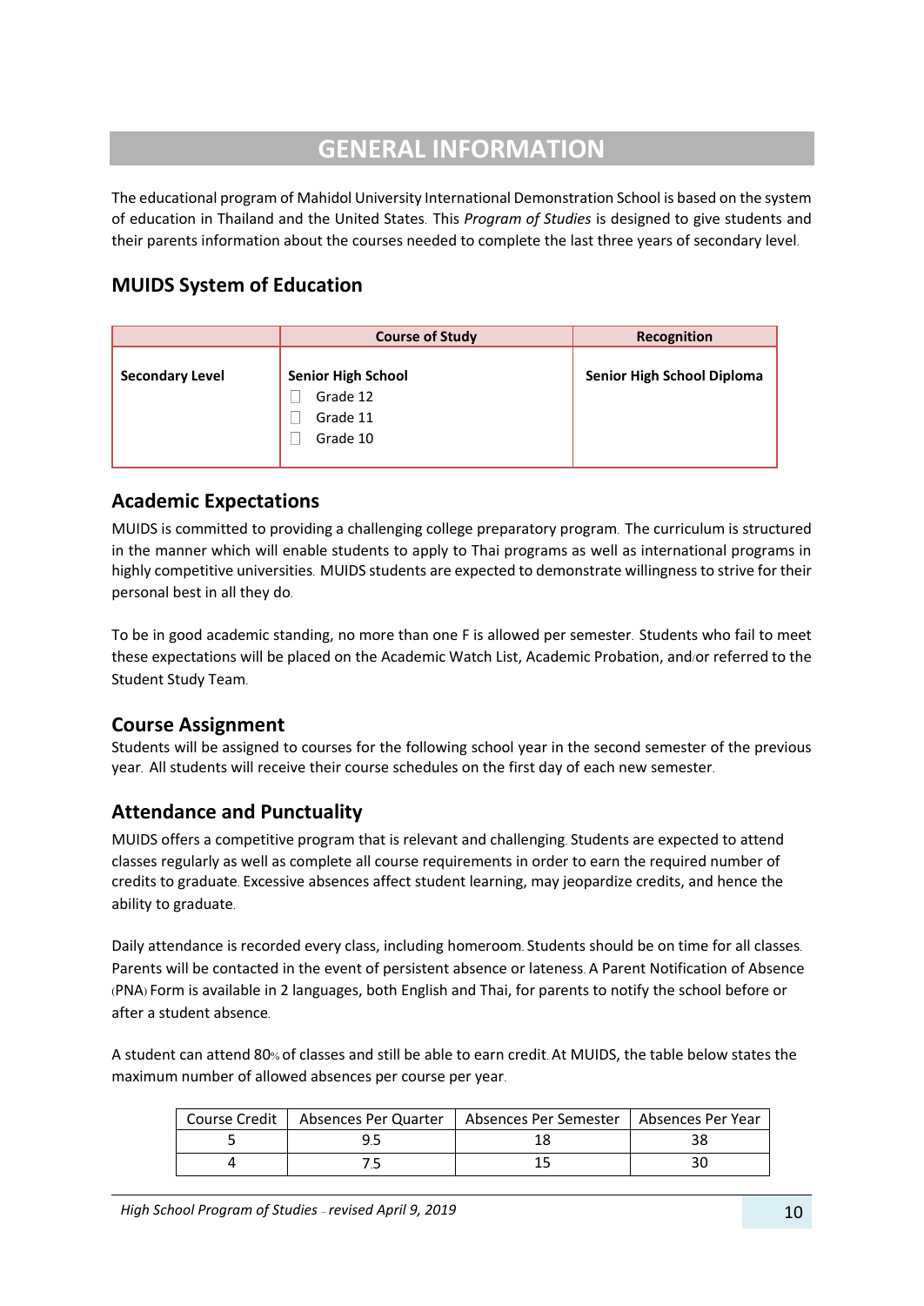# GENERAL INFORMATION

The educational program of Mahidol University International Demonstration School is based on the system of education in Thailand and the United States. This *Program of Studies* is designed to give students and their parents information about the courses needed to complete the last three years of secondary level.

## MUIDS System of Education

| | Course of Study | Recognition |
|---|---|---|
| **Secondary Level** | **Senior High School**<br>☐ Grade 12<br>☐ Grade 11<br>☐ Grade 10 | **Senior High School Diploma** |

## Academic Expectations

MUIDS is committed to providing a challenging college preparatory program. The curriculum is structured in the manner which will enable students to apply to Thai programs as well as international programs in highly competitive universities. MUIDS students are expected to demonstrate willingness to strive for their personal best in all they do.

To be in good academic standing, no more than one F is allowed per semester. Students who fail to meet these expectations will be placed on the Academic Watch List, Academic Probation, and/or referred to the Student Study Team.

## Course Assignment

Students will be assigned to courses for the following school year in the second semester of the previous year. All students will receive their course schedules on the first day of each new semester.

## Attendance and Punctuality

MUIDS offers a competitive program that is relevant and challenging. Students are expected to attend classes regularly as well as complete all course requirements in order to earn the required number of credits to graduate. Excessive absences affect student learning, may jeopardize credits, and hence the ability to graduate.

Daily attendance is recorded every class, including homeroom. Students should be on time for all classes. Parents will be contacted in the event of persistent absence or lateness. A Parent Notification of Absence (PNA) Form is available in 2 languages, both English and Thai, for parents to notify the school before or after a student absence.

A student can attend 80% of classes and still be able to earn credit. At MUIDS, the table below states the maximum number of allowed absences per course per year.

| Course Credit | Absences Per Quarter | Absences Per Semester | Absences Per Year |
|---|---|---|---|
| 5 | 9.5 | 18 | 38 |
| 4 | 7.5 | 15 | 30 |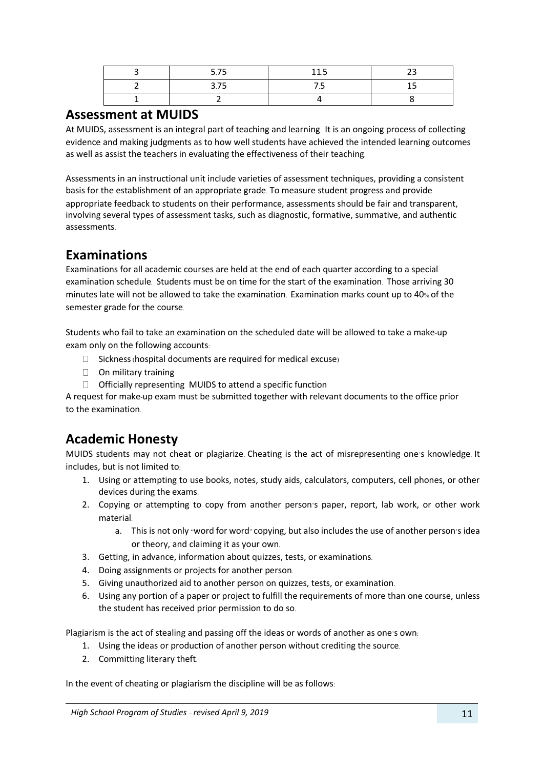| 3 | 5.75 | 11.5 | 23 |
|---|---|---|---|
| 2 | 3.75 | 7.5 | 15 |
| 1 | 2 | 4 | 8 |

## Assessment at MUIDS

At MUIDS, assessment is an integral part of teaching and learning. It is an ongoing process of collecting evidence and making judgments as to how well students have achieved the intended learning outcomes as well as assist the teachers in evaluating the effectiveness of their teaching.

Assessments in an instructional unit include varieties of assessment techniques, providing a consistent basis for the establishment of an appropriate grade. To measure student progress and provide appropriate feedback to students on their performance, assessments should be fair and transparent, involving several types of assessment tasks, such as diagnostic, formative, summative, and authentic assessments.

## Examinations

Examinations for all academic courses are held at the end of each quarter according to a special examination schedule. Students must be on time for the start of the examination. Those arriving 30 minutes late will not be allowed to take the examination. Examination marks count up to 40% of the semester grade for the course.

Students who fail to take an examination on the scheduled date will be allowed to take a make-up exam only on the following accounts:

- Sickness (hospital documents are required for medical excuse)
- On military training
- Officially representing MUIDS to attend a specific function

A request for make-up exam must be submitted together with relevant documents to the office prior to the examination.

## Academic Honesty

MUIDS students may not cheat or plagiarize. Cheating is the act of misrepresenting one's knowledge. It includes, but is not limited to:

1. Using or attempting to use books, notes, study aids, calculators, computers, cell phones, or other devices during the exams.
2. Copying or attempting to copy from another person's paper, report, lab work, or other work material.
    a. This is not only "word for word" copying, but also includes the use of another person's idea or theory, and claiming it as your own.
3. Getting, in advance, information about quizzes, tests, or examinations.
4. Doing assignments or projects for another person.
5. Giving unauthorized aid to another person on quizzes, tests, or examination.
6. Using any portion of a paper or project to fulfill the requirements of more than one course, unless the student has received prior permission to do so.

Plagiarism is the act of stealing and passing off the ideas or words of another as one's own:

1. Using the ideas or production of another person without crediting the source.
2. Committing literary theft.

In the event of cheating or plagiarism the discipline will be as follows: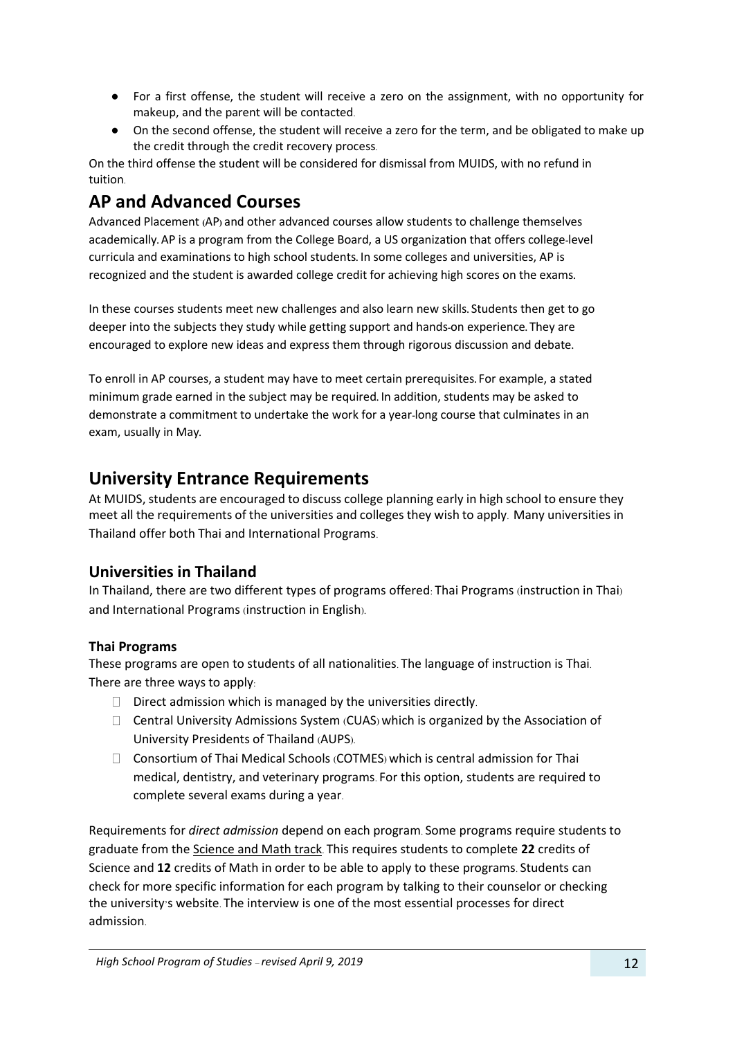- For a first offense, the student will receive a zero on the assignment, with no opportunity for makeup, and the parent will be contacted.
- On the second offense, the student will receive a zero for the term, and be obligated to make up the credit through the credit recovery process.

On the third offense the student will be considered for dismissal from MUIDS, with no refund in tuition.

## AP and Advanced Courses

Advanced Placement (AP) and other advanced courses allow students to challenge themselves academically. AP is a program from the College Board, a US organization that offers college-level curricula and examinations to high school students. In some colleges and universities, AP is recognized and the student is awarded college credit for achieving high scores on the exams.

In these courses students meet new challenges and also learn new skills. Students then get to go deeper into the subjects they study while getting support and hands-on experience. They are encouraged to explore new ideas and express them through rigorous discussion and debate.

To enroll in AP courses, a student may have to meet certain prerequisites. For example, a stated minimum grade earned in the subject may be required. In addition, students may be asked to demonstrate a commitment to undertake the work for a year-long course that culminates in an exam, usually in May.

## University Entrance Requirements

At MUIDS, students are encouraged to discuss college planning early in high school to ensure they meet all the requirements of the universities and colleges they wish to apply. Many universities in Thailand offer both Thai and International Programs.

### Universities in Thailand

In Thailand, there are two different types of programs offered: Thai Programs (instruction in Thai) and International Programs (instruction in English).

#### Thai Programs

These programs are open to students of all nationalities. The language of instruction is Thai. There are three ways to apply:

- Direct admission which is managed by the universities directly.
- Central University Admissions System (CUAS) which is organized by the Association of University Presidents of Thailand (AUPS).
- Consortium of Thai Medical Schools (COTMES) which is central admission for Thai medical, dentistry, and veterinary programs. For this option, students are required to complete several exams during a year.

Requirements for *direct admission* depend on each program. Some programs require students to graduate from the Science and Math track. This requires students to complete **22** credits of Science and **12** credits of Math in order to be able to apply to these programs. Students can check for more specific information for each program by talking to their counselor or checking the university's website. The interview is one of the most essential processes for direct admission.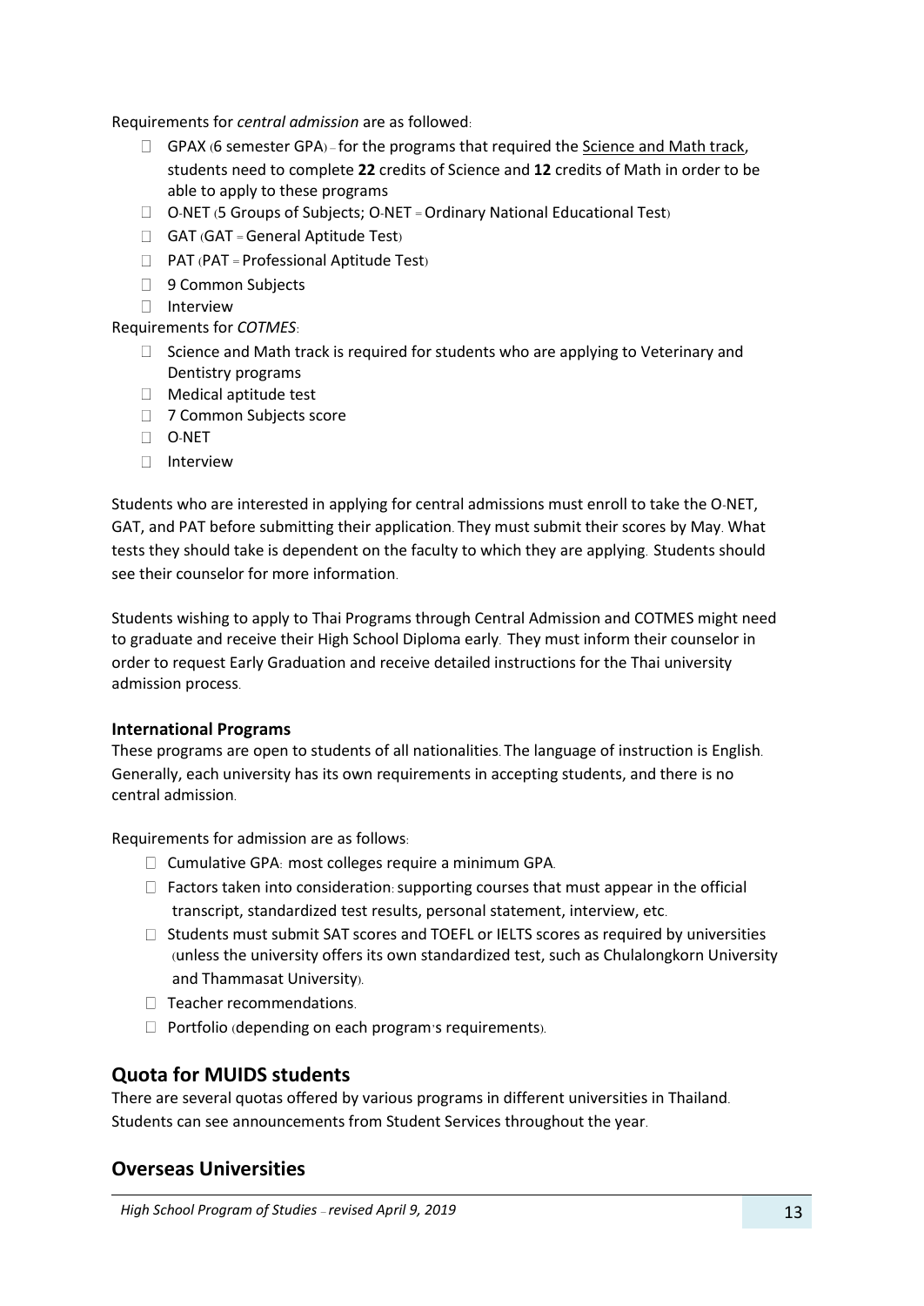Requirements for *central admission* are as followed:

- GPAX (6 semester GPA) – for the programs that required the Science and Math track, students need to complete **22** credits of Science and **12** credits of Math in order to be able to apply to these programs
- O-NET (5 Groups of Subjects; O-NET = Ordinary National Educational Test)
- GAT (GAT = General Aptitude Test)
- PAT (PAT = Professional Aptitude Test)
- 9 Common Subjects
- Interview

Requirements for *COTMES*:

- Science and Math track is required for students who are applying to Veterinary and Dentistry programs
- Medical aptitude test
- 7 Common Subjects score
- O-NET
- Interview

Students who are interested in applying for central admissions must enroll to take the O-NET, GAT, and PAT before submitting their application. They must submit their scores by May. What tests they should take is dependent on the faculty to which they are applying. Students should see their counselor for more information.

Students wishing to apply to Thai Programs through Central Admission and COTMES might need to graduate and receive their High School Diploma early. They must inform their counselor in order to request Early Graduation and receive detailed instructions for the Thai university admission process.

**International Programs**

These programs are open to students of all nationalities. The language of instruction is English. Generally, each university has its own requirements in accepting students, and there is no central admission.

Requirements for admission are as follows:

- Cumulative GPA: most colleges require a minimum GPA.
- Factors taken into consideration: supporting courses that must appear in the official transcript, standardized test results, personal statement, interview, etc.
- Students must submit SAT scores and TOEFL or IELTS scores as required by universities (unless the university offers its own standardized test, such as Chulalongkorn University and Thammasat University).
- Teacher recommendations.
- Portfolio (depending on each program's requirements).

## Quota for MUIDS students

There are several quotas offered by various programs in different universities in Thailand. Students can see announcements from Student Services throughout the year.

## Overseas Universities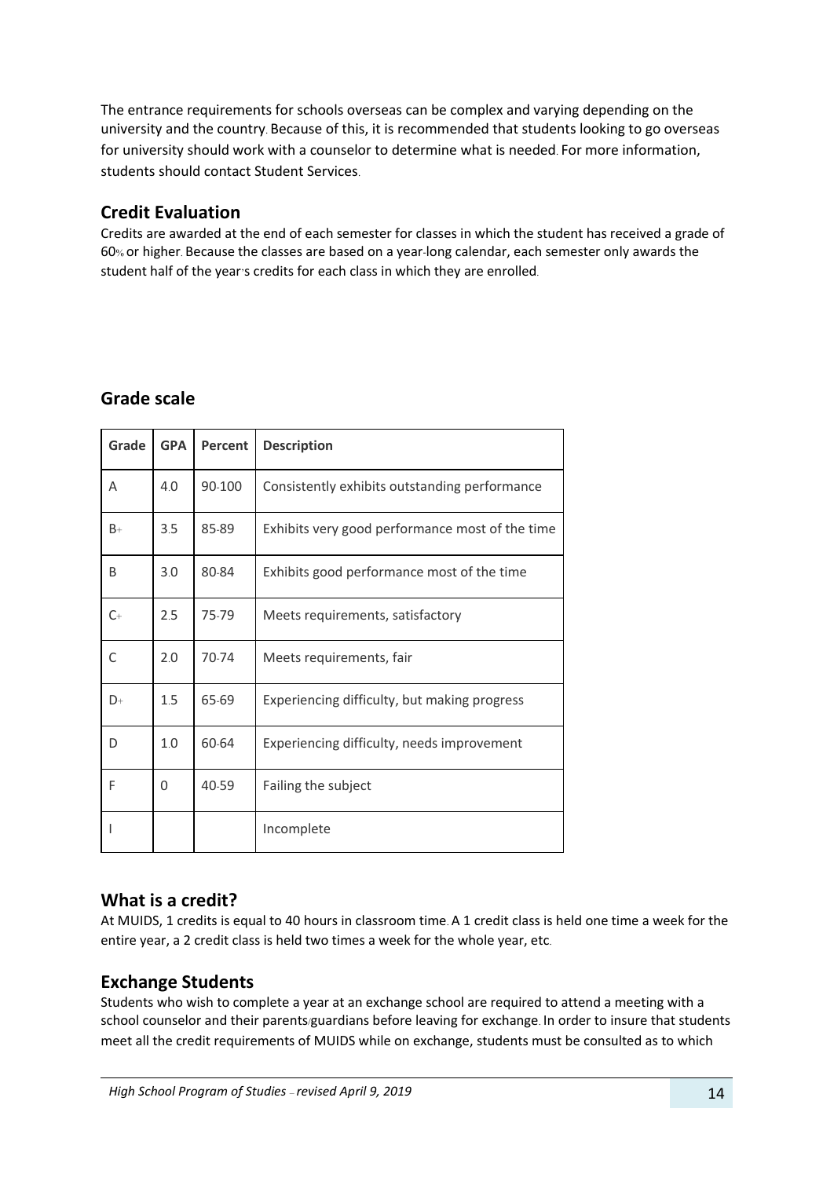The entrance requirements for schools overseas can be complex and varying depending on the university and the country. Because of this, it is recommended that students looking to go overseas for university should work with a counselor to determine what is needed. For more information, students should contact Student Services.

## Credit Evaluation

Credits are awarded at the end of each semester for classes in which the student has received a grade of 60% or higher. Because the classes are based on a year-long calendar, each semester only awards the student half of the year's credits for each class in which they are enrolled.

## Grade scale

| Grade | GPA | Percent | Description |
|---|---|---|---|
| A | 4.0 | 90-100 | Consistently exhibits outstanding performance |
| B+ | 3.5 | 85-89 | Exhibits very good performance most of the time |
| B | 3.0 | 80-84 | Exhibits good performance most of the time |
| C+ | 2.5 | 75-79 | Meets requirements, satisfactory |
| C | 2.0 | 70-74 | Meets requirements, fair |
| D+ | 1.5 | 65-69 | Experiencing difficulty, but making progress |
| D | 1.0 | 60-64 | Experiencing difficulty, needs improvement |
| F | 0 | 40-59 | Failing the subject |
| I | | | Incomplete |

## What is a credit?

At MUIDS, 1 credits is equal to 40 hours in classroom time. A 1 credit class is held one time a week for the entire year, a 2 credit class is held two times a week for the whole year, etc.

## Exchange Students

Students who wish to complete a year at an exchange school are required to attend a meeting with a school counselor and their parents/guardians before leaving for exchange. In order to insure that students meet all the credit requirements of MUIDS while on exchange, students must be consulted as to which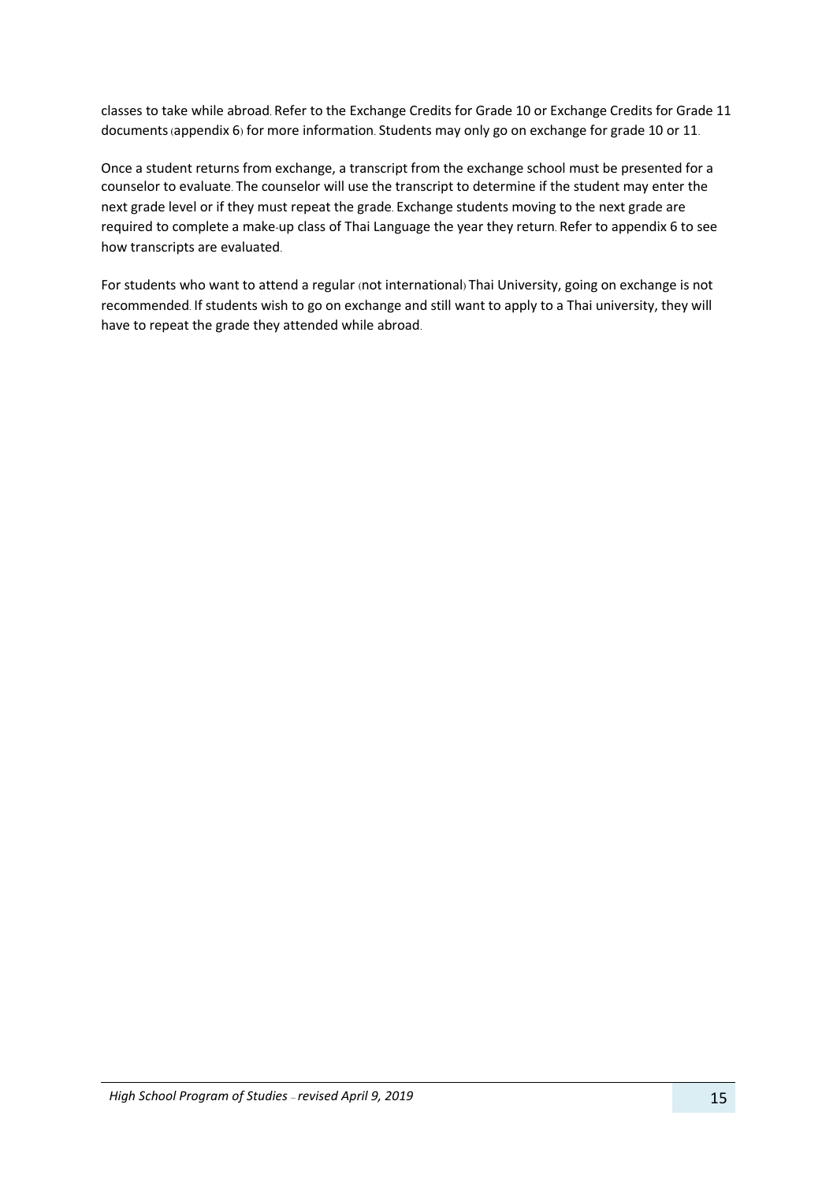classes to take while abroad. Refer to the Exchange Credits for Grade 10 or Exchange Credits for Grade 11 documents (appendix 6) for more information. Students may only go on exchange for grade 10 or 11.

Once a student returns from exchange, a transcript from the exchange school must be presented for a counselor to evaluate. The counselor will use the transcript to determine if the student may enter the next grade level or if they must repeat the grade. Exchange students moving to the next grade are required to complete a make-up class of Thai Language the year they return. Refer to appendix 6 to see how transcripts are evaluated.

For students who want to attend a regular (not international) Thai University, going on exchange is not recommended. If students wish to go on exchange and still want to apply to a Thai university, they will have to repeat the grade they attended while abroad.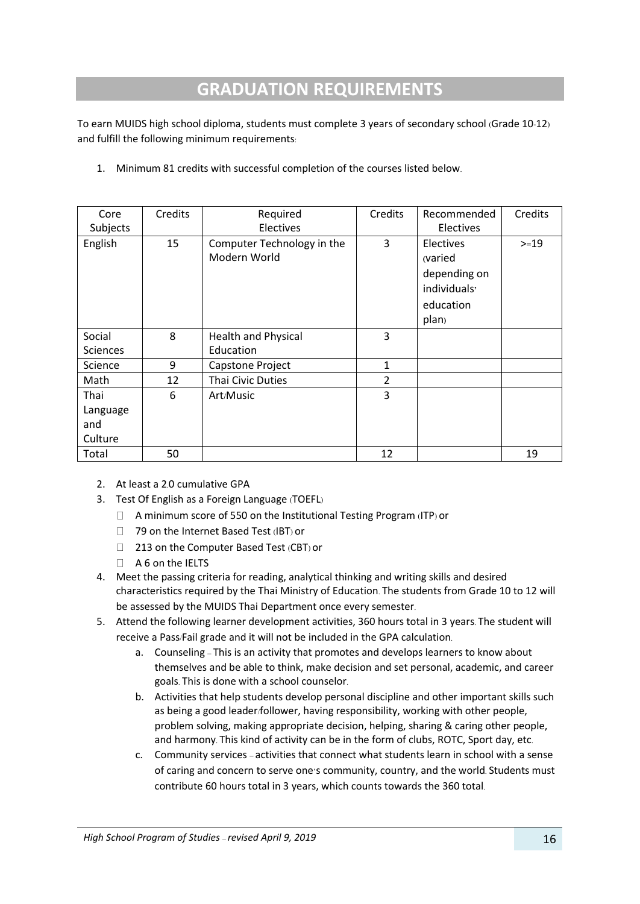# GRADUATION REQUIREMENTS

To earn MUIDS high school diploma, students must complete 3 years of secondary school (Grade 10-12) and fulfill the following minimum requirements:

1. Minimum 81 credits with successful completion of the courses listed below.

| Core Subjects | Credits | Required Electives | Credits | Recommended Electives | Credits |
|---|---|---|---|---|---|
| English | 15 | Computer Technology in the Modern World | 3 | Electives (varied depending on individuals' education plan) | >=19 |
| Social Sciences | 8 | Health and Physical Education | 3 | | |
| Science | 9 | Capstone Project | 1 | | |
| Math | 12 | Thai Civic Duties | 2 | | |
| Thai Language and Culture | 6 | Art/Music | 3 | | |
| Total | 50 | | 12 | | 19 |

2. At least a 2.0 cumulative GPA
3. Test Of English as a Foreign Language (TOEFL)
   - A minimum score of 550 on the Institutional Testing Program (ITP) or
   - 79 on the Internet Based Test (IBT) or
   - 213 on the Computer Based Test (CBT) or
   - A 6 on the IELTS
4. Meet the passing criteria for reading, analytical thinking and writing skills and desired characteristics required by the Thai Ministry of Education. The students from Grade 10 to 12 will be assessed by the MUIDS Thai Department once every semester.
5. Attend the following learner development activities, 360 hours total in 3 years. The student will receive a Pass/Fail grade and it will not be included in the GPA calculation.
   a. Counseling – This is an activity that promotes and develops learners to know about themselves and be able to think, make decision and set personal, academic, and career goals. This is done with a school counselor.
   b. Activities that help students develop personal discipline and other important skills such as being a good leader/follower, having responsibility, working with other people, problem solving, making appropriate decision, helping, sharing & caring other people, and harmony. This kind of activity can be in the form of clubs, ROTC, Sport day, etc.
   c. Community services – activities that connect what students learn in school with a sense of caring and concern to serve one's community, country, and the world. Students must contribute 60 hours total in 3 years, which counts towards the 360 total.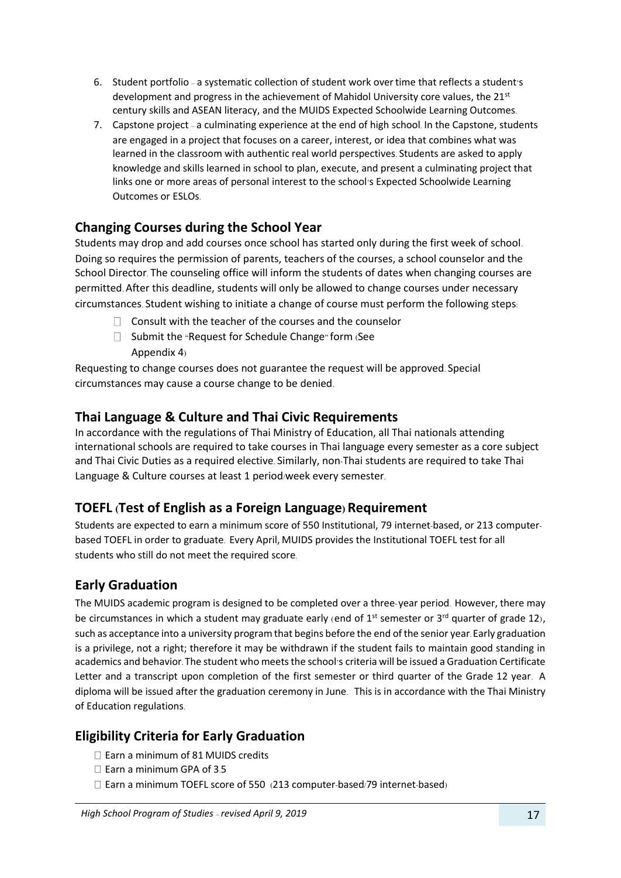6. Student portfolio – a systematic collection of student work over time that reflects a student's development and progress in the achievement of Mahidol University core values, the 21st century skills and ASEAN literacy, and the MUIDS Expected Schoolwide Learning Outcomes.
7. Capstone project – a culminating experience at the end of high school. In the Capstone, students are engaged in a project that focuses on a career, interest, or idea that combines what was learned in the classroom with authentic real world perspectives. Students are asked to apply knowledge and skills learned in school to plan, execute, and present a culminating project that links one or more areas of personal interest to the school's Expected Schoolwide Learning Outcomes or ESLOs.

## Changing Courses during the School Year

Students may drop and add courses once school has started only during the first week of school. Doing so requires the permission of parents, teachers of the courses, a school counselor and the School Director. The counseling office will inform the students of dates when changing courses are permitted. After this deadline, students will only be allowed to change courses under necessary circumstances. Student wishing to initiate a change of course must perform the following steps:

- Consult with the teacher of the courses and the counselor
- Submit the "Request for Schedule Change" form (See Appendix 4)

Requesting to change courses does not guarantee the request will be approved. Special circumstances may cause a course change to be denied.

## Thai Language & Culture and Thai Civic Requirements

In accordance with the regulations of Thai Ministry of Education, all Thai nationals attending international schools are required to take courses in Thai language every semester as a core subject and Thai Civic Duties as a required elective. Similarly, non-Thai students are required to take Thai Language & Culture courses at least 1 period/week every semester.

## TOEFL (Test of English as a Foreign Language) Requirement

Students are expected to earn a minimum score of 550 Institutional, 79 internet-based, or 213 computer-based TOEFL in order to graduate. Every April, MUIDS provides the Institutional TOEFL test for all students who still do not meet the required score.

## Early Graduation

The MUIDS academic program is designed to be completed over a three-year period. However, there may be circumstances in which a student may graduate early (end of 1st semester or 3rd quarter of grade 12), such as acceptance into a university program that begins before the end of the senior year. Early graduation is a privilege, not a right; therefore it may be withdrawn if the student fails to maintain good standing in academics and behavior. The student who meets the school's criteria will be issued a Graduation Certificate Letter and a transcript upon completion of the first semester or third quarter of the Grade 12 year. A diploma will be issued after the graduation ceremony in June. This is in accordance with the Thai Ministry of Education regulations.

## Eligibility Criteria for Early Graduation

- Earn a minimum of 81 MUIDS credits
- Earn a minimum GPA of 3.5
- Earn a minimum TOEFL score of 550 (213 computer-based/79 internet-based)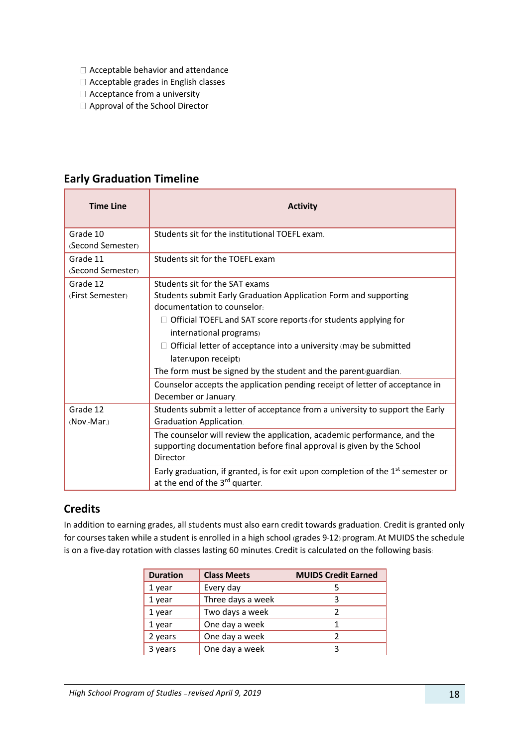- Acceptable behavior and attendance
- Acceptable grades in English classes
- Acceptance from a university
- Approval of the School Director

### Early Graduation Timeline

| Time Line | Activity |
| --- | --- |
| Grade 10 (Second Semester) | Students sit for the institutional TOEFL exam. |
| Grade 11 (Second Semester) | Students sit for the TOEFL exam |
| Grade 12 (First Semester) | Students sit for the SAT exams<br>Students submit Early Graduation Application Form and supporting documentation to counselor:<br>- Official TOEFL and SAT score reports (for students applying for international programs)<br>- Official letter of acceptance into a university (may be submitted later/upon receipt)<br>The form must be signed by the student and the parent/guardian. |
| | Counselor accepts the application pending receipt of letter of acceptance in December or January. |
| Grade 12 (Nov.-Mar.) | Students submit a letter of acceptance from a university to support the Early Graduation Application. |
| | The counselor will review the application, academic performance, and the supporting documentation before final approval is given by the School Director. |
| | Early graduation, if granted, is for exit upon completion of the 1st semester or at the end of the 3rd quarter. |

### Credits

In addition to earning grades, all students must also earn credit towards graduation. Credit is granted only for courses taken while a student is enrolled in a high school (grades 9-12) program. At MUIDS the schedule is on a five-day rotation with classes lasting 60 minutes. Credit is calculated on the following basis:

| Duration | Class Meets | MUIDS Credit Earned |
| --- | --- | --- |
| 1 year | Every day | 5 |
| 1 year | Three days a week | 3 |
| 1 year | Two days a week | 2 |
| 1 year | One day a week | 1 |
| 2 years | One day a week | 2 |
| 3 years | One day a week | 3 |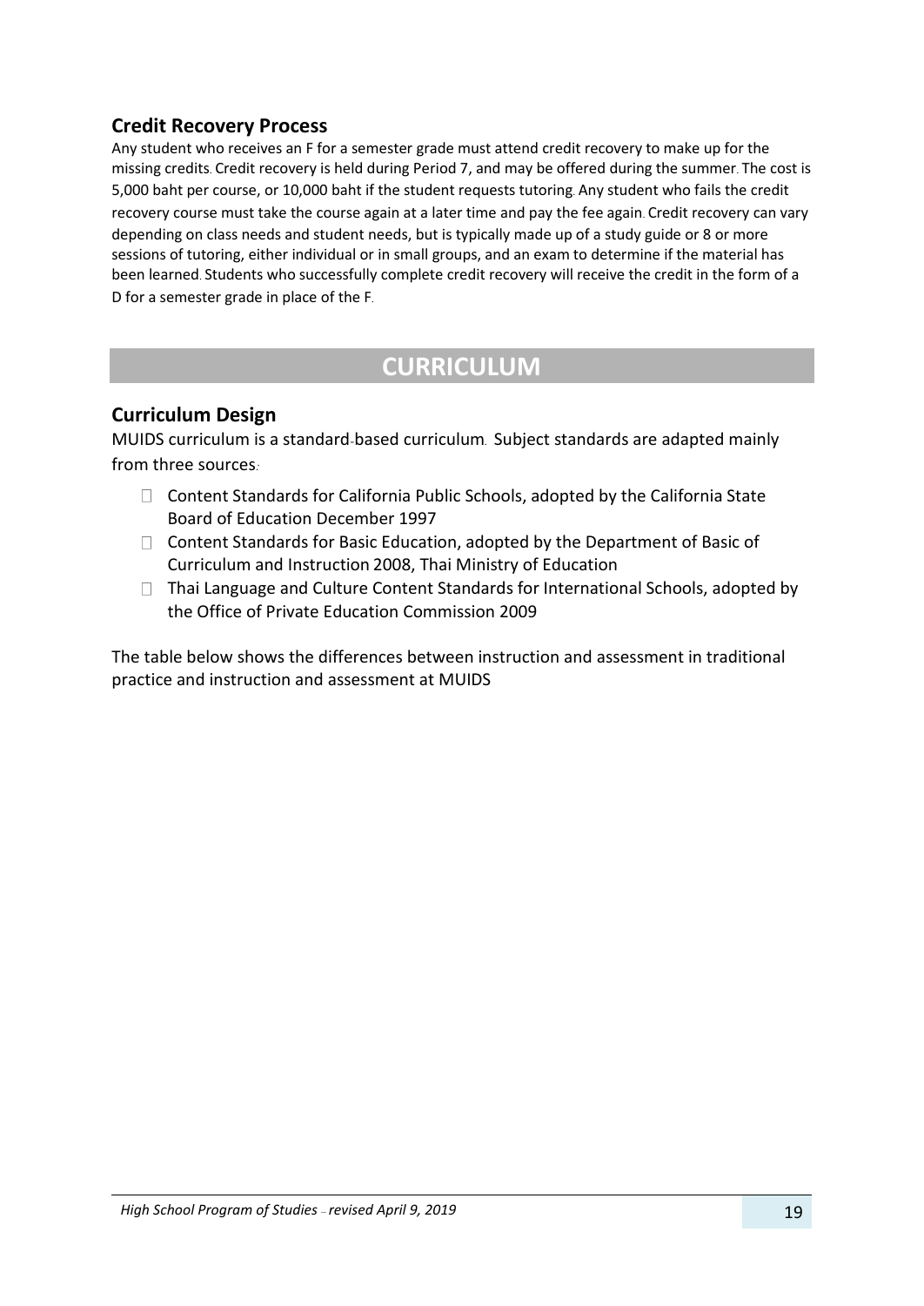## Credit Recovery Process

Any student who receives an F for a semester grade must attend credit recovery to make up for the missing credits. Credit recovery is held during Period 7, and may be offered during the summer. The cost is 5,000 baht per course, or 10,000 baht if the student requests tutoring. Any student who fails the credit recovery course must take the course again at a later time and pay the fee again. Credit recovery can vary depending on class needs and student needs, but is typically made up of a study guide or 8 or more sessions of tutoring, either individual or in small groups, and an exam to determine if the material has been learned. Students who successfully complete credit recovery will receive the credit in the form of a D for a semester grade in place of the F.

# CURRICULUM

## Curriculum Design

MUIDS curriculum is a standard-based curriculum. Subject standards are adapted mainly from three sources:

- Content Standards for California Public Schools, adopted by the California State Board of Education December 1997
- Content Standards for Basic Education, adopted by the Department of Basic of Curriculum and Instruction 2008, Thai Ministry of Education
- Thai Language and Culture Content Standards for International Schools, adopted by the Office of Private Education Commission 2009

The table below shows the differences between instruction and assessment in traditional practice and instruction and assessment at MUIDS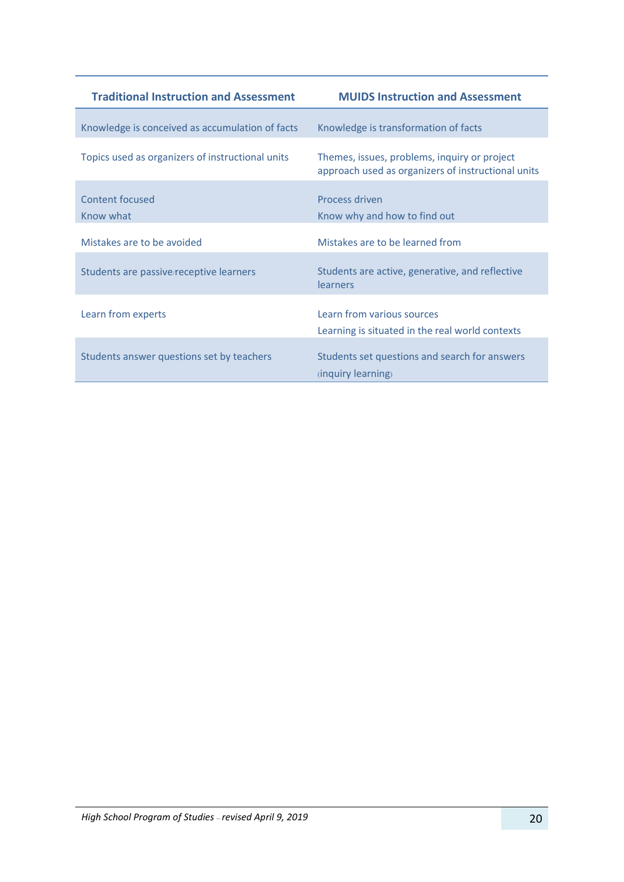| Traditional Instruction and Assessment | MUIDS Instruction and Assessment |
|---|---|
| Knowledge is conceived as accumulation of facts | Knowledge is transformation of facts |
| Topics used as organizers of instructional units | Themes, issues, problems, inquiry or project approach used as organizers of instructional units |
| Content focused<br>Know what | Process driven<br>Know why and how to find out |
| Mistakes are to be avoided | Mistakes are to be learned from |
| Students are passive/receptive learners | Students are active, generative, and reflective learners |
| Learn from experts | Learn from various sources<br>Learning is situated in the real world contexts |
| Students answer questions set by teachers | Students set questions and search for answers (inquiry learning) |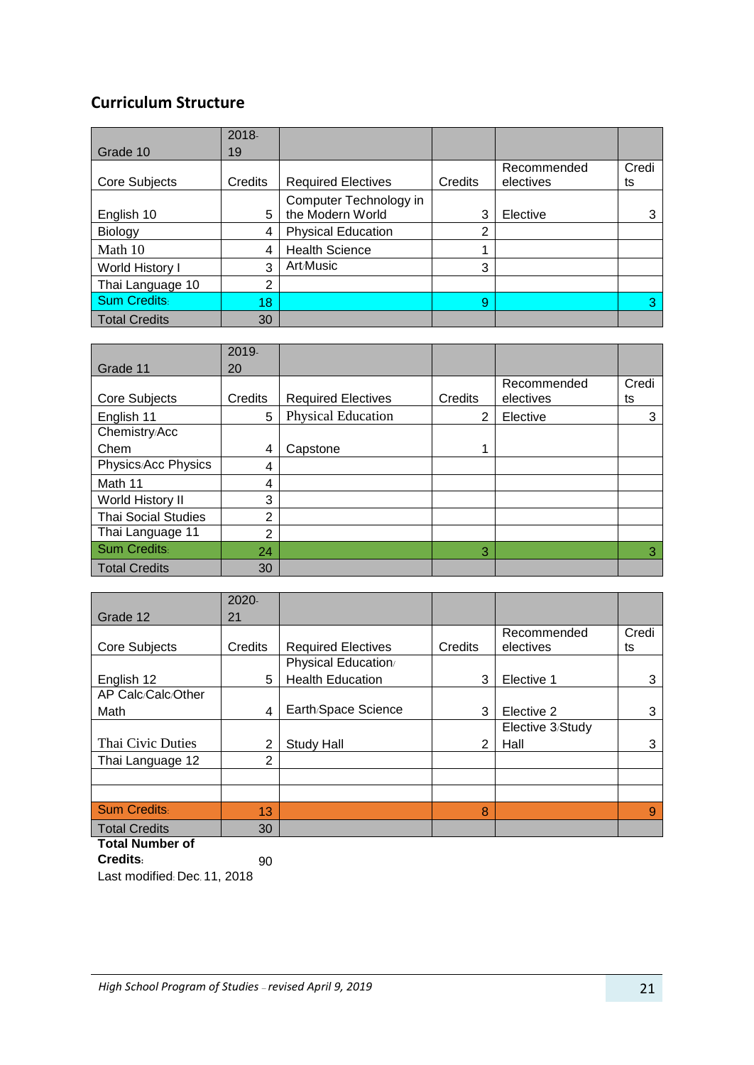## Curriculum Structure

| Grade 10 | 2018-19 | | | | |
|---|---|---|---|---|---|
| Core Subjects | Credits | Required Electives | Credits | Recommended electives | Credits |
| English 10 | 5 | Computer Technology in the Modern World | 3 | Elective | 3 |
| Biology | 4 | Physical Education | 2 | | |
| Math 10 | 4 | Health Science | 1 | | |
| World History I | 3 | Art/Music | 3 | | |
| Thai Language 10 | 2 | | | | |
| Sum Credits: | 18 | | 9 | | 3 |
| Total Credits | 30 | | | | |

| Grade 11 | 2019-20 | | | | |
|---|---|---|---|---|---|
| Core Subjects | Credits | Required Electives | Credits | Recommended electives | Credits |
| English 11 | 5 | Physical Education | 2 | Elective | 3 |
| Chemistry/Acc Chem | 4 | Capstone | 1 | | |
| Physics/Acc Physics | 4 | | | | |
| Math 11 | 4 | | | | |
| World History II | 3 | | | | |
| Thai Social Studies | 2 | | | | |
| Thai Language 11 | 2 | | | | |
| Sum Credits: | 24 | | 3 | | 3 |
| Total Credits | 30 | | | | |

| Grade 12 | 2020-21 | | | | |
|---|---|---|---|---|---|
| Core Subjects | Credits | Required Electives | Credits | Recommended electives | Credits |
| English 12 | 5 | Physical Education/ Health Education | 3 | Elective 1 | 3 |
| AP Calc/Calc/Other Math | 4 | Earth/Space Science | 3 | Elective 2 | 3 |
| Thai Civic Duties | 2 | Study Hall | 2 | Elective 3/Study Hall | 3 |
| Thai Language 12 | 2 | | | | |
| | | | | | |
| | | | | | |
| Sum Credits: | 13 | | 8 | | 9 |
| Total Credits | 30 | | | | |

**Total Number of Credits:** 90

Last modified: Dec. 11, 2018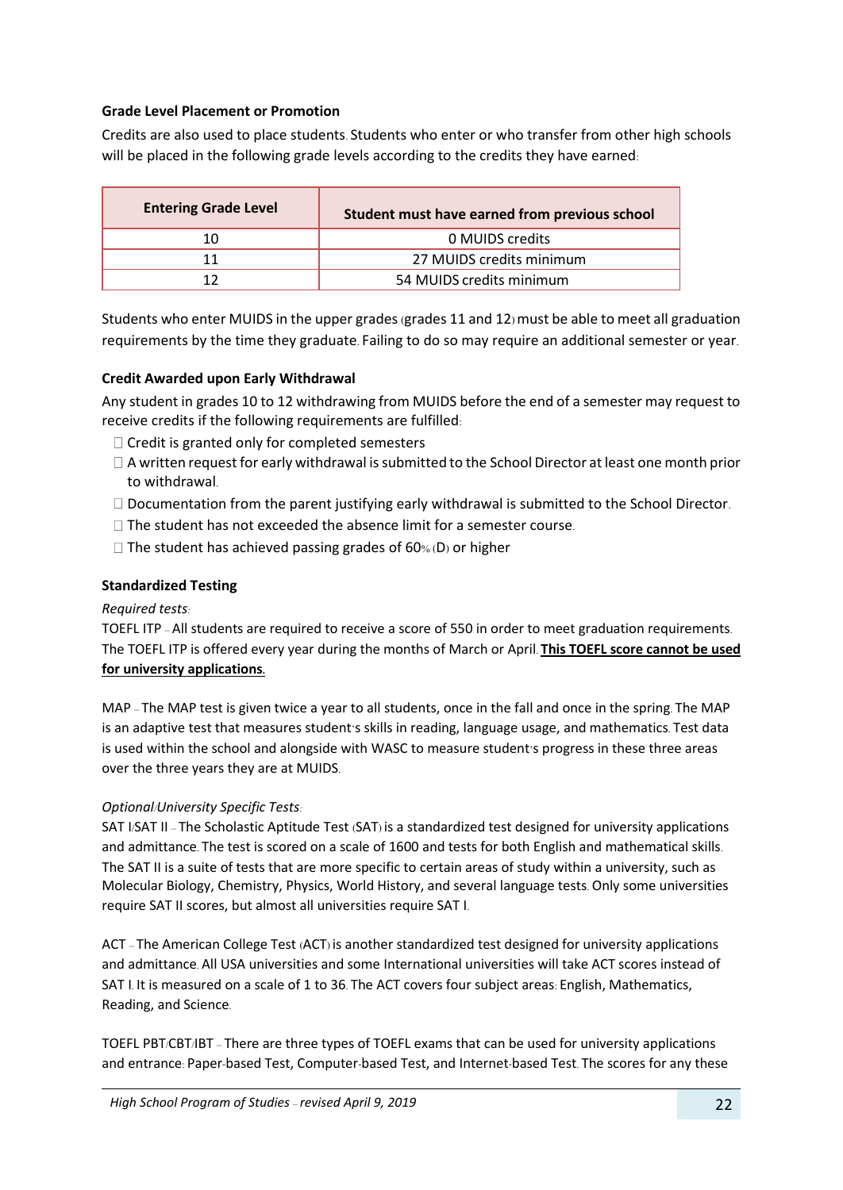### Grade Level Placement or Promotion

Credits are also used to place students. Students who enter or who transfer from other high schools will be placed in the following grade levels according to the credits they have earned:

| Entering Grade Level | Student must have earned from previous school |
|---|---|
| 10 | 0 MUIDS credits |
| 11 | 27 MUIDS credits minimum |
| 12 | 54 MUIDS credits minimum |

Students who enter MUIDS in the upper grades (grades 11 and 12) must be able to meet all graduation requirements by the time they graduate. Failing to do so may require an additional semester or year.

### Credit Awarded upon Early Withdrawal

Any student in grades 10 to 12 withdrawing from MUIDS before the end of a semester may request to receive credits if the following requirements are fulfilled:

- Credit is granted only for completed semesters
- A written request for early withdrawal is submitted to the School Director at least one month prior to withdrawal.
- Documentation from the parent justifying early withdrawal is submitted to the School Director.
- The student has not exceeded the absence limit for a semester course.
- The student has achieved passing grades of 60% (D) or higher

### Standardized Testing

*Required tests:*

TOEFL ITP – All students are required to receive a score of 550 in order to meet graduation requirements. The TOEFL ITP is offered every year during the months of March or April. **<u>This TOEFL score cannot be used for university applications.</u>**

MAP – The MAP test is given twice a year to all students, once in the fall and once in the spring. The MAP is an adaptive test that measures student's skills in reading, language usage, and mathematics. Test data is used within the school and alongside with WASC to measure student's progress in these three areas over the three years they are at MUIDS.

*Optional/University Specific Tests:*

SAT I/SAT II – The Scholastic Aptitude Test (SAT) is a standardized test designed for university applications and admittance. The test is scored on a scale of 1600 and tests for both English and mathematical skills. The SAT II is a suite of tests that are more specific to certain areas of study within a university, such as Molecular Biology, Chemistry, Physics, World History, and several language tests. Only some universities require SAT II scores, but almost all universities require SAT I.

ACT – The American College Test (ACT) is another standardized test designed for university applications and admittance. All USA universities and some International universities will take ACT scores instead of SAT I. It is measured on a scale of 1 to 36. The ACT covers four subject areas: English, Mathematics, Reading, and Science.

TOEFL PBT/CBT/IBT – There are three types of TOEFL exams that can be used for university applications and entrance: Paper-based Test, Computer-based Test, and Internet-based Test. The scores for any these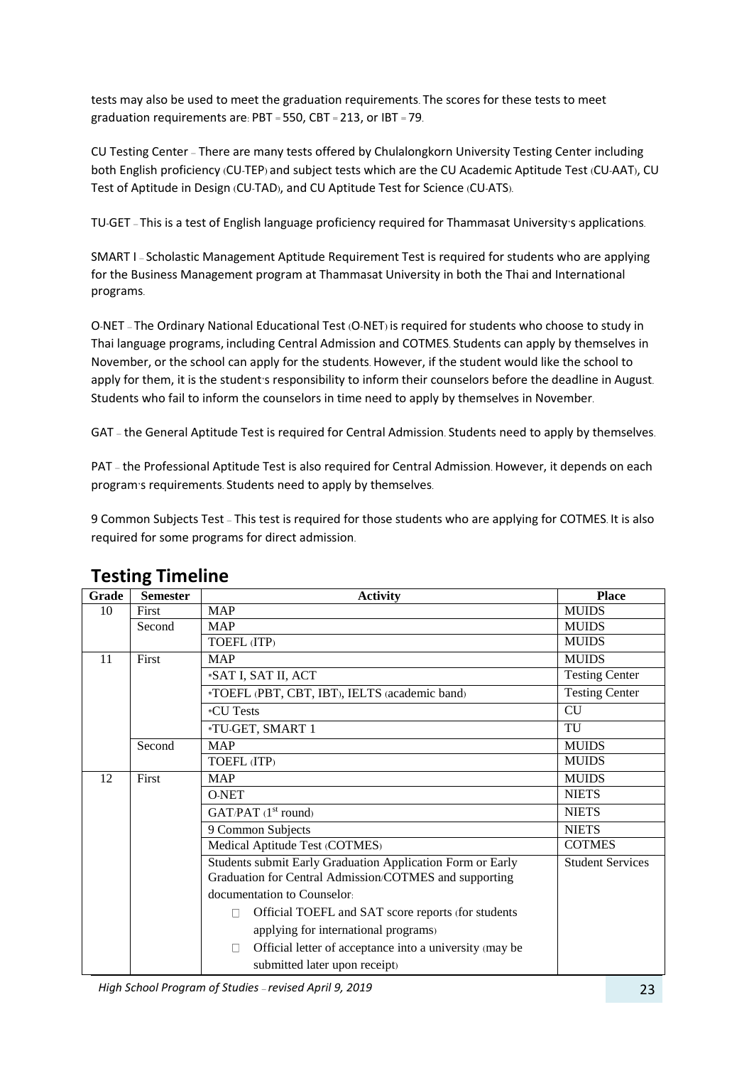tests may also be used to meet the graduation requirements. The scores for these tests to meet graduation requirements are: PBT = 550, CBT = 213, or IBT = 79.

CU Testing Center – There are many tests offered by Chulalongkorn University Testing Center including both English proficiency (CU-TEP) and subject tests which are the CU Academic Aptitude Test (CU-AAT), CU Test of Aptitude in Design (CU-TAD), and CU Aptitude Test for Science (CU-ATS).

TU-GET – This is a test of English language proficiency required for Thammasat University's applications.

SMART I – Scholastic Management Aptitude Requirement Test is required for students who are applying for the Business Management program at Thammasat University in both the Thai and International programs.

O-NET – The Ordinary National Educational Test (O-NET) is required for students who choose to study in Thai language programs, including Central Admission and COTMES. Students can apply by themselves in November, or the school can apply for the students. However, if the student would like the school to apply for them, it is the student's responsibility to inform their counselors before the deadline in August. Students who fail to inform the counselors in time need to apply by themselves in November.

GAT – the General Aptitude Test is required for Central Admission. Students need to apply by themselves.

PAT – the Professional Aptitude Test is also required for Central Admission. However, it depends on each program's requirements. Students need to apply by themselves.

9 Common Subjects Test – This test is required for those students who are applying for COTMES. It is also required for some programs for direct admission.

## Testing Timeline

| Grade | Semester | Activity | Place |
|---|---|---|---|
| 10 | First | MAP | MUIDS |
| | Second | MAP | MUIDS |
| | | TOEFL (ITP) | MUIDS |
| 11 | First | MAP | MUIDS |
| | | *SAT I, SAT II, ACT | Testing Center |
| | | *TOEFL (PBT, CBT, IBT), IELTS (academic band) | Testing Center |
| | | *CU Tests | CU |
| | | *TU-GET, SMART 1 | TU |
| | Second | MAP | MUIDS |
| | | TOEFL (ITP) | MUIDS |
| 12 | First | MAP | MUIDS |
| | | O-NET | NIETS |
| | | GAT/PAT (1st round) | NIETS |
| | | 9 Common Subjects | NIETS |
| | | Medical Aptitude Test (COTMES) | COTMES |
| | | Students submit Early Graduation Application Form or Early Graduation for Central Admission/COTMES and supporting documentation to Counselor: ☐ Official TOEFL and SAT score reports (for students applying for international programs) ☐ Official letter of acceptance into a university (may be submitted later upon receipt) | Student Services |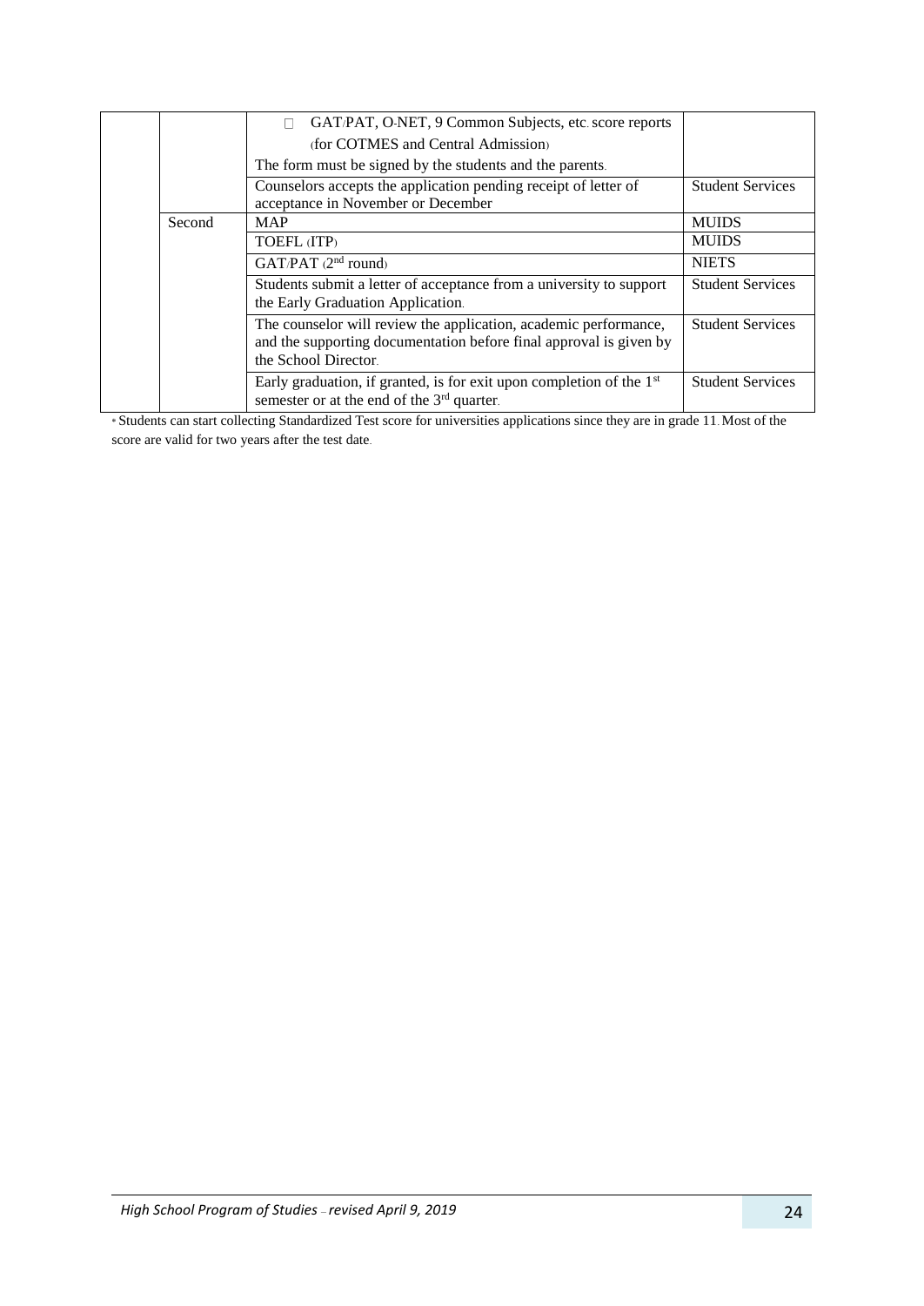| | | | |
|---|---|---|---|
| | | ☐ GAT/PAT, O-NET, 9 Common Subjects, etc. score reports (for COTMES and Central Admission)<br>The form must be signed by the students and the parents. | |
| | | Counselors accepts the application pending receipt of letter of acceptance in November or December | Student Services |
| | Second | MAP | MUIDS |
| | | TOEFL (ITP) | MUIDS |
| | | GAT/PAT (2nd round) | NIETS |
| | | Students submit a letter of acceptance from a university to support the Early Graduation Application. | Student Services |
| | | The counselor will review the application, academic performance, and the supporting documentation before final approval is given by the School Director. | Student Services |
| | | Early graduation, if granted, is for exit upon completion of the 1st semester or at the end of the 3rd quarter. | Student Services |

* Students can start collecting Standardized Test score for universities applications since they are in grade 11. Most of the score are valid for two years after the test date.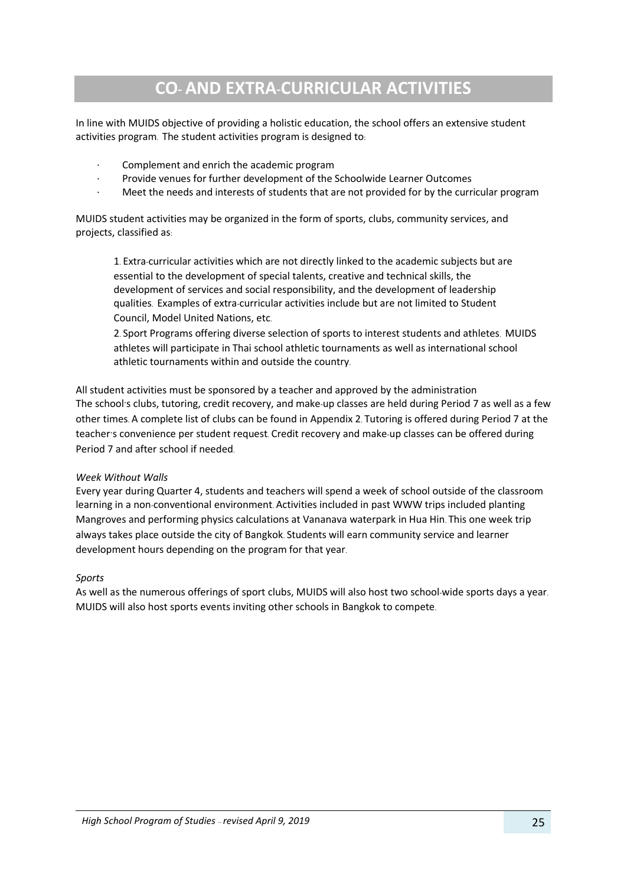# CO- AND EXTRA-CURRICULAR ACTIVITIES

In line with MUIDS objective of providing a holistic education, the school offers an extensive student activities program. The student activities program is designed to:

- Complement and enrich the academic program
- Provide venues for further development of the Schoolwide Learner Outcomes
- Meet the needs and interests of students that are not provided for by the curricular program

MUIDS student activities may be organized in the form of sports, clubs, community services, and projects, classified as:

1. Extra-curricular activities which are not directly linked to the academic subjects but are essential to the development of special talents, creative and technical skills, the development of services and social responsibility, and the development of leadership qualities. Examples of extra-curricular activities include but are not limited to Student Council, Model United Nations, etc.
2. Sport Programs offering diverse selection of sports to interest students and athletes. MUIDS athletes will participate in Thai school athletic tournaments as well as international school athletic tournaments within and outside the country.

All student activities must be sponsored by a teacher and approved by the administration
The school's clubs, tutoring, credit recovery, and make-up classes are held during Period 7 as well as a few other times. A complete list of clubs can be found in Appendix 2. Tutoring is offered during Period 7 at the teacher's convenience per student request. Credit recovery and make-up classes can be offered during Period 7 and after school if needed.

*Week Without Walls*

Every year during Quarter 4, students and teachers will spend a week of school outside of the classroom learning in a non-conventional environment. Activities included in past WWW trips included planting Mangroves and performing physics calculations at Vananava waterpark in Hua Hin. This one week trip always takes place outside the city of Bangkok. Students will earn community service and learner development hours depending on the program for that year.

*Sports*

As well as the numerous offerings of sport clubs, MUIDS will also host two school-wide sports days a year. MUIDS will also host sports events inviting other schools in Bangkok to compete.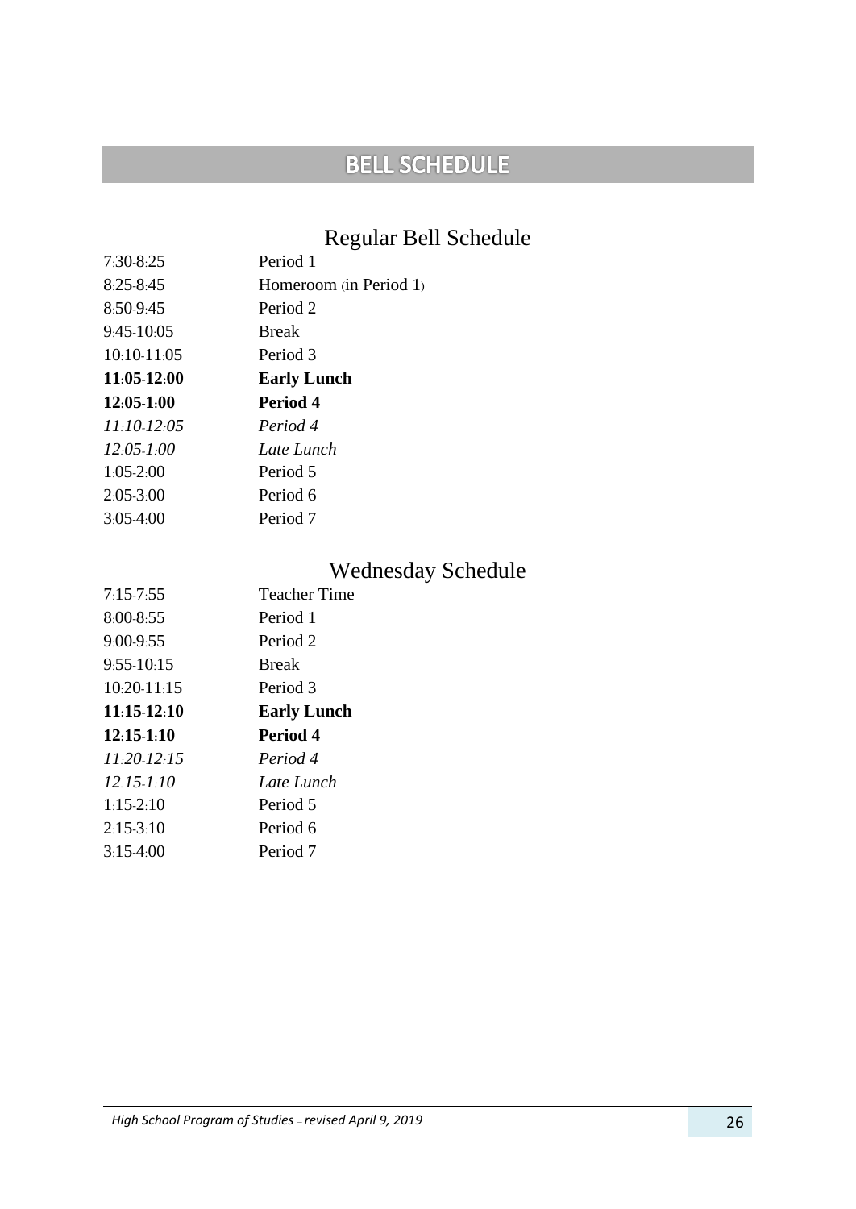# BELL SCHEDULE

## Regular Bell Schedule

| | |
|---|---|
| 7:30-8:25 | Period 1 |
| 8:25-8:45 | Homeroom (in Period 1) |
| 8:50-9:45 | Period 2 |
| 9:45-10:05 | Break |
| 10:10-11:05 | Period 3 |
| **11:05-12:00** | **Early Lunch** |
| **12:05-1:00** | **Period 4** |
| *11:10-12:05* | *Period 4* |
| *12:05-1:00* | *Late Lunch* |
| 1:05-2:00 | Period 5 |
| 2:05-3:00 | Period 6 |
| 3:05-4:00 | Period 7 |

## Wednesday Schedule

| | |
|---|---|
| 7:15-7:55 | Teacher Time |
| 8:00-8:55 | Period 1 |
| 9:00-9:55 | Period 2 |
| 9:55-10:15 | Break |
| 10:20-11:15 | Period 3 |
| **11:15-12:10** | **Early Lunch** |
| **12:15-1:10** | **Period 4** |
| *11:20-12:15* | *Period 4* |
| *12:15-1:10* | *Late Lunch* |
| 1:15-2:10 | Period 5 |
| 2:15-3:10 | Period 6 |
| 3:15-4:00 | Period 7 |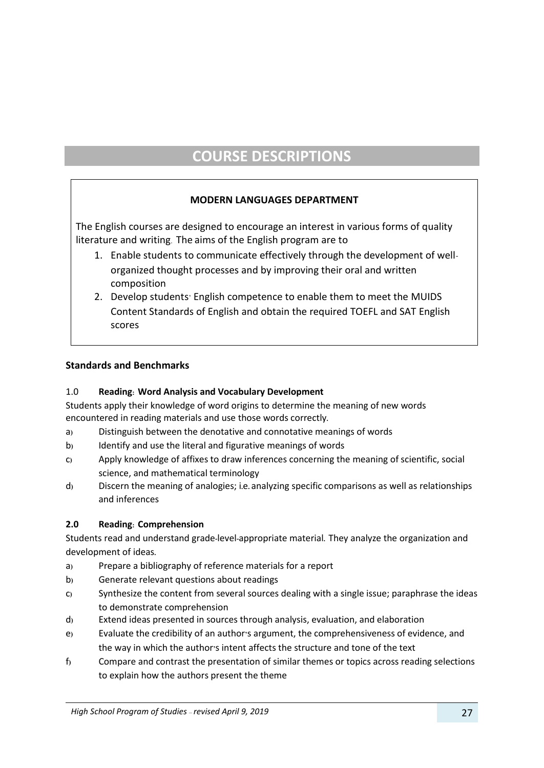# COURSE DESCRIPTIONS

**MODERN LANGUAGES DEPARTMENT**

The English courses are designed to encourage an interest in various forms of quality literature and writing. The aims of the English program are to

1. Enable students to communicate effectively through the development of well-organized thought processes and by improving their oral and written composition
2. Develop students' English competence to enable them to meet the MUIDS Content Standards of English and obtain the required TOEFL and SAT English scores

## Standards and Benchmarks

### 1.0 Reading: Word Analysis and Vocabulary Development

Students apply their knowledge of word origins to determine the meaning of new words encountered in reading materials and use those words correctly.

a) Distinguish between the denotative and connotative meanings of words
b) Identify and use the literal and figurative meanings of words
c) Apply knowledge of affixes to draw inferences concerning the meaning of scientific, social science, and mathematical terminology
d) Discern the meaning of analogies; i.e. analyzing specific comparisons as well as relationships and inferences

### 2.0 Reading: Comprehension

Students read and understand grade-level-appropriate material. They analyze the organization and development of ideas.

a) Prepare a bibliography of reference materials for a report
b) Generate relevant questions about readings
c) Synthesize the content from several sources dealing with a single issue; paraphrase the ideas to demonstrate comprehension
d) Extend ideas presented in sources through analysis, evaluation, and elaboration
e) Evaluate the credibility of an author's argument, the comprehensiveness of evidence, and the way in which the author's intent affects the structure and tone of the text
f) Compare and contrast the presentation of similar themes or topics across reading selections to explain how the authors present the theme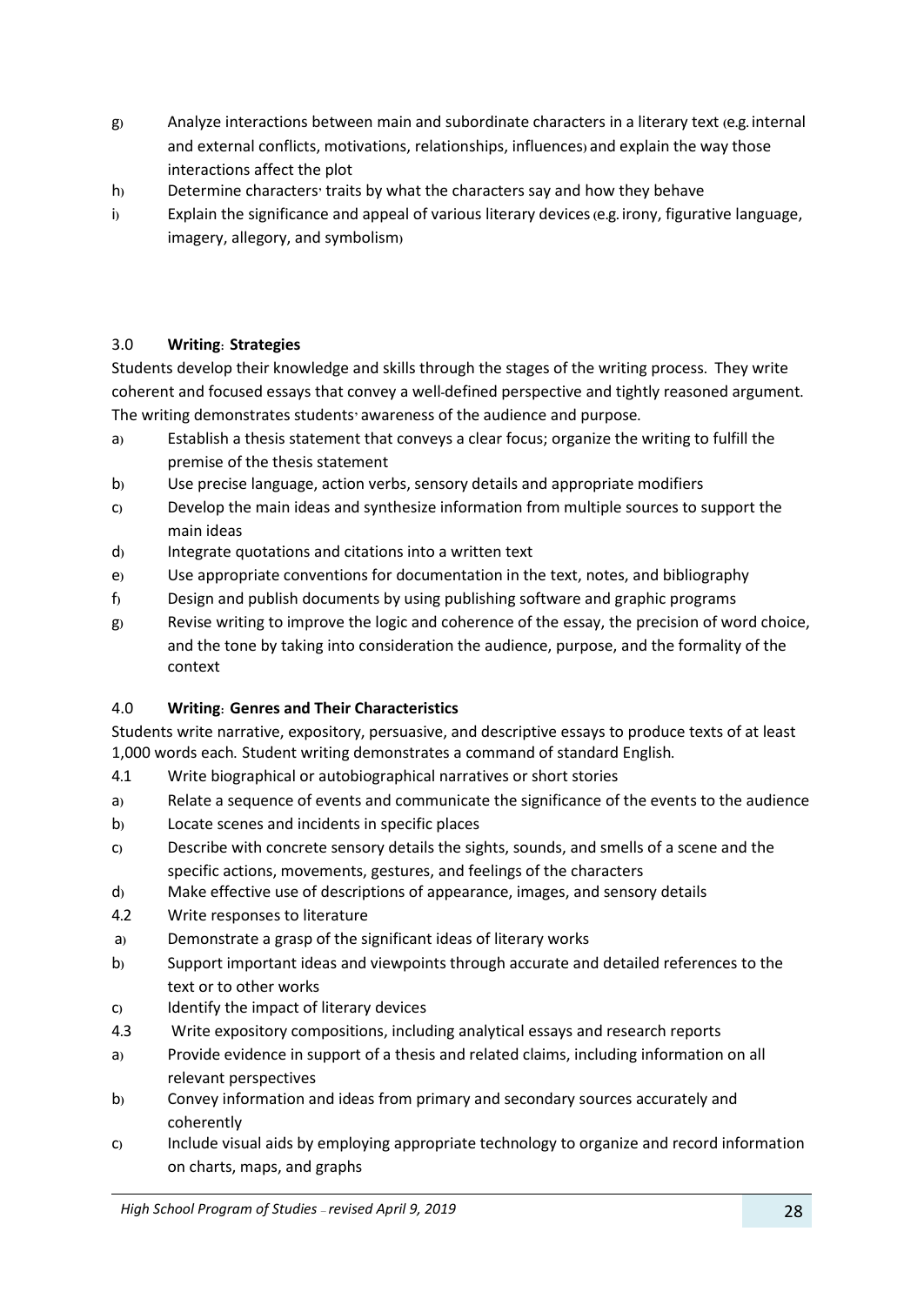g) Analyze interactions between main and subordinate characters in a literary text (e.g. internal and external conflicts, motivations, relationships, influences) and explain the way those interactions affect the plot

h) Determine characters' traits by what the characters say and how they behave

i) Explain the significance and appeal of various literary devices (e.g. irony, figurative language, imagery, allegory, and symbolism)

3.0 **Writing: Strategies**

Students develop their knowledge and skills through the stages of the writing process. They write coherent and focused essays that convey a well-defined perspective and tightly reasoned argument. The writing demonstrates students' awareness of the audience and purpose.

a) Establish a thesis statement that conveys a clear focus; organize the writing to fulfill the premise of the thesis statement

b) Use precise language, action verbs, sensory details and appropriate modifiers

c) Develop the main ideas and synthesize information from multiple sources to support the main ideas

d) Integrate quotations and citations into a written text

e) Use appropriate conventions for documentation in the text, notes, and bibliography

f) Design and publish documents by using publishing software and graphic programs

g) Revise writing to improve the logic and coherence of the essay, the precision of word choice, and the tone by taking into consideration the audience, purpose, and the formality of the context

4.0 **Writing: Genres and Their Characteristics**

Students write narrative, expository, persuasive, and descriptive essays to produce texts of at least 1,000 words each. Student writing demonstrates a command of standard English.

4.1 Write biographical or autobiographical narratives or short stories

a) Relate a sequence of events and communicate the significance of the events to the audience

b) Locate scenes and incidents in specific places

c) Describe with concrete sensory details the sights, sounds, and smells of a scene and the specific actions, movements, gestures, and feelings of the characters

d) Make effective use of descriptions of appearance, images, and sensory details

4.2 Write responses to literature

a) Demonstrate a grasp of the significant ideas of literary works

b) Support important ideas and viewpoints through accurate and detailed references to the text or to other works

c) Identify the impact of literary devices

4.3 Write expository compositions, including analytical essays and research reports

a) Provide evidence in support of a thesis and related claims, including information on all relevant perspectives

b) Convey information and ideas from primary and secondary sources accurately and coherently

c) Include visual aids by employing appropriate technology to organize and record information on charts, maps, and graphs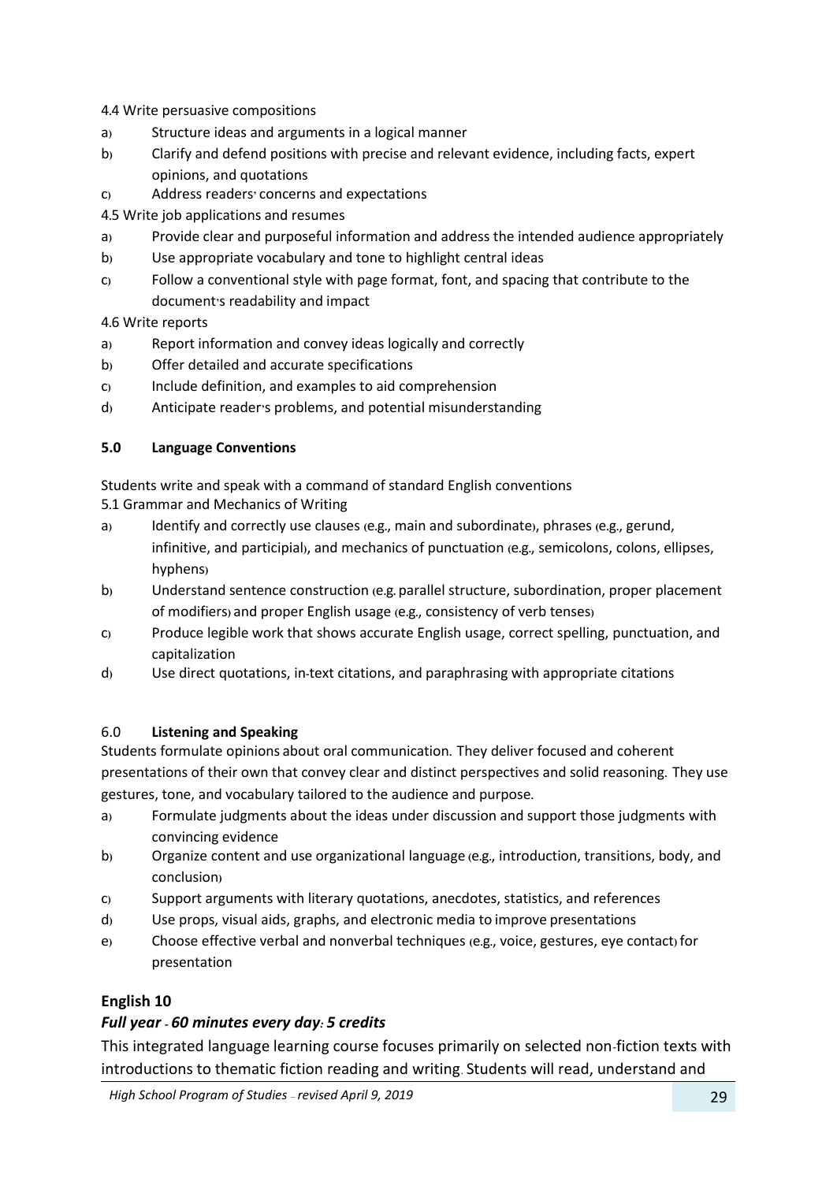4.4 Write persuasive compositions

a) Structure ideas and arguments in a logical manner

b) Clarify and defend positions with precise and relevant evidence, including facts, expert opinions, and quotations

c) Address readers' concerns and expectations

4.5 Write job applications and resumes

a) Provide clear and purposeful information and address the intended audience appropriately

b) Use appropriate vocabulary and tone to highlight central ideas

c) Follow a conventional style with page format, font, and spacing that contribute to the document's readability and impact

4.6 Write reports

a) Report information and convey ideas logically and correctly

b) Offer detailed and accurate specifications

c) Include definition, and examples to aid comprehension

d) Anticipate reader's problems, and potential misunderstanding

**5.0 Language Conventions**

Students write and speak with a command of standard English conventions

5.1 Grammar and Mechanics of Writing

a) Identify and correctly use clauses (e.g., main and subordinate), phrases (e.g., gerund, infinitive, and participial), and mechanics of punctuation (e.g., semicolons, colons, ellipses, hyphens)

b) Understand sentence construction (e.g. parallel structure, subordination, proper placement of modifiers) and proper English usage (e.g., consistency of verb tenses)

c) Produce legible work that shows accurate English usage, correct spelling, punctuation, and capitalization

d) Use direct quotations, in-text citations, and paraphrasing with appropriate citations

6.0 **Listening and Speaking**

Students formulate opinions about oral communication. They deliver focused and coherent presentations of their own that convey clear and distinct perspectives and solid reasoning. They use gestures, tone, and vocabulary tailored to the audience and purpose.

a) Formulate judgments about the ideas under discussion and support those judgments with convincing evidence

b) Organize content and use organizational language (e.g., introduction, transitions, body, and conclusion)

c) Support arguments with literary quotations, anecdotes, statistics, and references

d) Use props, visual aids, graphs, and electronic media to improve presentations

e) Choose effective verbal and nonverbal techniques (e.g., voice, gestures, eye contact) for presentation

## English 10

***Full year - 60 minutes every day: 5 credits***

This integrated language learning course focuses primarily on selected non-fiction texts with introductions to thematic fiction reading and writing. Students will read, understand and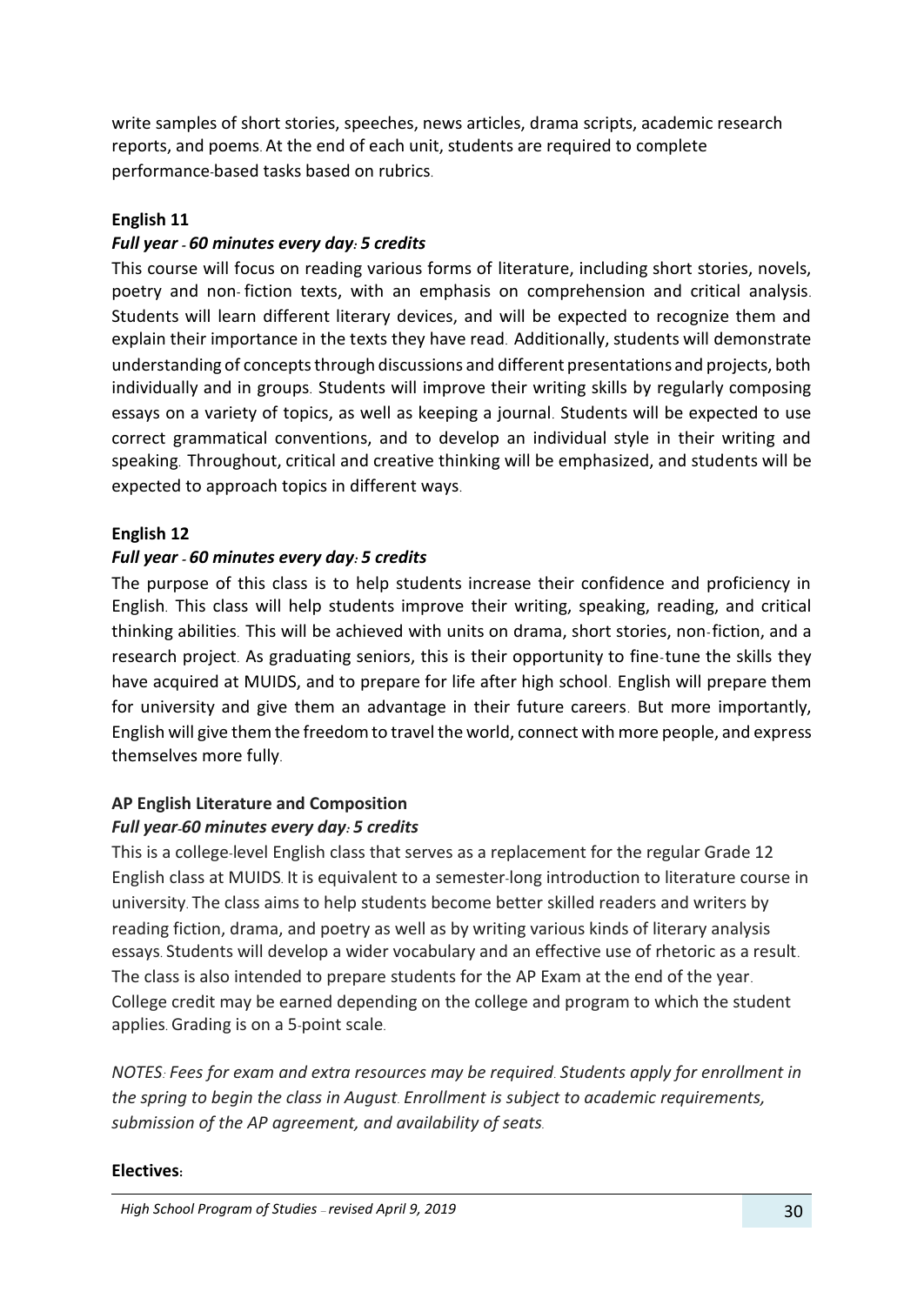write samples of short stories, speeches, news articles, drama scripts, academic research reports, and poems. At the end of each unit, students are required to complete performance-based tasks based on rubrics.

**English 11**

***Full year - 60 minutes every day: 5 credits***

This course will focus on reading various forms of literature, including short stories, novels, poetry and non- fiction texts, with an emphasis on comprehension and critical analysis. Students will learn different literary devices, and will be expected to recognize them and explain their importance in the texts they have read. Additionally, students will demonstrate understanding of concepts through discussions and different presentations and projects, both individually and in groups. Students will improve their writing skills by regularly composing essays on a variety of topics, as well as keeping a journal. Students will be expected to use correct grammatical conventions, and to develop an individual style in their writing and speaking. Throughout, critical and creative thinking will be emphasized, and students will be expected to approach topics in different ways.

**English 12**

***Full year - 60 minutes every day: 5 credits***

The purpose of this class is to help students increase their confidence and proficiency in English. This class will help students improve their writing, speaking, reading, and critical thinking abilities. This will be achieved with units on drama, short stories, non-fiction, and a research project. As graduating seniors, this is their opportunity to fine-tune the skills they have acquired at MUIDS, and to prepare for life after high school. English will prepare them for university and give them an advantage in their future careers. But more importantly, English will give them the freedom to travel the world, connect with more people, and express themselves more fully.

**AP English Literature and Composition**

***Full year-60 minutes every day: 5 credits***

This is a college-level English class that serves as a replacement for the regular Grade 12 English class at MUIDS. It is equivalent to a semester-long introduction to literature course in university. The class aims to help students become better skilled readers and writers by reading fiction, drama, and poetry as well as by writing various kinds of literary analysis essays. Students will develop a wider vocabulary and an effective use of rhetoric as a result. The class is also intended to prepare students for the AP Exam at the end of the year. College credit may be earned depending on the college and program to which the student applies. Grading is on a 5-point scale.

*NOTES: Fees for exam and extra resources may be required. Students apply for enrollment in the spring to begin the class in August. Enrollment is subject to academic requirements, submission of the AP agreement, and availability of seats.*

**Electives:**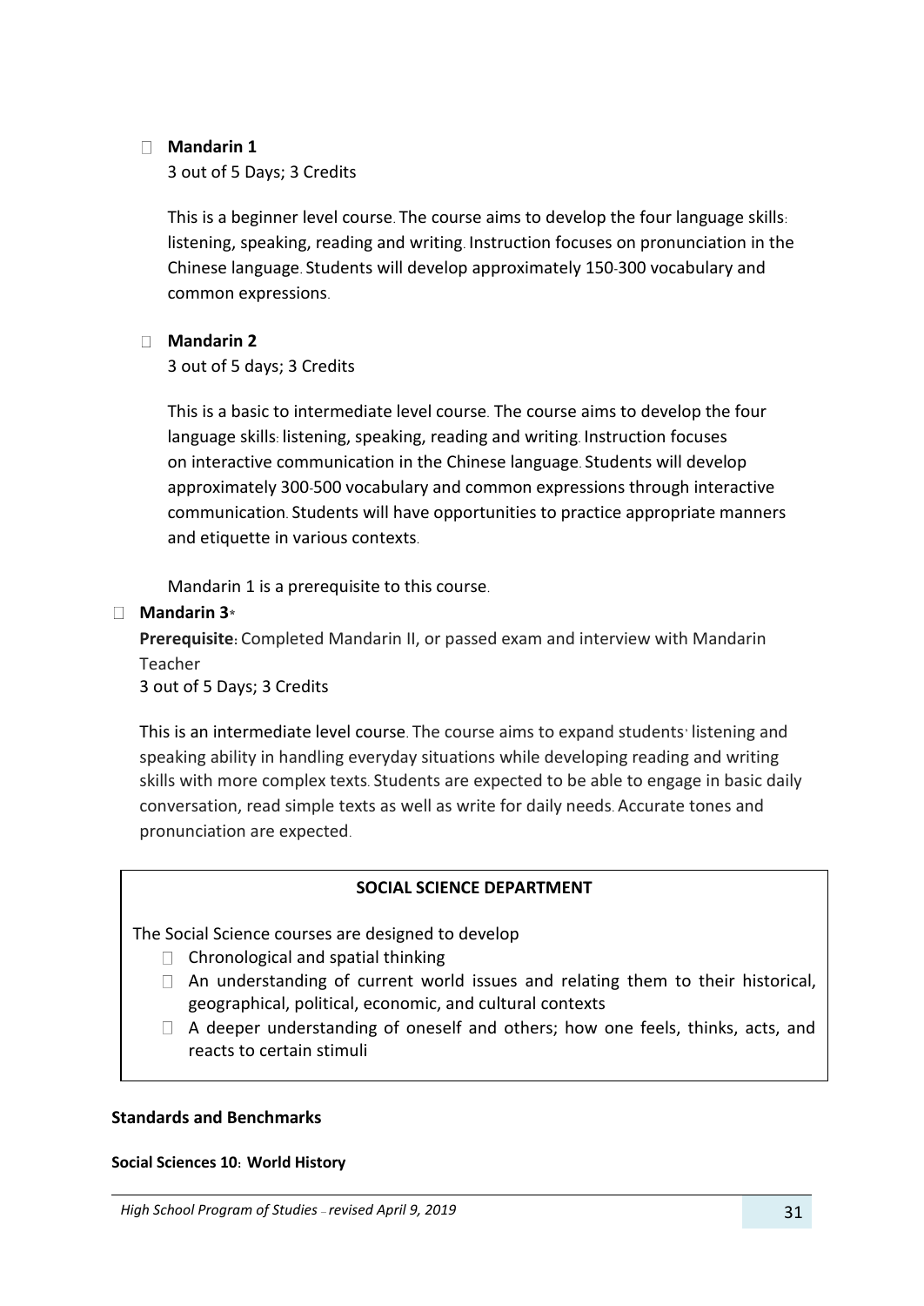- **Mandarin 1**

  3 out of 5 Days; 3 Credits

  This is a beginner level course. The course aims to develop the four language skills: listening, speaking, reading and writing. Instruction focuses on pronunciation in the Chinese language. Students will develop approximately 150-300 vocabulary and common expressions.

- **Mandarin 2**

  3 out of 5 days; 3 Credits

  This is a basic to intermediate level course. The course aims to develop the four language skills: listening, speaking, reading and writing. Instruction focuses on interactive communication in the Chinese language. Students will develop approximately 300-500 vocabulary and common expressions through interactive communication. Students will have opportunities to practice appropriate manners and etiquette in various contexts.

  Mandarin 1 is a prerequisite to this course.

- **Mandarin 3***

  **Prerequisite:** Completed Mandarin II, or passed exam and interview with Mandarin Teacher

  3 out of 5 Days; 3 Credits

  This is an intermediate level course. The course aims to expand students' listening and speaking ability in handling everyday situations while developing reading and writing skills with more complex texts. Students are expected to be able to engage in basic daily conversation, read simple texts as well as write for daily needs. Accurate tones and pronunciation are expected.

## SOCIAL SCIENCE DEPARTMENT

The Social Science courses are designed to develop

- Chronological and spatial thinking
- An understanding of current world issues and relating them to their historical, geographical, political, economic, and cultural contexts
- A deeper understanding of oneself and others; how one feels, thinks, acts, and reacts to certain stimuli

### Standards and Benchmarks

#### Social Sciences 10: World History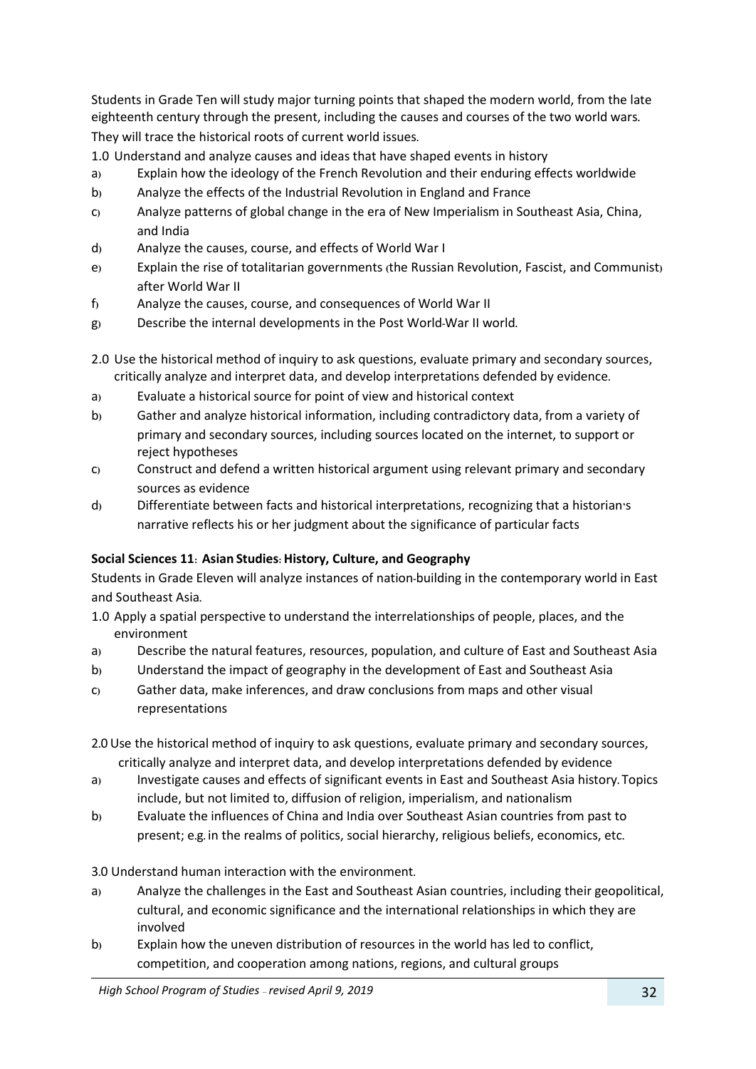Students in Grade Ten will study major turning points that shaped the modern world, from the late eighteenth century through the present, including the causes and courses of the two world wars. They will trace the historical roots of current world issues.

1.0 Understand and analyze causes and ideas that have shaped events in history

- a) Explain how the ideology of the French Revolution and their enduring effects worldwide
- b) Analyze the effects of the Industrial Revolution in England and France
- c) Analyze patterns of global change in the era of New Imperialism in Southeast Asia, China, and India
- d) Analyze the causes, course, and effects of World War I
- e) Explain the rise of totalitarian governments (the Russian Revolution, Fascist, and Communist) after World War II
- f) Analyze the causes, course, and consequences of World War II
- g) Describe the internal developments in the Post World-War II world.

2.0 Use the historical method of inquiry to ask questions, evaluate primary and secondary sources, critically analyze and interpret data, and develop interpretations defended by evidence.

- a) Evaluate a historical source for point of view and historical context
- b) Gather and analyze historical information, including contradictory data, from a variety of primary and secondary sources, including sources located on the internet, to support or reject hypotheses
- c) Construct and defend a written historical argument using relevant primary and secondary sources as evidence
- d) Differentiate between facts and historical interpretations, recognizing that a historian's narrative reflects his or her judgment about the significance of particular facts

**Social Sciences 11: Asian Studies: History, Culture, and Geography**

Students in Grade Eleven will analyze instances of nation-building in the contemporary world in East and Southeast Asia.

1.0 Apply a spatial perspective to understand the interrelationships of people, places, and the environment

- a) Describe the natural features, resources, population, and culture of East and Southeast Asia
- b) Understand the impact of geography in the development of East and Southeast Asia
- c) Gather data, make inferences, and draw conclusions from maps and other visual representations

2.0 Use the historical method of inquiry to ask questions, evaluate primary and secondary sources, critically analyze and interpret data, and develop interpretations defended by evidence

- a) Investigate causes and effects of significant events in East and Southeast Asia history. Topics include, but not limited to, diffusion of religion, imperialism, and nationalism
- b) Evaluate the influences of China and India over Southeast Asian countries from past to present; e.g. in the realms of politics, social hierarchy, religious beliefs, economics, etc.

3.0 Understand human interaction with the environment.

- a) Analyze the challenges in the East and Southeast Asian countries, including their geopolitical, cultural, and economic significance and the international relationships in which they are involved
- b) Explain how the uneven distribution of resources in the world has led to conflict, competition, and cooperation among nations, regions, and cultural groups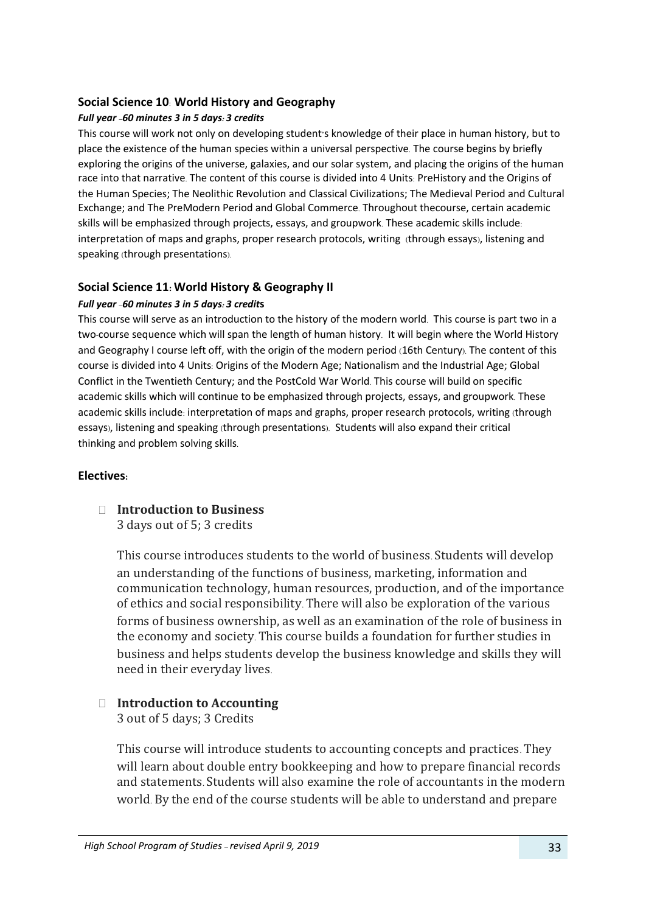### Social Science 10: World History and Geography

***Full year –60 minutes 3 in 5 days: 3 credits***

This course will work not only on developing student's knowledge of their place in human history, but to place the existence of the human species within a universal perspective. The course begins by briefly exploring the origins of the universe, galaxies, and our solar system, and placing the origins of the human race into that narrative. The content of this course is divided into 4 Units: PreHistory and the Origins of the Human Species; The Neolithic Revolution and Classical Civilizations; The Medieval Period and Cultural Exchange; and The PreModern Period and Global Commerce. Throughout thecourse, certain academic skills will be emphasized through projects, essays, and groupwork. These academic skills include: interpretation of maps and graphs, proper research protocols, writing (through essays), listening and speaking (through presentations).

### Social Science 11: World History & Geography II

***Full year –60 minutes 3 in 5 days: 3 credits***

This course will serve as an introduction to the history of the modern world. This course is part two in a two-course sequence which will span the length of human history. It will begin where the World History and Geography I course left off, with the origin of the modern period (16th Century). The content of this course is divided into 4 Units: Origins of the Modern Age; Nationalism and the Industrial Age; Global Conflict in the Twentieth Century; and the PostCold War World. This course will build on specific academic skills which will continue to be emphasized through projects, essays, and groupwork. These academic skills include: interpretation of maps and graphs, proper research protocols, writing (through essays), listening and speaking (through presentations). Students will also expand their critical thinking and problem solving skills.

**Electives:**

- **Introduction to Business**
  3 days out of 5; 3 credits

  This course introduces students to the world of business. Students will develop an understanding of the functions of business, marketing, information and communication technology, human resources, production, and of the importance of ethics and social responsibility. There will also be exploration of the various forms of business ownership, as well as an examination of the role of business in the economy and society. This course builds a foundation for further studies in business and helps students develop the business knowledge and skills they will need in their everyday lives.

- **Introduction to Accounting**
  3 out of 5 days; 3 Credits

  This course will introduce students to accounting concepts and practices. They will learn about double entry bookkeeping and how to prepare financial records and statements. Students will also examine the role of accountants in the modern world. By the end of the course students will be able to understand and prepare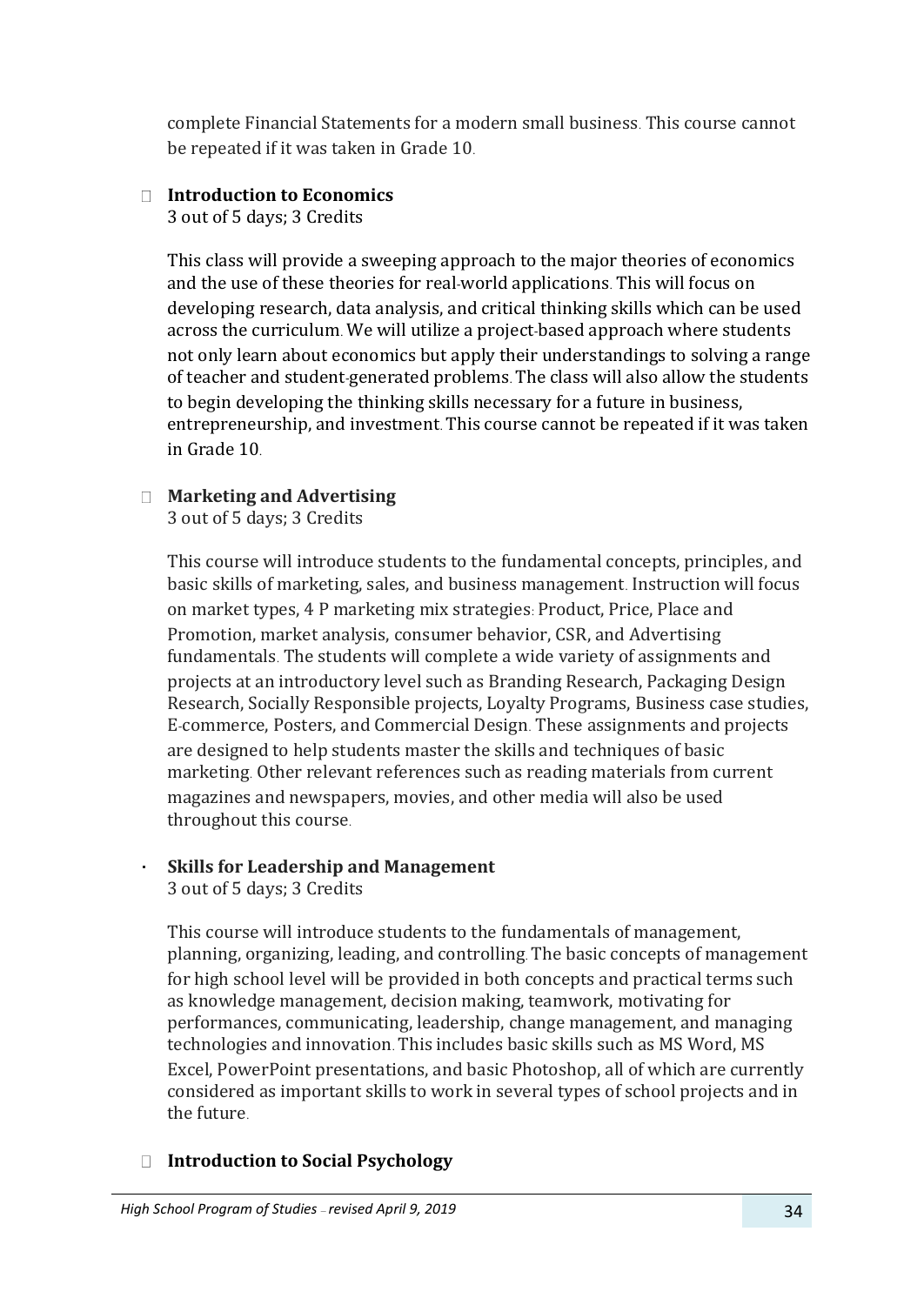complete Financial Statements for a modern small business. This course cannot be repeated if it was taken in Grade 10.

- **Introduction to Economics**
  3 out of 5 days; 3 Credits

  This class will provide a sweeping approach to the major theories of economics and the use of these theories for real-world applications. This will focus on developing research, data analysis, and critical thinking skills which can be used across the curriculum. We will utilize a project-based approach where students not only learn about economics but apply their understandings to solving a range of teacher and student-generated problems. The class will also allow the students to begin developing the thinking skills necessary for a future in business, entrepreneurship, and investment. This course cannot be repeated if it was taken in Grade 10.

- **Marketing and Advertising**
  3 out of 5 days; 3 Credits

  This course will introduce students to the fundamental concepts, principles, and basic skills of marketing, sales, and business management. Instruction will focus on market types, 4 P marketing mix strategies: Product, Price, Place and Promotion, market analysis, consumer behavior, CSR, and Advertising fundamentals. The students will complete a wide variety of assignments and projects at an introductory level such as Branding Research, Packaging Design Research, Socially Responsible projects, Loyalty Programs, Business case studies, E-commerce, Posters, and Commercial Design. These assignments and projects are designed to help students master the skills and techniques of basic marketing. Other relevant references such as reading materials from current magazines and newspapers, movies, and other media will also be used throughout this course.

- **Skills for Leadership and Management**
  3 out of 5 days; 3 Credits

  This course will introduce students to the fundamentals of management, planning, organizing, leading, and controlling. The basic concepts of management for high school level will be provided in both concepts and practical terms such as knowledge management, decision making, teamwork, motivating for performances, communicating, leadership, change management, and managing technologies and innovation. This includes basic skills such as MS Word, MS Excel, PowerPoint presentations, and basic Photoshop, all of which are currently considered as important skills to work in several types of school projects and in the future.

- **Introduction to Social Psychology**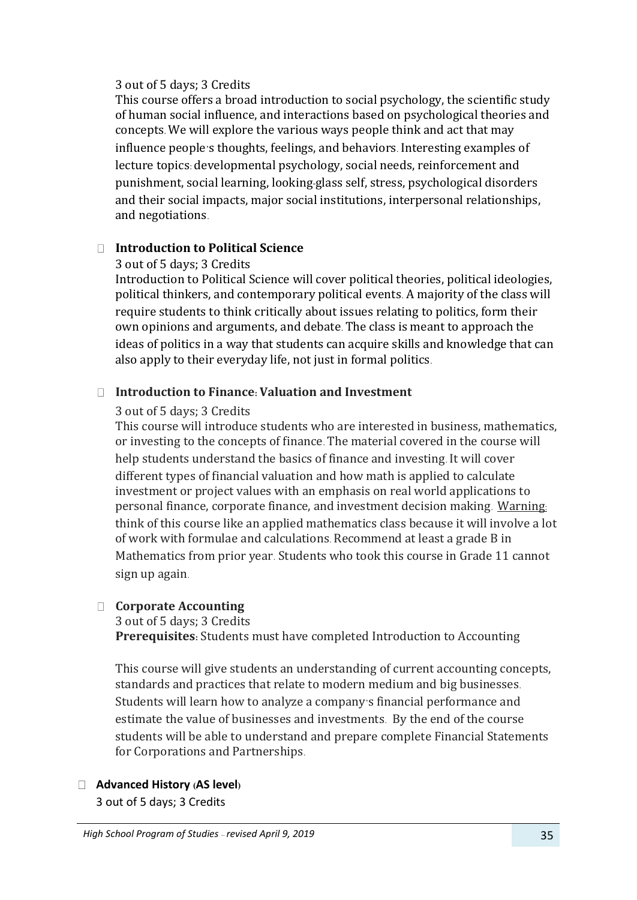3 out of 5 days; 3 Credits

This course offers a broad introduction to social psychology, the scientific study of human social influence, and interactions based on psychological theories and concepts. We will explore the various ways people think and act that may influence people's thoughts, feelings, and behaviors. Interesting examples of lecture topics: developmental psychology, social needs, reinforcement and punishment, social learning, looking-glass self, stress, psychological disorders and their social impacts, major social institutions, interpersonal relationships, and negotiations.

- **Introduction to Political Science**

  3 out of 5 days; 3 Credits

  Introduction to Political Science will cover political theories, political ideologies, political thinkers, and contemporary political events. A majority of the class will require students to think critically about issues relating to politics, form their own opinions and arguments, and debate. The class is meant to approach the ideas of politics in a way that students can acquire skills and knowledge that can also apply to their everyday life, not just in formal politics.

- **Introduction to Finance: Valuation and Investment**

  3 out of 5 days; 3 Credits

  This course will introduce students who are interested in business, mathematics, or investing to the concepts of finance. The material covered in the course will help students understand the basics of finance and investing. It will cover different types of financial valuation and how math is applied to calculate investment or project values with an emphasis on real world applications to personal finance, corporate finance, and investment decision making. Warning: think of this course like an applied mathematics class because it will involve a lot of work with formulae and calculations. Recommend at least a grade B in Mathematics from prior year. Students who took this course in Grade 11 cannot sign up again.

- **Corporate Accounting**

  3 out of 5 days; 3 Credits

  **Prerequisites:** Students must have completed Introduction to Accounting

  This course will give students an understanding of current accounting concepts, standards and practices that relate to modern medium and big businesses. Students will learn how to analyze a company's financial performance and estimate the value of businesses and investments. By the end of the course students will be able to understand and prepare complete Financial Statements for Corporations and Partnerships.

- **Advanced History (AS level)**

  3 out of 5 days; 3 Credits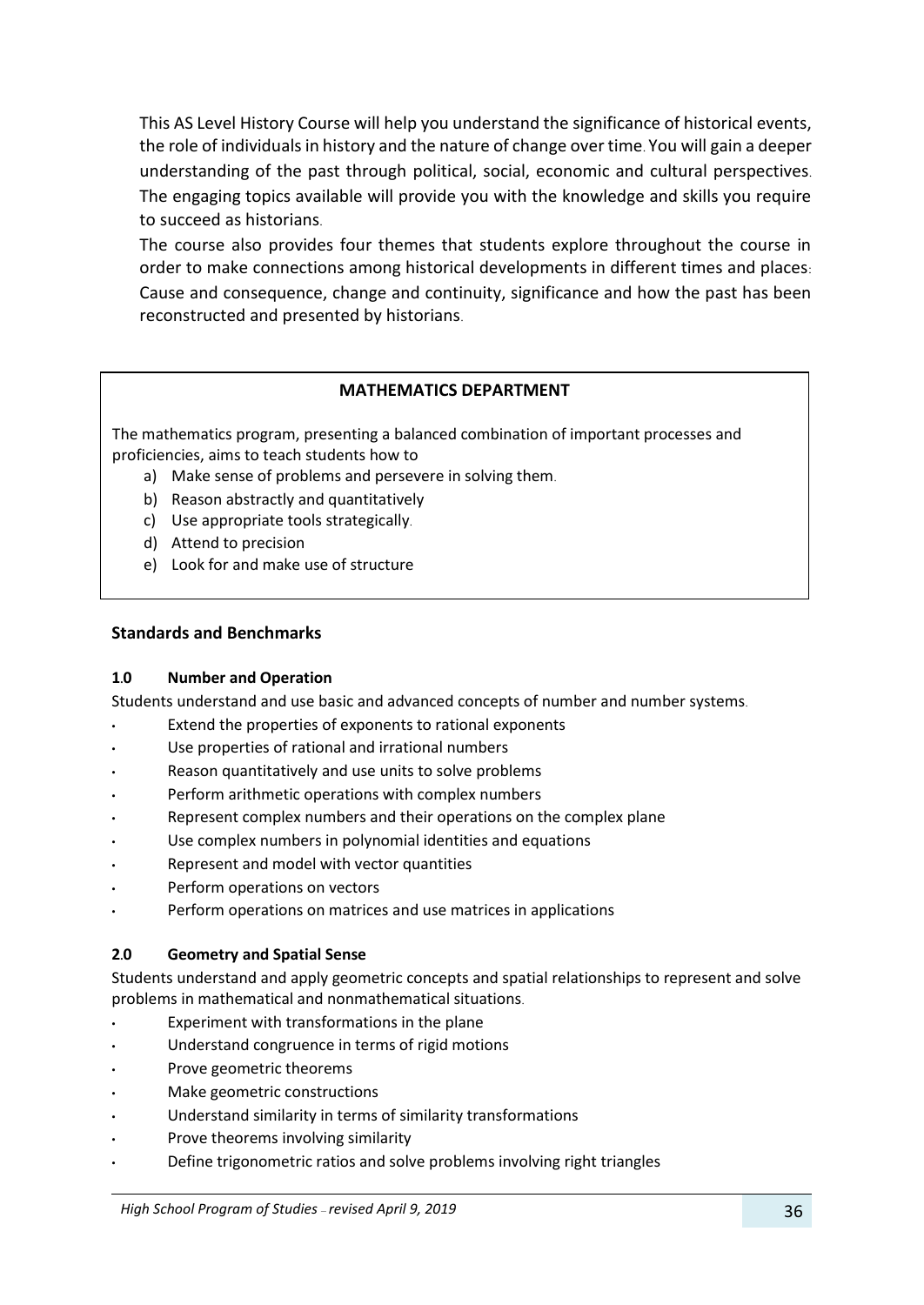This AS Level History Course will help you understand the significance of historical events, the role of individuals in history and the nature of change over time. You will gain a deeper understanding of the past through political, social, economic and cultural perspectives. The engaging topics available will provide you with the knowledge and skills you require to succeed as historians.

The course also provides four themes that students explore throughout the course in order to make connections among historical developments in different times and places: Cause and consequence, change and continuity, significance and how the past has been reconstructed and presented by historians.

## MATHEMATICS DEPARTMENT

The mathematics program, presenting a balanced combination of important processes and proficiencies, aims to teach students how to

a) Make sense of problems and persevere in solving them.
b) Reason abstractly and quantitatively
c) Use appropriate tools strategically.
d) Attend to precision
e) Look for and make use of structure

### Standards and Benchmarks

#### 1.0 Number and Operation

Students understand and use basic and advanced concepts of number and number systems.

- Extend the properties of exponents to rational exponents
- Use properties of rational and irrational numbers
- Reason quantitatively and use units to solve problems
- Perform arithmetic operations with complex numbers
- Represent complex numbers and their operations on the complex plane
- Use complex numbers in polynomial identities and equations
- Represent and model with vector quantities
- Perform operations on vectors
- Perform operations on matrices and use matrices in applications

#### 2.0 Geometry and Spatial Sense

Students understand and apply geometric concepts and spatial relationships to represent and solve problems in mathematical and nonmathematical situations.

- Experiment with transformations in the plane
- Understand congruence in terms of rigid motions
- Prove geometric theorems
- Make geometric constructions
- Understand similarity in terms of similarity transformations
- Prove theorems involving similarity
- Define trigonometric ratios and solve problems involving right triangles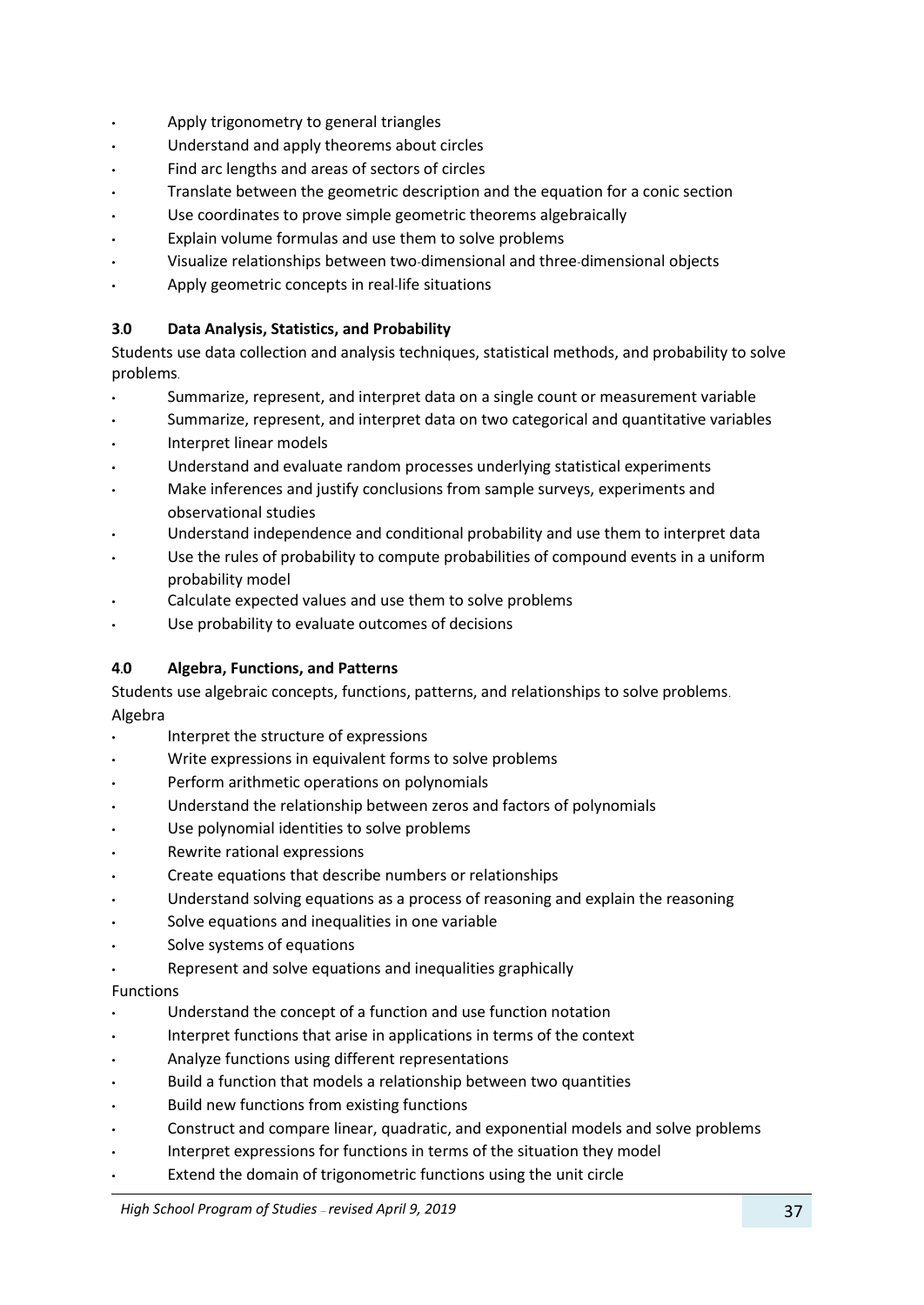- Apply trigonometry to general triangles
- Understand and apply theorems about circles
- Find arc lengths and areas of sectors of circles
- Translate between the geometric description and the equation for a conic section
- Use coordinates to prove simple geometric theorems algebraically
- Explain volume formulas and use them to solve problems
- Visualize relationships between two-dimensional and three-dimensional objects
- Apply geometric concepts in real-life situations

### 3.0 Data Analysis, Statistics, and Probability

Students use data collection and analysis techniques, statistical methods, and probability to solve problems.

- Summarize, represent, and interpret data on a single count or measurement variable
- Summarize, represent, and interpret data on two categorical and quantitative variables
- Interpret linear models
- Understand and evaluate random processes underlying statistical experiments
- Make inferences and justify conclusions from sample surveys, experiments and observational studies
- Understand independence and conditional probability and use them to interpret data
- Use the rules of probability to compute probabilities of compound events in a uniform probability model
- Calculate expected values and use them to solve problems
- Use probability to evaluate outcomes of decisions

### 4.0 Algebra, Functions, and Patterns

Students use algebraic concepts, functions, patterns, and relationships to solve problems.

Algebra

- Interpret the structure of expressions
- Write expressions in equivalent forms to solve problems
- Perform arithmetic operations on polynomials
- Understand the relationship between zeros and factors of polynomials
- Use polynomial identities to solve problems
- Rewrite rational expressions
- Create equations that describe numbers or relationships
- Understand solving equations as a process of reasoning and explain the reasoning
- Solve equations and inequalities in one variable
- Solve systems of equations
- Represent and solve equations and inequalities graphically

Functions

- Understand the concept of a function and use function notation
- Interpret functions that arise in applications in terms of the context
- Analyze functions using different representations
- Build a function that models a relationship between two quantities
- Build new functions from existing functions
- Construct and compare linear, quadratic, and exponential models and solve problems
- Interpret expressions for functions in terms of the situation they model
- Extend the domain of trigonometric functions using the unit circle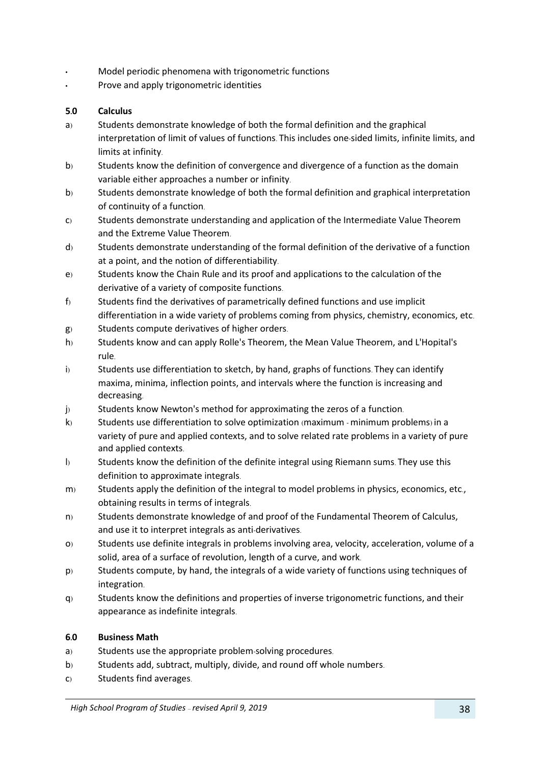- Model periodic phenomena with trigonometric functions
- Prove and apply trigonometric identities

**5.0 Calculus**

a) Students demonstrate knowledge of both the formal definition and the graphical interpretation of limit of values of functions. This includes one-sided limits, infinite limits, and limits at infinity.

b) Students know the definition of convergence and divergence of a function as the domain variable either approaches a number or infinity.

b) Students demonstrate knowledge of both the formal definition and graphical interpretation of continuity of a function.

c) Students demonstrate understanding and application of the Intermediate Value Theorem and the Extreme Value Theorem.

d) Students demonstrate understanding of the formal definition of the derivative of a function at a point, and the notion of differentiability.

e) Students know the Chain Rule and its proof and applications to the calculation of the derivative of a variety of composite functions.

f) Students find the derivatives of parametrically defined functions and use implicit differentiation in a wide variety of problems coming from physics, chemistry, economics, etc.

g) Students compute derivatives of higher orders.

h) Students know and can apply Rolle's Theorem, the Mean Value Theorem, and L'Hopital's rule.

i) Students use differentiation to sketch, by hand, graphs of functions. They can identify maxima, minima, inflection points, and intervals where the function is increasing and decreasing.

j) Students know Newton's method for approximating the zeros of a function.

k) Students use differentiation to solve optimization (maximum - minimum problems) in a variety of pure and applied contexts, and to solve related rate problems in a variety of pure and applied contexts.

l) Students know the definition of the definite integral using Riemann sums. They use this definition to approximate integrals.

m) Students apply the definition of the integral to model problems in physics, economics, etc., obtaining results in terms of integrals.

n) Students demonstrate knowledge of and proof of the Fundamental Theorem of Calculus, and use it to interpret integrals as anti-derivatives.

o) Students use definite integrals in problems involving area, velocity, acceleration, volume of a solid, area of a surface of revolution, length of a curve, and work.

p) Students compute, by hand, the integrals of a wide variety of functions using techniques of integration.

q) Students know the definitions and properties of inverse trigonometric functions, and their appearance as indefinite integrals.

**6.0 Business Math**

a) Students use the appropriate problem-solving procedures.

b) Students add, subtract, multiply, divide, and round off whole numbers.

c) Students find averages.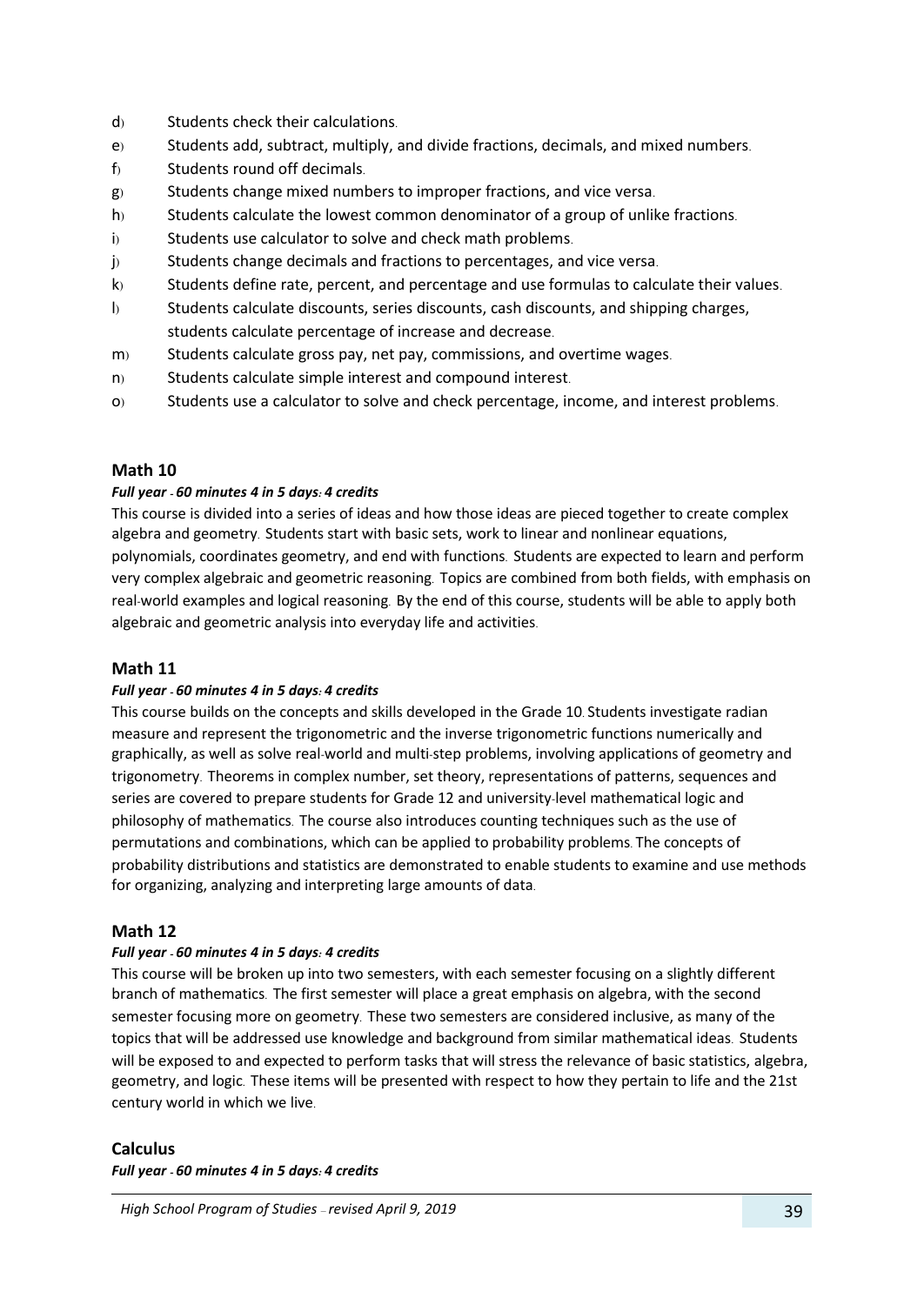- d) Students check their calculations.
- e) Students add, subtract, multiply, and divide fractions, decimals, and mixed numbers.
- f) Students round off decimals.
- g) Students change mixed numbers to improper fractions, and vice versa.
- h) Students calculate the lowest common denominator of a group of unlike fractions.
- i) Students use calculator to solve and check math problems.
- j) Students change decimals and fractions to percentages, and vice versa.
- k) Students define rate, percent, and percentage and use formulas to calculate their values.
- l) Students calculate discounts, series discounts, cash discounts, and shipping charges, students calculate percentage of increase and decrease.
- m) Students calculate gross pay, net pay, commissions, and overtime wages.
- n) Students calculate simple interest and compound interest.
- o) Students use a calculator to solve and check percentage, income, and interest problems.

### Math 10

***Full year - 60 minutes 4 in 5 days: 4 credits***

This course is divided into a series of ideas and how those ideas are pieced together to create complex algebra and geometry. Students start with basic sets, work to linear and nonlinear equations, polynomials, coordinates geometry, and end with functions. Students are expected to learn and perform very complex algebraic and geometric reasoning. Topics are combined from both fields, with emphasis on real-world examples and logical reasoning. By the end of this course, students will be able to apply both algebraic and geometric analysis into everyday life and activities.

### Math 11

***Full year - 60 minutes 4 in 5 days: 4 credits***

This course builds on the concepts and skills developed in the Grade 10. Students investigate radian measure and represent the trigonometric and the inverse trigonometric functions numerically and graphically, as well as solve real-world and multi-step problems, involving applications of geometry and trigonometry. Theorems in complex number, set theory, representations of patterns, sequences and series are covered to prepare students for Grade 12 and university-level mathematical logic and philosophy of mathematics. The course also introduces counting techniques such as the use of permutations and combinations, which can be applied to probability problems. The concepts of probability distributions and statistics are demonstrated to enable students to examine and use methods for organizing, analyzing and interpreting large amounts of data.

### Math 12

***Full year - 60 minutes 4 in 5 days: 4 credits***

This course will be broken up into two semesters, with each semester focusing on a slightly different branch of mathematics. The first semester will place a great emphasis on algebra, with the second semester focusing more on geometry. These two semesters are considered inclusive, as many of the topics that will be addressed use knowledge and background from similar mathematical ideas. Students will be exposed to and expected to perform tasks that will stress the relevance of basic statistics, algebra, geometry, and logic. These items will be presented with respect to how they pertain to life and the 21st century world in which we live.

### Calculus

***Full year - 60 minutes 4 in 5 days: 4 credits***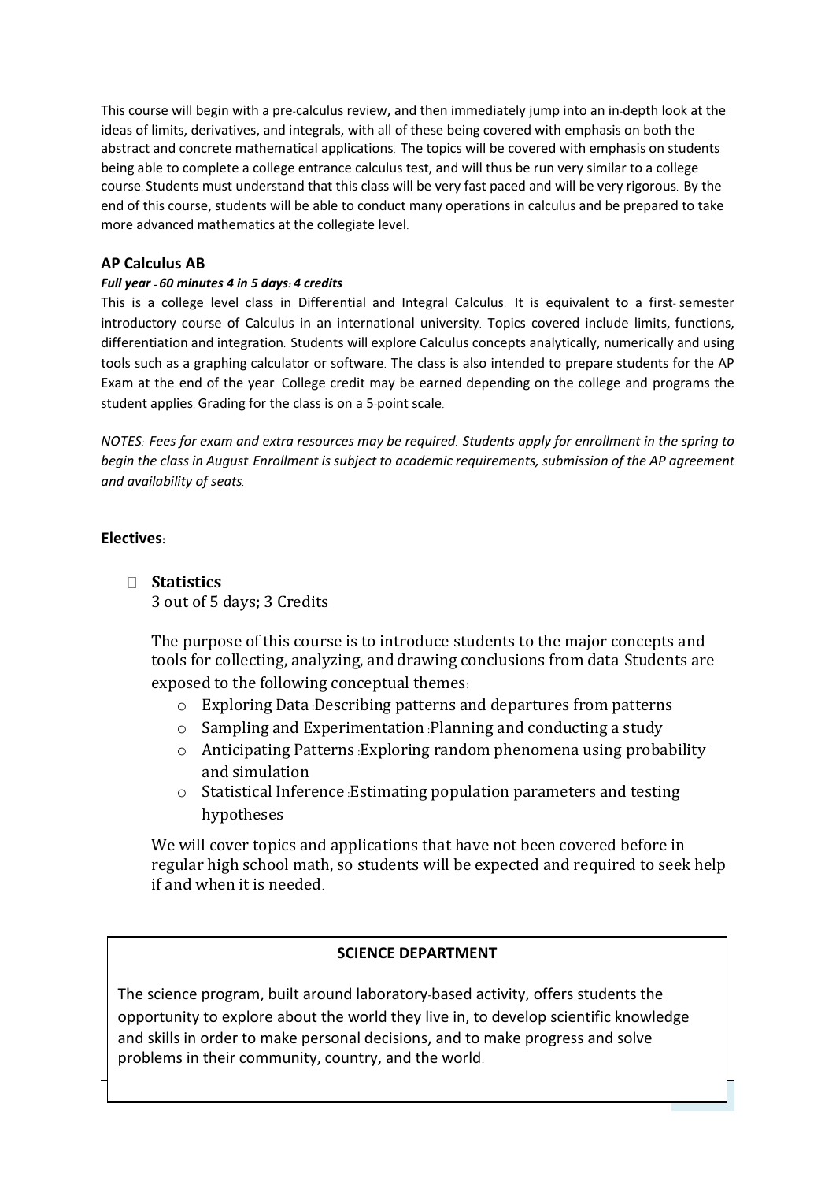This course will begin with a pre-calculus review, and then immediately jump into an in-depth look at the ideas of limits, derivatives, and integrals, with all of these being covered with emphasis on both the abstract and concrete mathematical applications. The topics will be covered with emphasis on students being able to complete a college entrance calculus test, and will thus be run very similar to a college course. Students must understand that this class will be very fast paced and will be very rigorous. By the end of this course, students will be able to conduct many operations in calculus and be prepared to take more advanced mathematics at the collegiate level.

### AP Calculus AB

***Full year - 60 minutes 4 in 5 days: 4 credits***

This is a college level class in Differential and Integral Calculus. It is equivalent to a first-semester introductory course of Calculus in an international university. Topics covered include limits, functions, differentiation and integration. Students will explore Calculus concepts analytically, numerically and using tools such as a graphing calculator or software. The class is also intended to prepare students for the AP Exam at the end of the year. College credit may be earned depending on the college and programs the student applies. Grading for the class is on a 5-point scale.

*NOTES: Fees for exam and extra resources may be required. Students apply for enrollment in the spring to begin the class in August. Enrollment is subject to academic requirements, submission of the AP agreement and availability of seats.*

### Electives:

- **Statistics**

  3 out of 5 days; 3 Credits

  The purpose of this course is to introduce students to the major concepts and tools for collecting, analyzing, and drawing conclusions from data. Students are exposed to the following conceptual themes:

  - Exploring Data: Describing patterns and departures from patterns
  - Sampling and Experimentation: Planning and conducting a study
  - Anticipating Patterns: Exploring random phenomena using probability and simulation
  - Statistical Inference: Estimating population parameters and testing hypotheses

  We will cover topics and applications that have not been covered before in regular high school math, so students will be expected and required to seek help if and when it is needed.

## SCIENCE DEPARTMENT

The science program, built around laboratory-based activity, offers students the opportunity to explore about the world they live in, to develop scientific knowledge and skills in order to make personal decisions, and to make progress and solve problems in their community, country, and the world.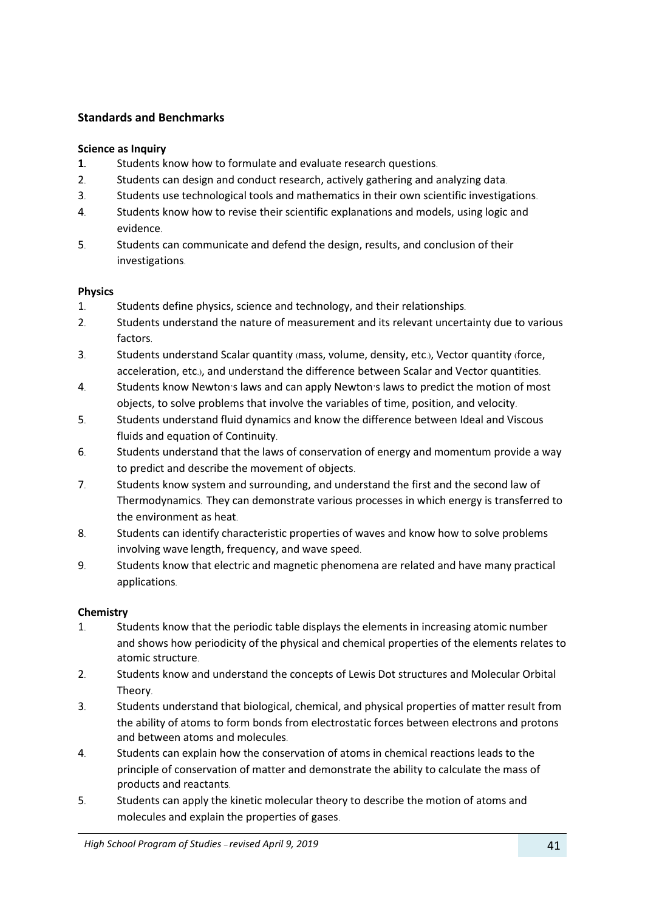## Standards and Benchmarks

### Science as Inquiry

1. Students know how to formulate and evaluate research questions.
2. Students can design and conduct research, actively gathering and analyzing data.
3. Students use technological tools and mathematics in their own scientific investigations.
4. Students know how to revise their scientific explanations and models, using logic and evidence.
5. Students can communicate and defend the design, results, and conclusion of their investigations.

### Physics

1. Students define physics, science and technology, and their relationships.
2. Students understand the nature of measurement and its relevant uncertainty due to various factors.
3. Students understand Scalar quantity (mass, volume, density, etc.), Vector quantity (force, acceleration, etc.), and understand the difference between Scalar and Vector quantities.
4. Students know Newton's laws and can apply Newton's laws to predict the motion of most objects, to solve problems that involve the variables of time, position, and velocity.
5. Students understand fluid dynamics and know the difference between Ideal and Viscous fluids and equation of Continuity.
6. Students understand that the laws of conservation of energy and momentum provide a way to predict and describe the movement of objects.
7. Students know system and surrounding, and understand the first and the second law of Thermodynamics. They can demonstrate various processes in which energy is transferred to the environment as heat.
8. Students can identify characteristic properties of waves and know how to solve problems involving wave length, frequency, and wave speed.
9. Students know that electric and magnetic phenomena are related and have many practical applications.

### Chemistry

1. Students know that the periodic table displays the elements in increasing atomic number and shows how periodicity of the physical and chemical properties of the elements relates to atomic structure.
2. Students know and understand the concepts of Lewis Dot structures and Molecular Orbital Theory.
3. Students understand that biological, chemical, and physical properties of matter result from the ability of atoms to form bonds from electrostatic forces between electrons and protons and between atoms and molecules.
4. Students can explain how the conservation of atoms in chemical reactions leads to the principle of conservation of matter and demonstrate the ability to calculate the mass of products and reactants.
5. Students can apply the kinetic molecular theory to describe the motion of atoms and molecules and explain the properties of gases.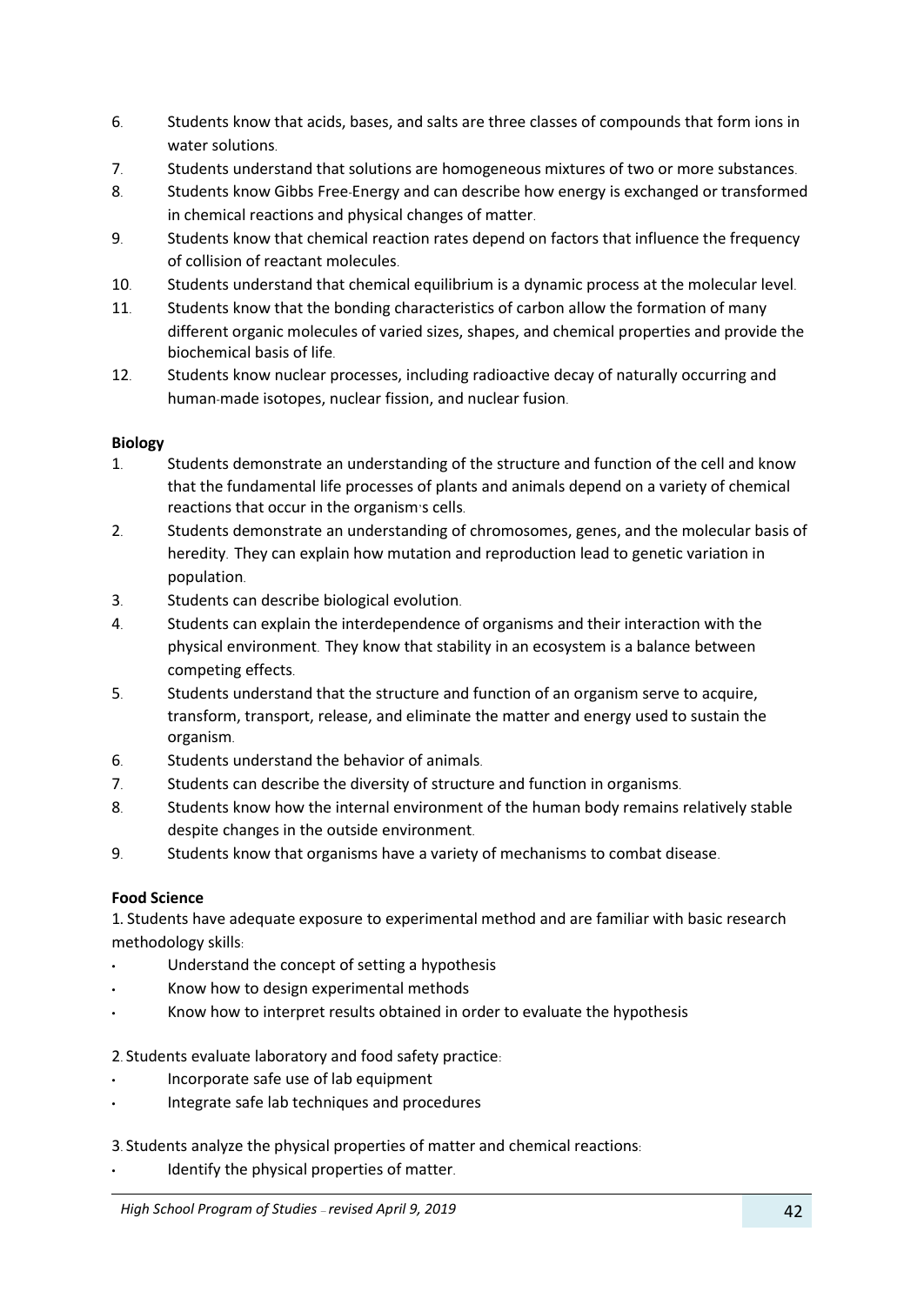6. Students know that acids, bases, and salts are three classes of compounds that form ions in water solutions.
7. Students understand that solutions are homogeneous mixtures of two or more substances.
8. Students know Gibbs Free-Energy and can describe how energy is exchanged or transformed in chemical reactions and physical changes of matter.
9. Students know that chemical reaction rates depend on factors that influence the frequency of collision of reactant molecules.
10. Students understand that chemical equilibrium is a dynamic process at the molecular level.
11. Students know that the bonding characteristics of carbon allow the formation of many different organic molecules of varied sizes, shapes, and chemical properties and provide the biochemical basis of life.
12. Students know nuclear processes, including radioactive decay of naturally occurring and human-made isotopes, nuclear fission, and nuclear fusion.

**Biology**

1. Students demonstrate an understanding of the structure and function of the cell and know that the fundamental life processes of plants and animals depend on a variety of chemical reactions that occur in the organism's cells.
2. Students demonstrate an understanding of chromosomes, genes, and the molecular basis of heredity. They can explain how mutation and reproduction lead to genetic variation in population.
3. Students can describe biological evolution.
4. Students can explain the interdependence of organisms and their interaction with the physical environment. They know that stability in an ecosystem is a balance between competing effects.
5. Students understand that the structure and function of an organism serve to acquire, transform, transport, release, and eliminate the matter and energy used to sustain the organism.
6. Students understand the behavior of animals.
7. Students can describe the diversity of structure and function in organisms.
8. Students know how the internal environment of the human body remains relatively stable despite changes in the outside environment.
9. Students know that organisms have a variety of mechanisms to combat disease.

**Food Science**

1. Students have adequate exposure to experimental method and are familiar with basic research methodology skills:

- Understand the concept of setting a hypothesis
- Know how to design experimental methods
- Know how to interpret results obtained in order to evaluate the hypothesis

2. Students evaluate laboratory and food safety practice:

- Incorporate safe use of lab equipment
- Integrate safe lab techniques and procedures

3. Students analyze the physical properties of matter and chemical reactions:

- Identify the physical properties of matter.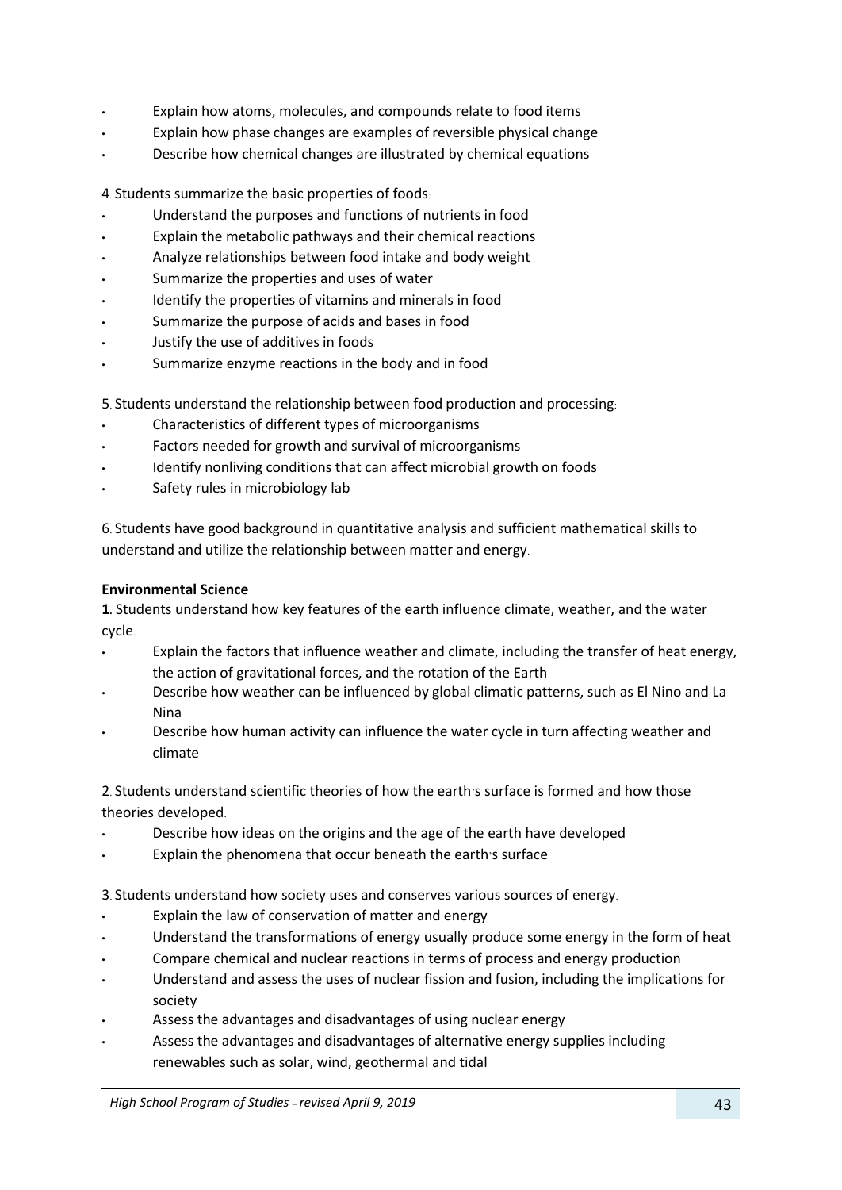- Explain how atoms, molecules, and compounds relate to food items
- Explain how phase changes are examples of reversible physical change
- Describe how chemical changes are illustrated by chemical equations

4. Students summarize the basic properties of foods:

- Understand the purposes and functions of nutrients in food
- Explain the metabolic pathways and their chemical reactions
- Analyze relationships between food intake and body weight
- Summarize the properties and uses of water
- Identify the properties of vitamins and minerals in food
- Summarize the purpose of acids and bases in food
- Justify the use of additives in foods
- Summarize enzyme reactions in the body and in food

5. Students understand the relationship between food production and processing:

- Characteristics of different types of microorganisms
- Factors needed for growth and survival of microorganisms
- Identify nonliving conditions that can affect microbial growth on foods
- Safety rules in microbiology lab

6. Students have good background in quantitative analysis and sufficient mathematical skills to understand and utilize the relationship between matter and energy.

**Environmental Science**

**1**. Students understand how key features of the earth influence climate, weather, and the water cycle.

- Explain the factors that influence weather and climate, including the transfer of heat energy, the action of gravitational forces, and the rotation of the Earth
- Describe how weather can be influenced by global climatic patterns, such as El Nino and La Nina
- Describe how human activity can influence the water cycle in turn affecting weather and climate

2. Students understand scientific theories of how the earth's surface is formed and how those theories developed.

- Describe how ideas on the origins and the age of the earth have developed
- Explain the phenomena that occur beneath the earth's surface

3. Students understand how society uses and conserves various sources of energy.

- Explain the law of conservation of matter and energy
- Understand the transformations of energy usually produce some energy in the form of heat
- Compare chemical and nuclear reactions in terms of process and energy production
- Understand and assess the uses of nuclear fission and fusion, including the implications for society
- Assess the advantages and disadvantages of using nuclear energy
- Assess the advantages and disadvantages of alternative energy supplies including renewables such as solar, wind, geothermal and tidal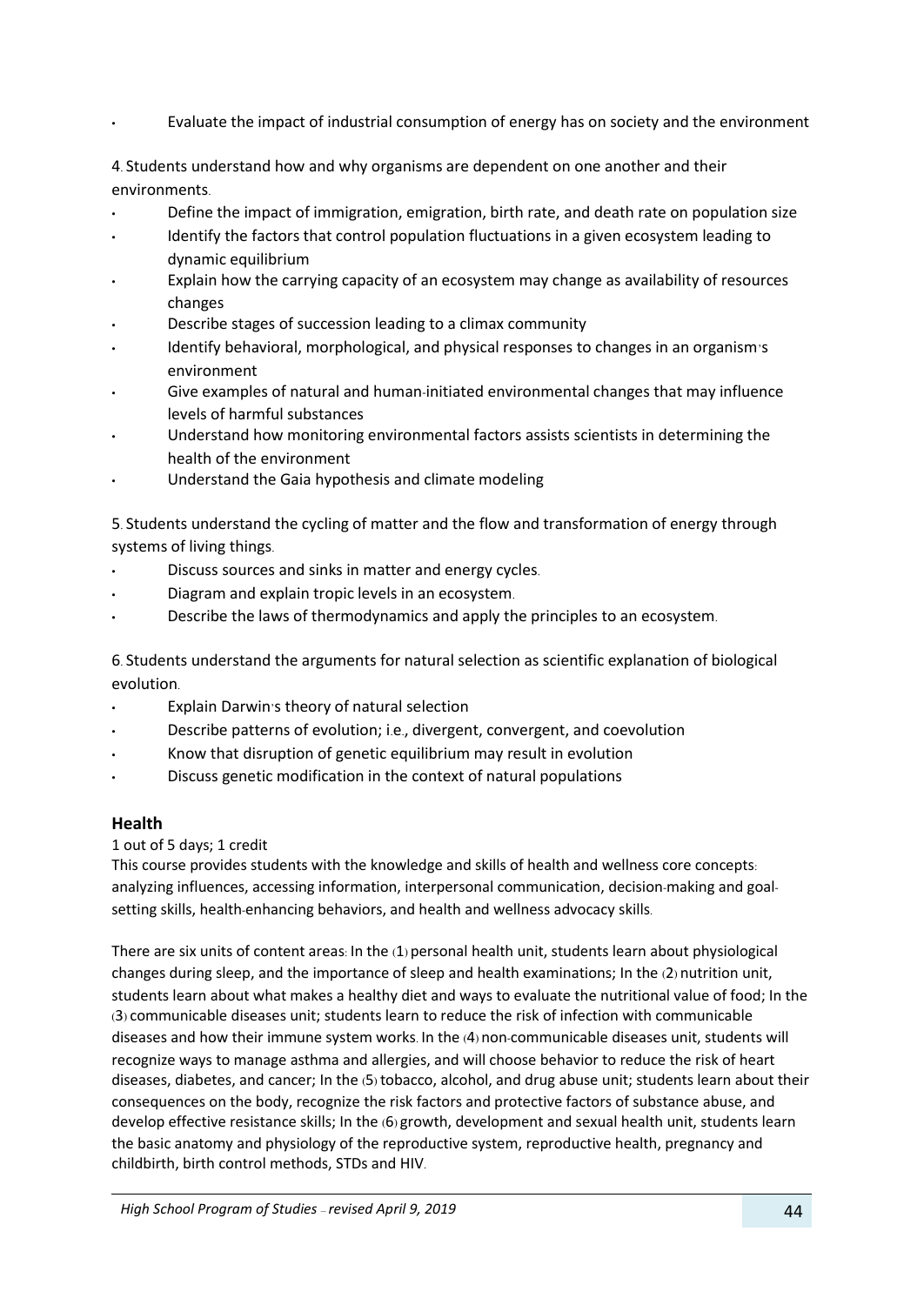- Evaluate the impact of industrial consumption of energy has on society and the environment

4. Students understand how and why organisms are dependent on one another and their environments.

- Define the impact of immigration, emigration, birth rate, and death rate on population size
- Identify the factors that control population fluctuations in a given ecosystem leading to dynamic equilibrium
- Explain how the carrying capacity of an ecosystem may change as availability of resources changes
- Describe stages of succession leading to a climax community
- Identify behavioral, morphological, and physical responses to changes in an organism's environment
- Give examples of natural and human-initiated environmental changes that may influence levels of harmful substances
- Understand how monitoring environmental factors assists scientists in determining the health of the environment
- Understand the Gaia hypothesis and climate modeling

5. Students understand the cycling of matter and the flow and transformation of energy through systems of living things.

- Discuss sources and sinks in matter and energy cycles.
- Diagram and explain tropic levels in an ecosystem.
- Describe the laws of thermodynamics and apply the principles to an ecosystem.

6. Students understand the arguments for natural selection as scientific explanation of biological evolution.

- Explain Darwin's theory of natural selection
- Describe patterns of evolution; i.e., divergent, convergent, and coevolution
- Know that disruption of genetic equilibrium may result in evolution
- Discuss genetic modification in the context of natural populations

### Health

1 out of 5 days; 1 credit

This course provides students with the knowledge and skills of health and wellness core concepts: analyzing influences, accessing information, interpersonal communication, decision-making and goal-setting skills, health-enhancing behaviors, and health and wellness advocacy skills.

There are six units of content areas: In the (1) personal health unit, students learn about physiological changes during sleep, and the importance of sleep and health examinations; In the (2) nutrition unit, students learn about what makes a healthy diet and ways to evaluate the nutritional value of food; In the (3) communicable diseases unit; students learn to reduce the risk of infection with communicable diseases and how their immune system works. In the (4) non-communicable diseases unit, students will recognize ways to manage asthma and allergies, and will choose behavior to reduce the risk of heart diseases, diabetes, and cancer; In the (5) tobacco, alcohol, and drug abuse unit; students learn about their consequences on the body, recognize the risk factors and protective factors of substance abuse, and develop effective resistance skills; In the (6) growth, development and sexual health unit, students learn the basic anatomy and physiology of the reproductive system, reproductive health, pregnancy and childbirth, birth control methods, STDs and HIV.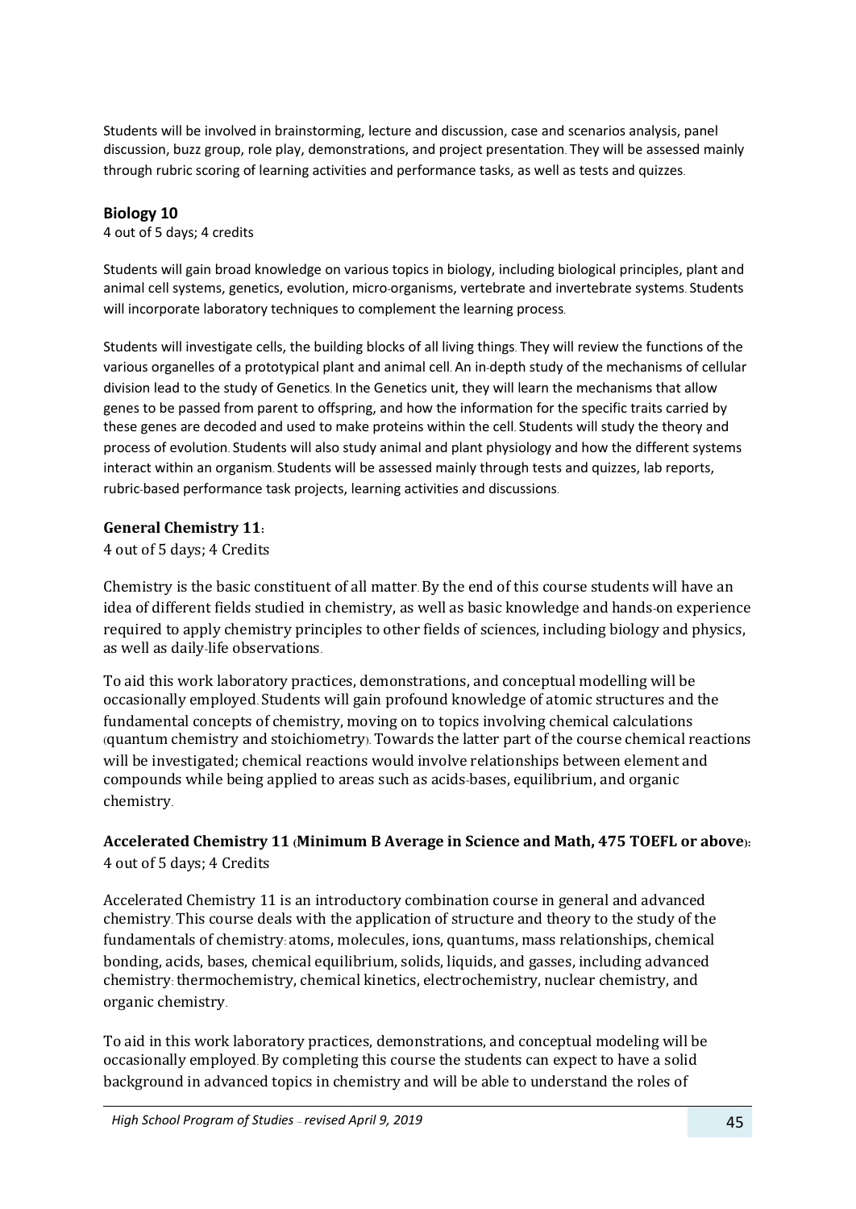Students will be involved in brainstorming, lecture and discussion, case and scenarios analysis, panel discussion, buzz group, role play, demonstrations, and project presentation. They will be assessed mainly through rubric scoring of learning activities and performance tasks, as well as tests and quizzes.

### Biology 10

4 out of 5 days; 4 credits

Students will gain broad knowledge on various topics in biology, including biological principles, plant and animal cell systems, genetics, evolution, micro-organisms, vertebrate and invertebrate systems. Students will incorporate laboratory techniques to complement the learning process.

Students will investigate cells, the building blocks of all living things. They will review the functions of the various organelles of a prototypical plant and animal cell. An in-depth study of the mechanisms of cellular division lead to the study of Genetics. In the Genetics unit, they will learn the mechanisms that allow genes to be passed from parent to offspring, and how the information for the specific traits carried by these genes are decoded and used to make proteins within the cell. Students will study the theory and process of evolution. Students will also study animal and plant physiology and how the different systems interact within an organism. Students will be assessed mainly through tests and quizzes, lab reports, rubric-based performance task projects, learning activities and discussions.

### General Chemistry 11:

4 out of 5 days; 4 Credits

Chemistry is the basic constituent of all matter. By the end of this course students will have an idea of different fields studied in chemistry, as well as basic knowledge and hands-on experience required to apply chemistry principles to other fields of sciences, including biology and physics, as well as daily-life observations.

To aid this work laboratory practices, demonstrations, and conceptual modelling will be occasionally employed. Students will gain profound knowledge of atomic structures and the fundamental concepts of chemistry, moving on to topics involving chemical calculations (quantum chemistry and stoichiometry). Towards the latter part of the course chemical reactions will be investigated; chemical reactions would involve relationships between element and compounds while being applied to areas such as acids-bases, equilibrium, and organic chemistry.

### Accelerated Chemistry 11 (Minimum B Average in Science and Math, 475 TOEFL or above):

4 out of 5 days; 4 Credits

Accelerated Chemistry 11 is an introductory combination course in general and advanced chemistry. This course deals with the application of structure and theory to the study of the fundamentals of chemistry: atoms, molecules, ions, quantums, mass relationships, chemical bonding, acids, bases, chemical equilibrium, solids, liquids, and gasses, including advanced chemistry: thermochemistry, chemical kinetics, electrochemistry, nuclear chemistry, and organic chemistry.

To aid in this work laboratory practices, demonstrations, and conceptual modeling will be occasionally employed. By completing this course the students can expect to have a solid background in advanced topics in chemistry and will be able to understand the roles of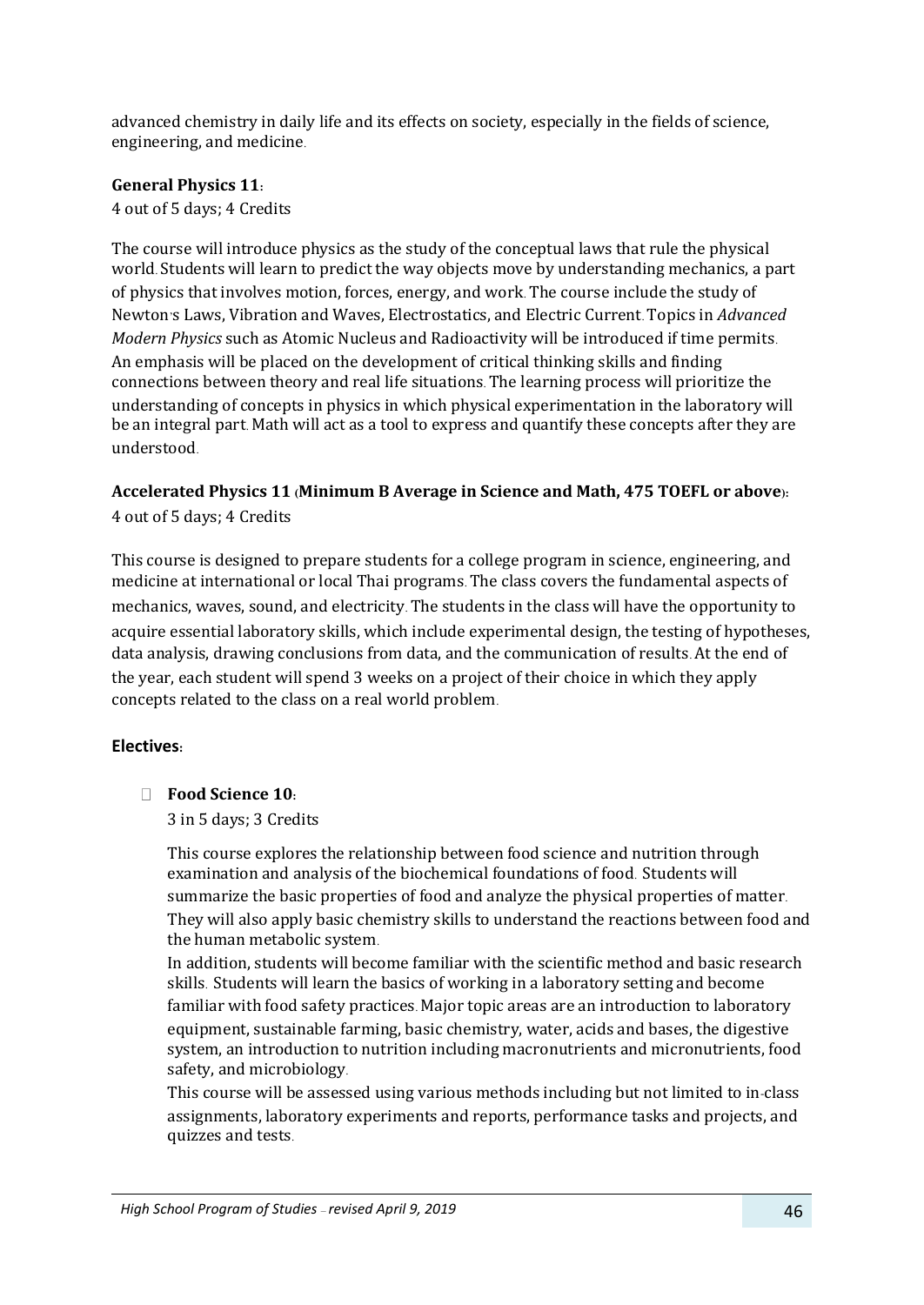advanced chemistry in daily life and its effects on society, especially in the fields of science, engineering, and medicine.

**General Physics 11:**
4 out of 5 days; 4 Credits

The course will introduce physics as the study of the conceptual laws that rule the physical world. Students will learn to predict the way objects move by understanding mechanics, a part of physics that involves motion, forces, energy, and work. The course include the study of Newton's Laws, Vibration and Waves, Electrostatics, and Electric Current. Topics in *Advanced Modern Physics* such as Atomic Nucleus and Radioactivity will be introduced if time permits. An emphasis will be placed on the development of critical thinking skills and finding connections between theory and real life situations. The learning process will prioritize the understanding of concepts in physics in which physical experimentation in the laboratory will be an integral part. Math will act as a tool to express and quantify these concepts after they are understood.

**Accelerated Physics 11 (Minimum B Average in Science and Math, 475 TOEFL or above):**
4 out of 5 days; 4 Credits

This course is designed to prepare students for a college program in science, engineering, and medicine at international or local Thai programs. The class covers the fundamental aspects of mechanics, waves, sound, and electricity. The students in the class will have the opportunity to acquire essential laboratory skills, which include experimental design, the testing of hypotheses, data analysis, drawing conclusions from data, and the communication of results. At the end of the year, each student will spend 3 weeks on a project of their choice in which they apply concepts related to the class on a real world problem.

**Electives:**

- **Food Science 10:**
  3 in 5 days; 3 Credits

  This course explores the relationship between food science and nutrition through examination and analysis of the biochemical foundations of food. Students will summarize the basic properties of food and analyze the physical properties of matter. They will also apply basic chemistry skills to understand the reactions between food and the human metabolic system.
  In addition, students will become familiar with the scientific method and basic research skills. Students will learn the basics of working in a laboratory setting and become familiar with food safety practices. Major topic areas are an introduction to laboratory equipment, sustainable farming, basic chemistry, water, acids and bases, the digestive system, an introduction to nutrition including macronutrients and micronutrients, food safety, and microbiology.
  This course will be assessed using various methods including but not limited to in-class assignments, laboratory experiments and reports, performance tasks and projects, and quizzes and tests.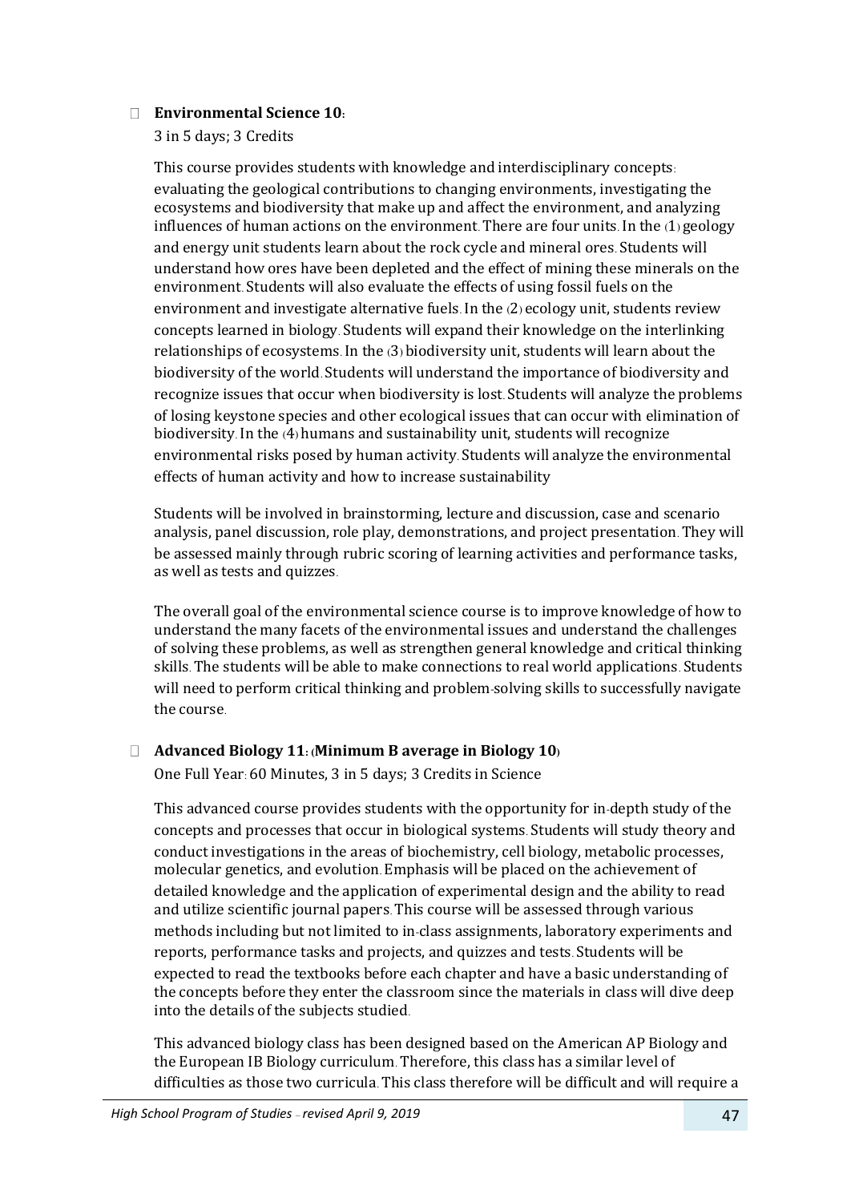- **Environmental Science 10:**

  3 in 5 days; 3 Credits

  This course provides students with knowledge and interdisciplinary concepts: evaluating the geological contributions to changing environments, investigating the ecosystems and biodiversity that make up and affect the environment, and analyzing influences of human actions on the environment. There are four units. In the (1) geology and energy unit students learn about the rock cycle and mineral ores. Students will understand how ores have been depleted and the effect of mining these minerals on the environment. Students will also evaluate the effects of using fossil fuels on the environment and investigate alternative fuels. In the (2) ecology unit, students review concepts learned in biology. Students will expand their knowledge on the interlinking relationships of ecosystems. In the (3) biodiversity unit, students will learn about the biodiversity of the world. Students will understand the importance of biodiversity and recognize issues that occur when biodiversity is lost. Students will analyze the problems of losing keystone species and other ecological issues that can occur with elimination of biodiversity. In the (4) humans and sustainability unit, students will recognize environmental risks posed by human activity. Students will analyze the environmental effects of human activity and how to increase sustainability

  Students will be involved in brainstorming, lecture and discussion, case and scenario analysis, panel discussion, role play, demonstrations, and project presentation. They will be assessed mainly through rubric scoring of learning activities and performance tasks, as well as tests and quizzes.

  The overall goal of the environmental science course is to improve knowledge of how to understand the many facets of the environmental issues and understand the challenges of solving these problems, as well as strengthen general knowledge and critical thinking skills. The students will be able to make connections to real world applications. Students will need to perform critical thinking and problem-solving skills to successfully navigate the course.

- **Advanced Biology 11: (Minimum B average in Biology 10)**

  One Full Year: 60 Minutes, 3 in 5 days; 3 Credits in Science

  This advanced course provides students with the opportunity for in-depth study of the concepts and processes that occur in biological systems. Students will study theory and conduct investigations in the areas of biochemistry, cell biology, metabolic processes, molecular genetics, and evolution. Emphasis will be placed on the achievement of detailed knowledge and the application of experimental design and the ability to read and utilize scientific journal papers. This course will be assessed through various methods including but not limited to in-class assignments, laboratory experiments and reports, performance tasks and projects, and quizzes and tests. Students will be expected to read the textbooks before each chapter and have a basic understanding of the concepts before they enter the classroom since the materials in class will dive deep into the details of the subjects studied.

  This advanced biology class has been designed based on the American AP Biology and the European IB Biology curriculum. Therefore, this class has a similar level of difficulties as those two curricula. This class therefore will be difficult and will require a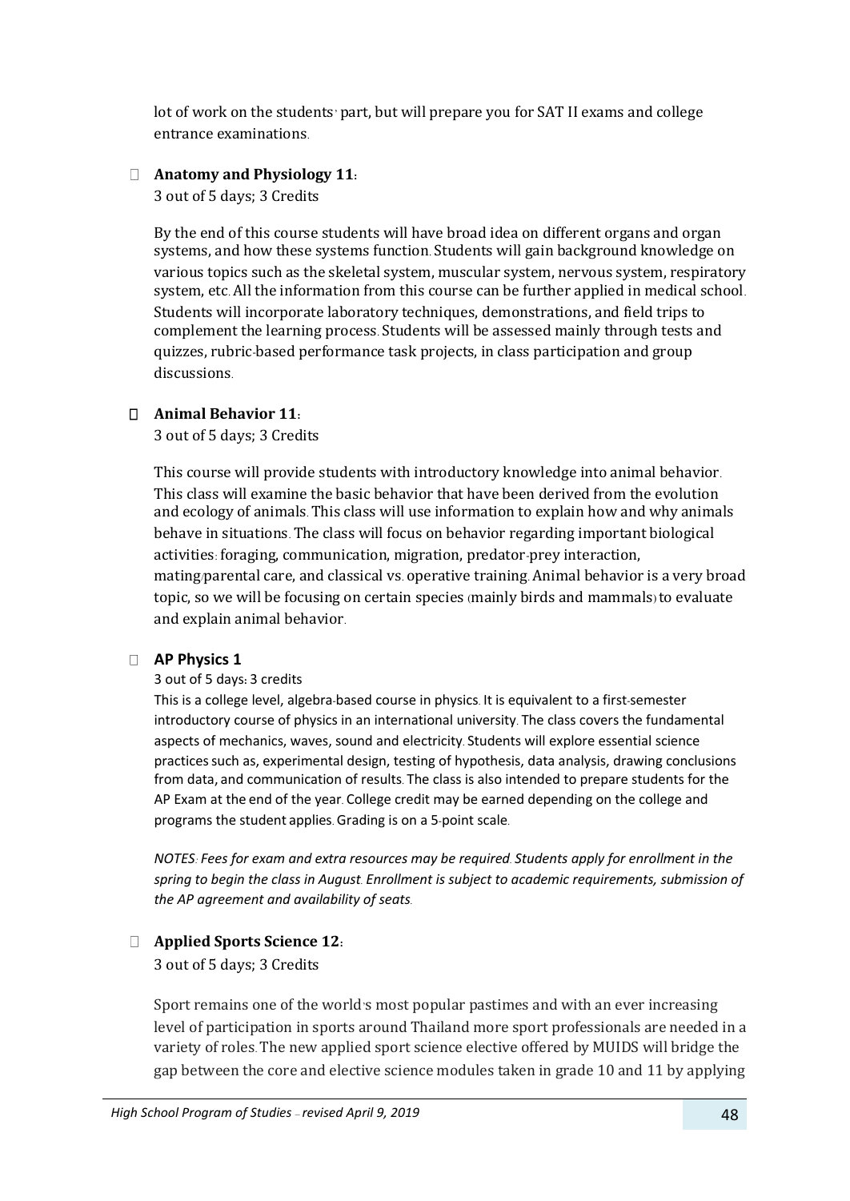lot of work on the students' part, but will prepare you for SAT II exams and college entrance examinations.

- **Anatomy and Physiology 11:**
  3 out of 5 days; 3 Credits

  By the end of this course students will have broad idea on different organs and organ systems, and how these systems function. Students will gain background knowledge on various topics such as the skeletal system, muscular system, nervous system, respiratory system, etc. All the information from this course can be further applied in medical school. Students will incorporate laboratory techniques, demonstrations, and field trips to complement the learning process. Students will be assessed mainly through tests and quizzes, rubric-based performance task projects, in class participation and group discussions.

- **Animal Behavior 11:**
  3 out of 5 days; 3 Credits

  This course will provide students with introductory knowledge into animal behavior. This class will examine the basic behavior that have been derived from the evolution and ecology of animals. This class will use information to explain how and why animals behave in situations. The class will focus on behavior regarding important biological activities: foraging, communication, migration, predator-prey interaction, mating/parental care, and classical vs. operative training. Animal behavior is a very broad topic, so we will be focusing on certain species (mainly birds and mammals) to evaluate and explain animal behavior.

- **AP Physics 1**
  3 out of 5 days: 3 credits

  This is a college level, algebra-based course in physics. It is equivalent to a first-semester introductory course of physics in an international university. The class covers the fundamental aspects of mechanics, waves, sound and electricity. Students will explore essential science practices such as, experimental design, testing of hypothesis, data analysis, drawing conclusions from data, and communication of results. The class is also intended to prepare students for the AP Exam at the end of the year. College credit may be earned depending on the college and programs the student applies. Grading is on a 5-point scale.

  *NOTES: Fees for exam and extra resources may be required. Students apply for enrollment in the spring to begin the class in August. Enrollment is subject to academic requirements, submission of the AP agreement and availability of seats.*

- **Applied Sports Science 12:**
  3 out of 5 days; 3 Credits

  Sport remains one of the world's most popular pastimes and with an ever increasing level of participation in sports around Thailand more sport professionals are needed in a variety of roles. The new applied sport science elective offered by MUIDS will bridge the gap between the core and elective science modules taken in grade 10 and 11 by applying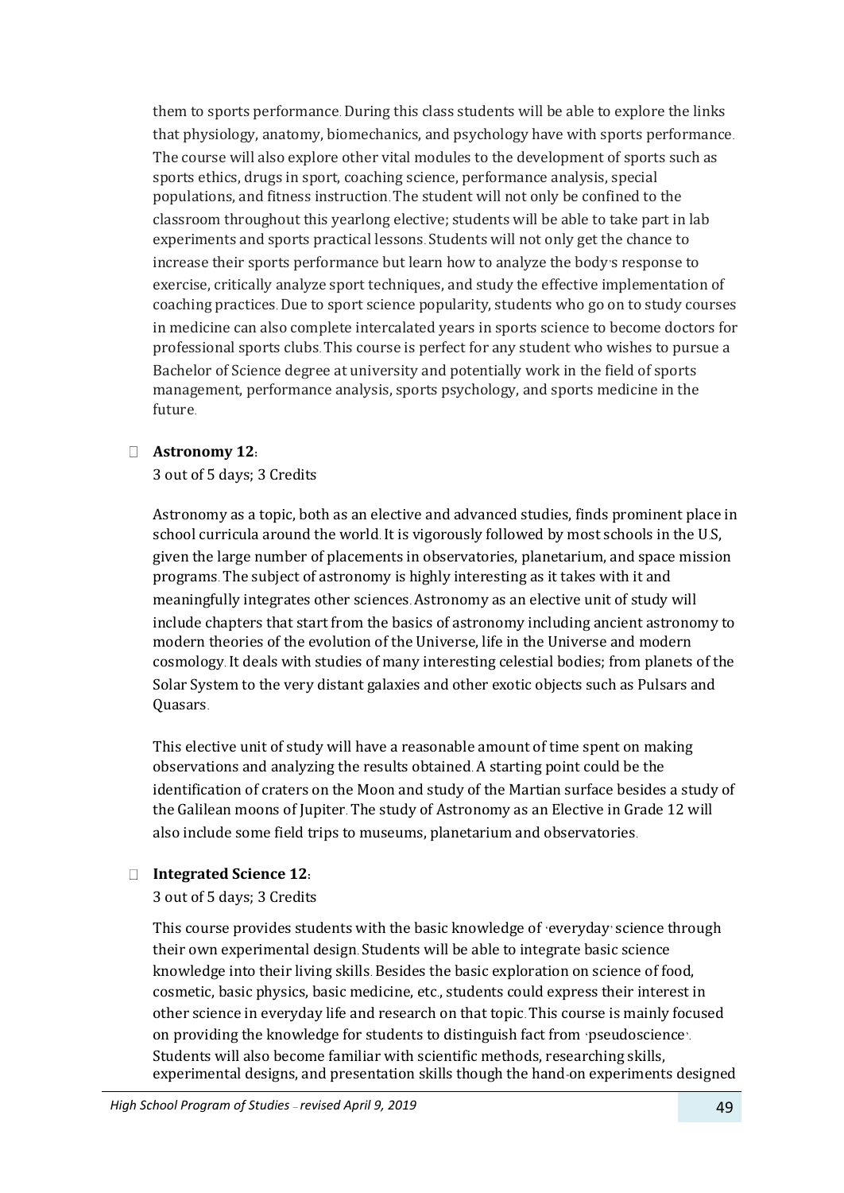them to sports performance. During this class students will be able to explore the links that physiology, anatomy, biomechanics, and psychology have with sports performance. The course will also explore other vital modules to the development of sports such as sports ethics, drugs in sport, coaching science, performance analysis, special populations, and fitness instruction. The student will not only be confined to the classroom throughout this yearlong elective; students will be able to take part in lab experiments and sports practical lessons. Students will not only get the chance to increase their sports performance but learn how to analyze the body's response to exercise, critically analyze sport techniques, and study the effective implementation of coaching practices. Due to sport science popularity, students who go on to study courses in medicine can also complete intercalated years in sports science to become doctors for professional sports clubs. This course is perfect for any student who wishes to pursue a Bachelor of Science degree at university and potentially work in the field of sports management, performance analysis, sports psychology, and sports medicine in the future.

- **Astronomy 12:**
  3 out of 5 days; 3 Credits

  Astronomy as a topic, both as an elective and advanced studies, finds prominent place in school curricula around the world. It is vigorously followed by most schools in the U.S, given the large number of placements in observatories, planetarium, and space mission programs. The subject of astronomy is highly interesting as it takes with it and meaningfully integrates other sciences. Astronomy as an elective unit of study will include chapters that start from the basics of astronomy including ancient astronomy to modern theories of the evolution of the Universe, life in the Universe and modern cosmology. It deals with studies of many interesting celestial bodies; from planets of the Solar System to the very distant galaxies and other exotic objects such as Pulsars and Quasars.

  This elective unit of study will have a reasonable amount of time spent on making observations and analyzing the results obtained. A starting point could be the identification of craters on the Moon and study of the Martian surface besides a study of the Galilean moons of Jupiter. The study of Astronomy as an Elective in Grade 12 will also include some field trips to museums, planetarium and observatories.

- **Integrated Science 12:**
  3 out of 5 days; 3 Credits

  This course provides students with the basic knowledge of 'everyday' science through their own experimental design. Students will be able to integrate basic science knowledge into their living skills. Besides the basic exploration on science of food, cosmetic, basic physics, basic medicine, etc., students could express their interest in other science in everyday life and research on that topic. This course is mainly focused on providing the knowledge for students to distinguish fact from 'pseudoscience'. Students will also become familiar with scientific methods, researching skills, experimental designs, and presentation skills though the hand-on experiments designed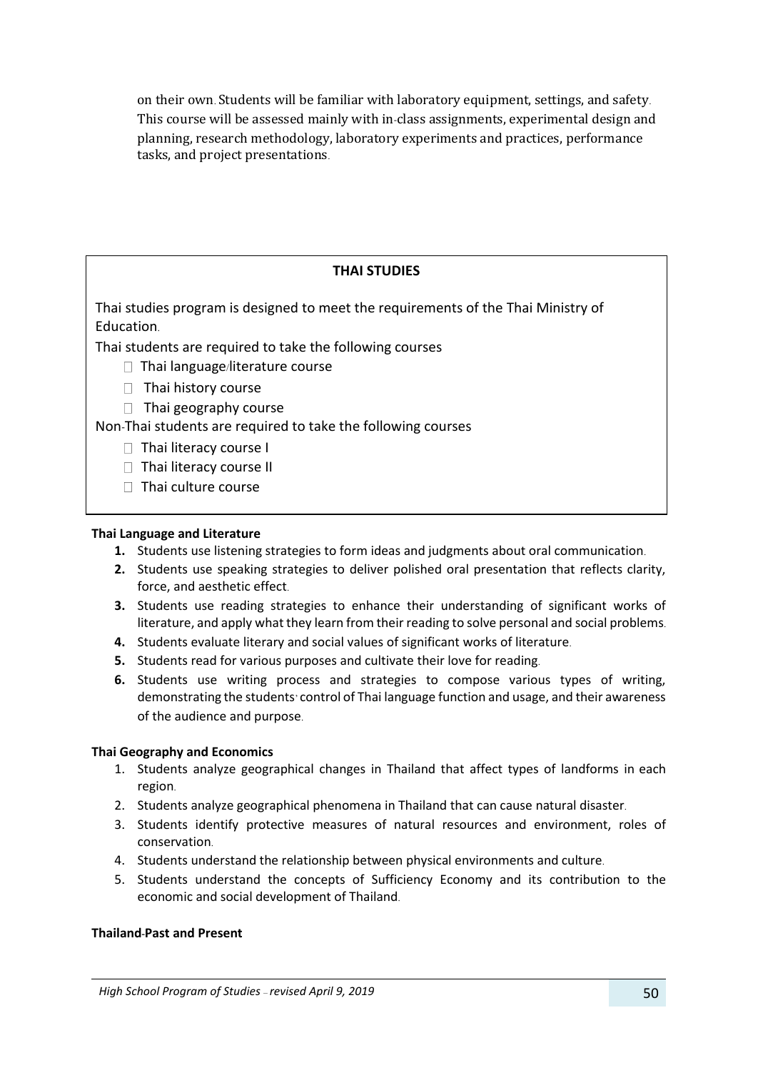on their own. Students will be familiar with laboratory equipment, settings, and safety. This course will be assessed mainly with in-class assignments, experimental design and planning, research methodology, laboratory experiments and practices, performance tasks, and project presentations.

## THAI STUDIES

Thai studies program is designed to meet the requirements of the Thai Ministry of Education.

Thai students are required to take the following courses

- Thai language/literature course
- Thai history course
- Thai geography course

Non-Thai students are required to take the following courses

- Thai literacy course I
- Thai literacy course II
- Thai culture course

**Thai Language and Literature**

1. Students use listening strategies to form ideas and judgments about oral communication.
2. Students use speaking strategies to deliver polished oral presentation that reflects clarity, force, and aesthetic effect.
3. Students use reading strategies to enhance their understanding of significant works of literature, and apply what they learn from their reading to solve personal and social problems.
4. Students evaluate literary and social values of significant works of literature.
5. Students read for various purposes and cultivate their love for reading.
6. Students use writing process and strategies to compose various types of writing, demonstrating the students' control of Thai language function and usage, and their awareness of the audience and purpose.

**Thai Geography and Economics**

1. Students analyze geographical changes in Thailand that affect types of landforms in each region.
2. Students analyze geographical phenomena in Thailand that can cause natural disaster.
3. Students identify protective measures of natural resources and environment, roles of conservation.
4. Students understand the relationship between physical environments and culture.
5. Students understand the concepts of Sufficiency Economy and its contribution to the economic and social development of Thailand.

**Thailand-Past and Present**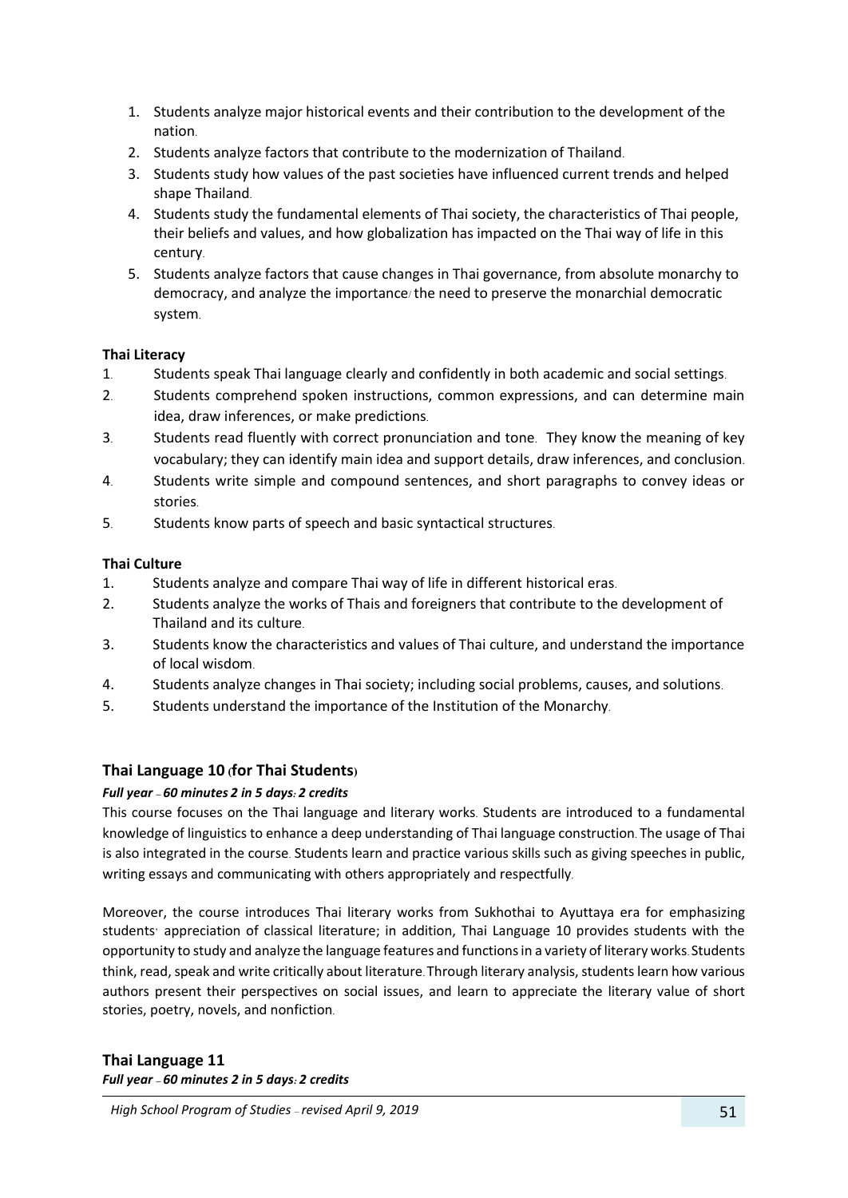1. Students analyze major historical events and their contribution to the development of the nation.
2. Students analyze factors that contribute to the modernization of Thailand.
3. Students study how values of the past societies have influenced current trends and helped shape Thailand.
4. Students study the fundamental elements of Thai society, the characteristics of Thai people, their beliefs and values, and how globalization has impacted on the Thai way of life in this century.
5. Students analyze factors that cause changes in Thai governance, from absolute monarchy to democracy, and analyze the importance/ the need to preserve the monarchial democratic system.

**Thai Literacy**

1. Students speak Thai language clearly and confidently in both academic and social settings.
2. Students comprehend spoken instructions, common expressions, and can determine main idea, draw inferences, or make predictions.
3. Students read fluently with correct pronunciation and tone. They know the meaning of key vocabulary; they can identify main idea and support details, draw inferences, and conclusion.
4. Students write simple and compound sentences, and short paragraphs to convey ideas or stories.
5. Students know parts of speech and basic syntactical structures.

**Thai Culture**

1. Students analyze and compare Thai way of life in different historical eras.
2. Students analyze the works of Thais and foreigners that contribute to the development of Thailand and its culture.
3. Students know the characteristics and values of Thai culture, and understand the importance of local wisdom.
4. Students analyze changes in Thai society; including social problems, causes, and solutions.
5. Students understand the importance of the Institution of the Monarchy.

## Thai Language 10 (for Thai Students)

***Full year – 60 minutes 2 in 5 days: 2 credits***

This course focuses on the Thai language and literary works. Students are introduced to a fundamental knowledge of linguistics to enhance a deep understanding of Thai language construction. The usage of Thai is also integrated in the course. Students learn and practice various skills such as giving speeches in public, writing essays and communicating with others appropriately and respectfully.

Moreover, the course introduces Thai literary works from Sukhothai to Ayuttaya era for emphasizing students' appreciation of classical literature; in addition, Thai Language 10 provides students with the opportunity to study and analyze the language features and functions in a variety of literary works. Students think, read, speak and write critically about literature. Through literary analysis, students learn how various authors present their perspectives on social issues, and learn to appreciate the literary value of short stories, poetry, novels, and nonfiction.

## Thai Language 11

***Full year – 60 minutes 2 in 5 days: 2 credits***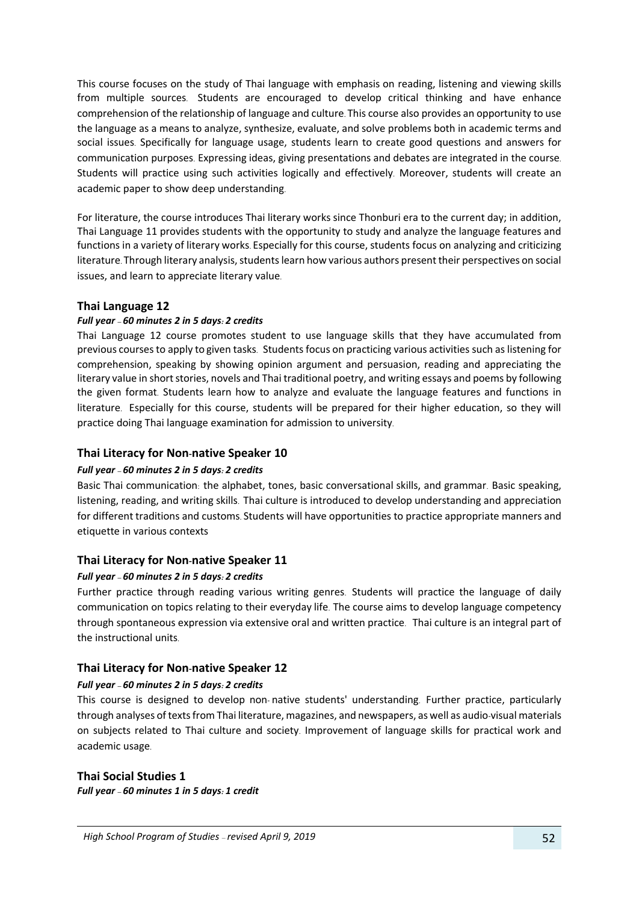This course focuses on the study of Thai language with emphasis on reading, listening and viewing skills from multiple sources. Students are encouraged to develop critical thinking and have enhance comprehension of the relationship of language and culture. This course also provides an opportunity to use the language as a means to analyze, synthesize, evaluate, and solve problems both in academic terms and social issues. Specifically for language usage, students learn to create good questions and answers for communication purposes. Expressing ideas, giving presentations and debates are integrated in the course. Students will practice using such activities logically and effectively. Moreover, students will create an academic paper to show deep understanding.

For literature, the course introduces Thai literary works since Thonburi era to the current day; in addition, Thai Language 11 provides students with the opportunity to study and analyze the language features and functions in a variety of literary works. Especially for this course, students focus on analyzing and criticizing literature. Through literary analysis, students learn how various authors present their perspectives on social issues, and learn to appreciate literary value.

### Thai Language 12

***Full year – 60 minutes 2 in 5 days: 2 credits***

Thai Language 12 course promotes student to use language skills that they have accumulated from previous courses to apply to given tasks. Students focus on practicing various activities such as listening for comprehension, speaking by showing opinion argument and persuasion, reading and appreciating the literary value in short stories, novels and Thai traditional poetry, and writing essays and poems by following the given format. Students learn how to analyze and evaluate the language features and functions in literature. Especially for this course, students will be prepared for their higher education, so they will practice doing Thai language examination for admission to university.

### Thai Literacy for Non-native Speaker 10

***Full year – 60 minutes 2 in 5 days: 2 credits***

Basic Thai communication: the alphabet, tones, basic conversational skills, and grammar. Basic speaking, listening, reading, and writing skills. Thai culture is introduced to develop understanding and appreciation for different traditions and customs. Students will have opportunities to practice appropriate manners and etiquette in various contexts

### Thai Literacy for Non-native Speaker 11

***Full year – 60 minutes 2 in 5 days: 2 credits***

Further practice through reading various writing genres. Students will practice the language of daily communication on topics relating to their everyday life. The course aims to develop language competency through spontaneous expression via extensive oral and written practice. Thai culture is an integral part of the instructional units.

### Thai Literacy for Non-native Speaker 12

***Full year – 60 minutes 2 in 5 days: 2 credits***

This course is designed to develop non- native students' understanding. Further practice, particularly through analyses of texts from Thai literature, magazines, and newspapers, as well as audio-visual materials on subjects related to Thai culture and society. Improvement of language skills for practical work and academic usage.

### Thai Social Studies 1

***Full year – 60 minutes 1 in 5 days: 1 credit***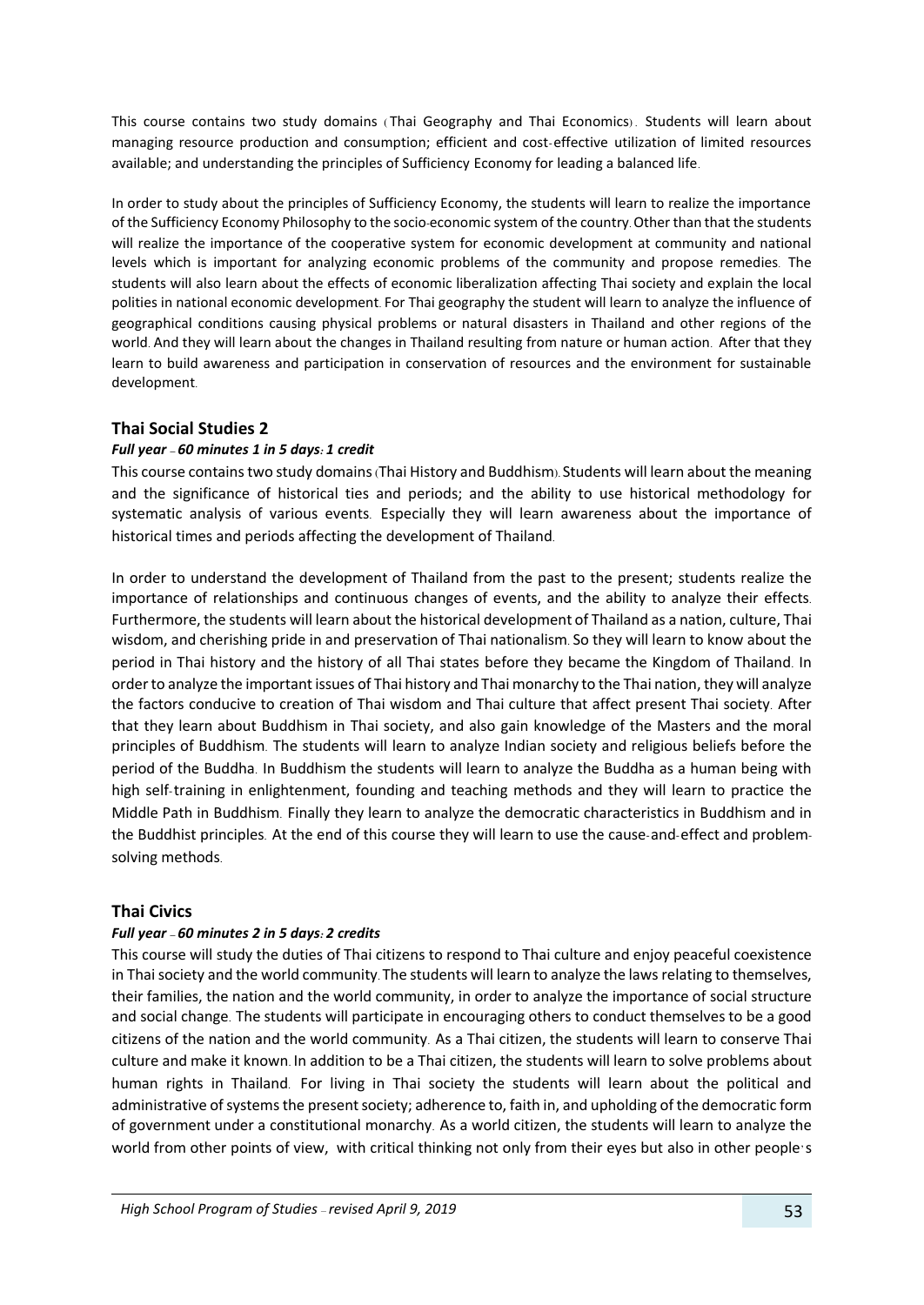This course contains two study domains (Thai Geography and Thai Economics). Students will learn about managing resource production and consumption; efficient and cost-effective utilization of limited resources available; and understanding the principles of Sufficiency Economy for leading a balanced life.

In order to study about the principles of Sufficiency Economy, the students will learn to realize the importance of the Sufficiency Economy Philosophy to the socio-economic system of the country. Other than that the students will realize the importance of the cooperative system for economic development at community and national levels which is important for analyzing economic problems of the community and propose remedies. The students will also learn about the effects of economic liberalization affecting Thai society and explain the local polities in national economic development. For Thai geography the student will learn to analyze the influence of geographical conditions causing physical problems or natural disasters in Thailand and other regions of the world. And they will learn about the changes in Thailand resulting from nature or human action. After that they learn to build awareness and participation in conservation of resources and the environment for sustainable development.

## Thai Social Studies 2

***Full year – 60 minutes 1 in 5 days: 1 credit***

This course contains two study domains (Thai History and Buddhism). Students will learn about the meaning and the significance of historical ties and periods; and the ability to use historical methodology for systematic analysis of various events. Especially they will learn awareness about the importance of historical times and periods affecting the development of Thailand.

In order to understand the development of Thailand from the past to the present; students realize the importance of relationships and continuous changes of events, and the ability to analyze their effects. Furthermore, the students will learn about the historical development of Thailand as a nation, culture, Thai wisdom, and cherishing pride in and preservation of Thai nationalism. So they will learn to know about the period in Thai history and the history of all Thai states before they became the Kingdom of Thailand. In order to analyze the important issues of Thai history and Thai monarchy to the Thai nation, they will analyze the factors conducive to creation of Thai wisdom and Thai culture that affect present Thai society. After that they learn about Buddhism in Thai society, and also gain knowledge of the Masters and the moral principles of Buddhism. The students will learn to analyze Indian society and religious beliefs before the period of the Buddha. In Buddhism the students will learn to analyze the Buddha as a human being with high self-training in enlightenment, founding and teaching methods and they will learn to practice the Middle Path in Buddhism. Finally they learn to analyze the democratic characteristics in Buddhism and in the Buddhist principles. At the end of this course they will learn to use the cause-and-effect and problem-solving methods.

## Thai Civics

***Full year – 60 minutes 2 in 5 days: 2 credits***

This course will study the duties of Thai citizens to respond to Thai culture and enjoy peaceful coexistence in Thai society and the world community. The students will learn to analyze the laws relating to themselves, their families, the nation and the world community, in order to analyze the importance of social structure and social change. The students will participate in encouraging others to conduct themselves to be a good citizens of the nation and the world community. As a Thai citizen, the students will learn to conserve Thai culture and make it known. In addition to be a Thai citizen, the students will learn to solve problems about human rights in Thailand. For living in Thai society the students will learn about the political and administrative of systems the present society; adherence to, faith in, and upholding of the democratic form of government under a constitutional monarchy. As a world citizen, the students will learn to analyze the world from other points of view, with critical thinking not only from their eyes but also in other people's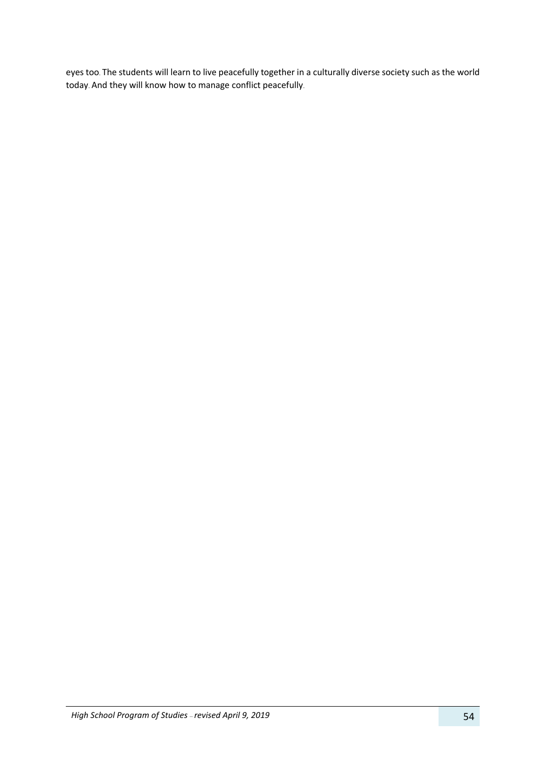eyes too. The students will learn to live peacefully together in a culturally diverse society such as the world today. And they will know how to manage conflict peacefully.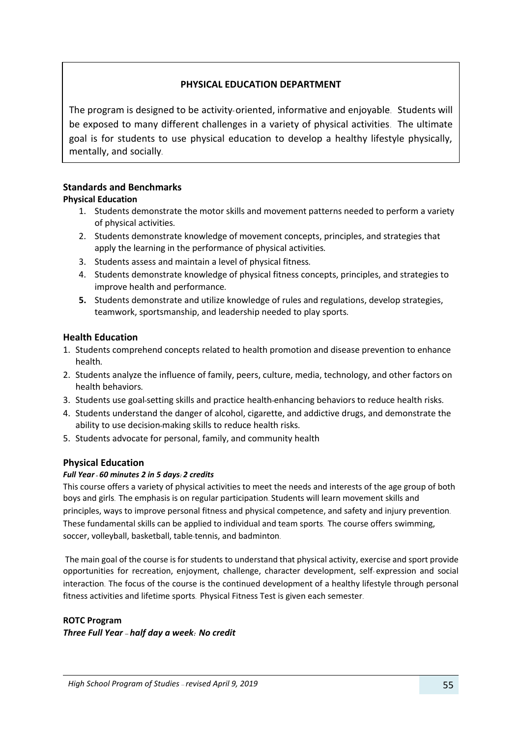## PHYSICAL EDUCATION DEPARTMENT

The program is designed to be activity-oriented, informative and enjoyable. Students will be exposed to many different challenges in a variety of physical activities. The ultimate goal is for students to use physical education to develop a healthy lifestyle physically, mentally, and socially.

### Standards and Benchmarks

**Physical Education**

1. Students demonstrate the motor skills and movement patterns needed to perform a variety of physical activities.
2. Students demonstrate knowledge of movement concepts, principles, and strategies that apply the learning in the performance of physical activities.
3. Students assess and maintain a level of physical fitness.
4. Students demonstrate knowledge of physical fitness concepts, principles, and strategies to improve health and performance.
5. Students demonstrate and utilize knowledge of rules and regulations, develop strategies, teamwork, sportsmanship, and leadership needed to play sports.

### Health Education

1. Students comprehend concepts related to health promotion and disease prevention to enhance health.
2. Students analyze the influence of family, peers, culture, media, technology, and other factors on health behaviors.
3. Students use goal-setting skills and practice health-enhancing behaviors to reduce health risks.
4. Students understand the danger of alcohol, cigarette, and addictive drugs, and demonstrate the ability to use decision-making skills to reduce health risks.
5. Students advocate for personal, family, and community health

### Physical Education

***Full Year - 60 minutes 2 in 5 days: 2 credits***

This course offers a variety of physical activities to meet the needs and interests of the age group of both boys and girls. The emphasis is on regular participation. Students will learn movement skills and principles, ways to improve personal fitness and physical competence, and safety and injury prevention. These fundamental skills can be applied to individual and team sports. The course offers swimming, soccer, volleyball, basketball, table-tennis, and badminton.

The main goal of the course is for students to understand that physical activity, exercise and sport provide opportunities for recreation, enjoyment, challenge, character development, self-expression and social interaction. The focus of the course is the continued development of a healthy lifestyle through personal fitness activities and lifetime sports. Physical Fitness Test is given each semester.

**ROTC Program**

***Three Full Year – half day a week: No credit***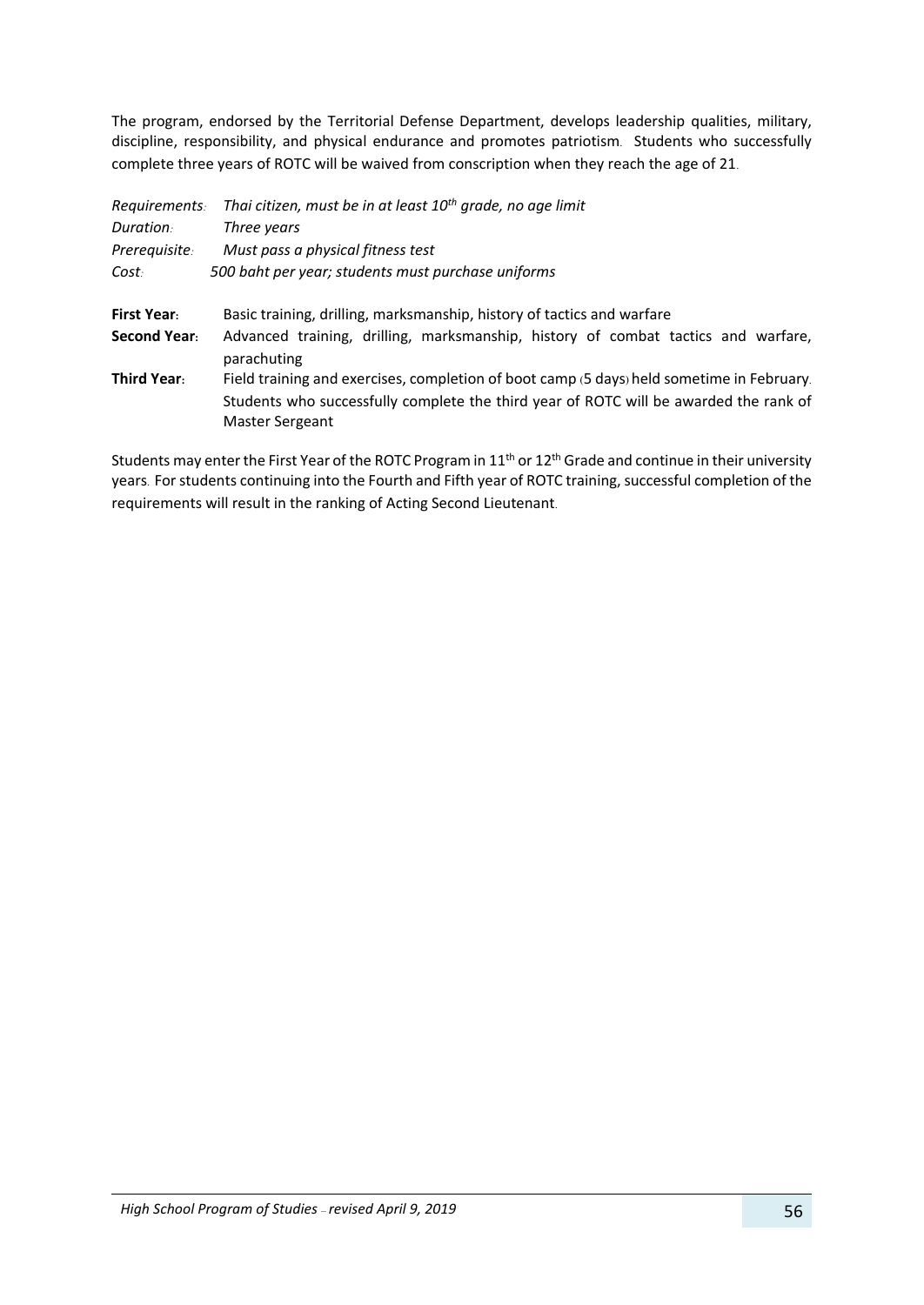The program, endorsed by the Territorial Defense Department, develops leadership qualities, military, discipline, responsibility, and physical endurance and promotes patriotism. Students who successfully complete three years of ROTC will be waived from conscription when they reach the age of 21.

*Requirements:* *Thai citizen, must be in at least 10th grade, no age limit*
*Duration:* *Three years*
*Prerequisite:* *Must pass a physical fitness test*
*Cost:* *500 baht per year; students must purchase uniforms*

**First Year:** Basic training, drilling, marksmanship, history of tactics and warfare

**Second Year:** Advanced training, drilling, marksmanship, history of combat tactics and warfare, parachuting

**Third Year:** Field training and exercises, completion of boot camp (5 days) held sometime in February. Students who successfully complete the third year of ROTC will be awarded the rank of Master Sergeant

Students may enter the First Year of the ROTC Program in 11th or 12th Grade and continue in their university years. For students continuing into the Fourth and Fifth year of ROTC training, successful completion of the requirements will result in the ranking of Acting Second Lieutenant.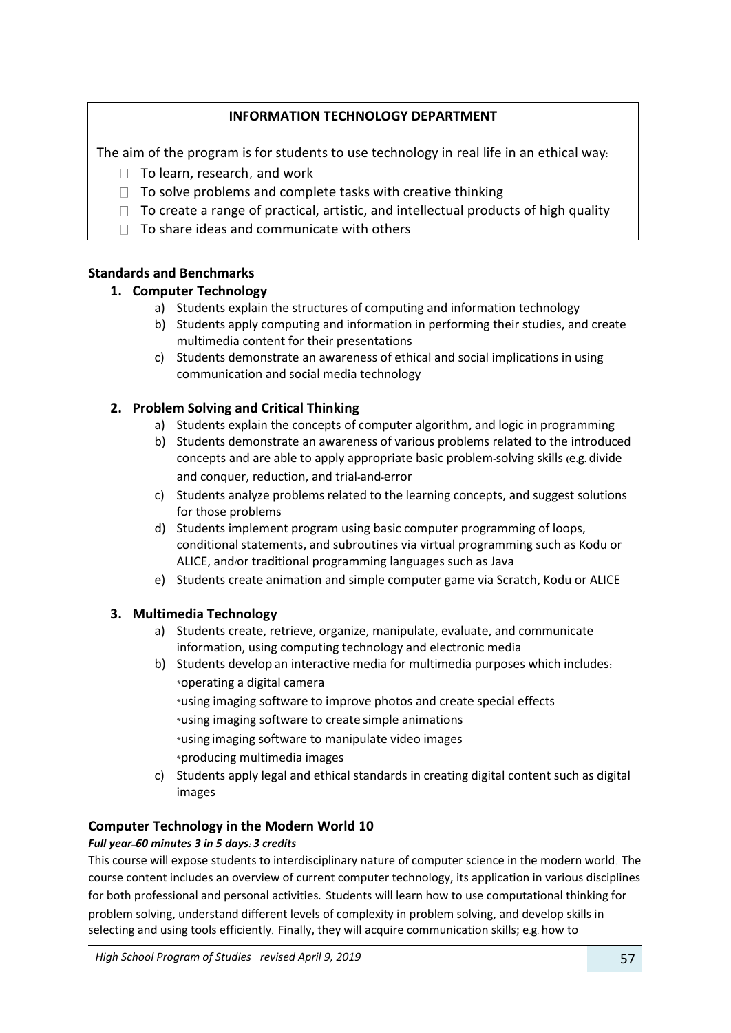**INFORMATION TECHNOLOGY DEPARTMENT**

The aim of the program is for students to use technology in real life in an ethical way:

- To learn, research, and work
- To solve problems and complete tasks with creative thinking
- To create a range of practical, artistic, and intellectual products of high quality
- To share ideas and communicate with others

### Standards and Benchmarks

1. **Computer Technology**
   a) Students explain the structures of computing and information technology
   b) Students apply computing and information in performing their studies, and create multimedia content for their presentations
   c) Students demonstrate an awareness of ethical and social implications in using communication and social media technology

2. **Problem Solving and Critical Thinking**
   a) Students explain the concepts of computer algorithm, and logic in programming
   b) Students demonstrate an awareness of various problems related to the introduced concepts and are able to apply appropriate basic problem-solving skills (e.g. divide and conquer, reduction, and trial-and-error
   c) Students analyze problems related to the learning concepts, and suggest solutions for those problems
   d) Students implement program using basic computer programming of loops, conditional statements, and subroutines via virtual programming such as Kodu or ALICE, and/or traditional programming languages such as Java
   e) Students create animation and simple computer game via Scratch, Kodu or ALICE

3. **Multimedia Technology**
   a) Students create, retrieve, organize, manipulate, evaluate, and communicate information, using computing technology and electronic media
   b) Students develop an interactive media for multimedia purposes which includes:
      *operating a digital camera
      *using imaging software to improve photos and create special effects
      *using imaging software to create simple animations
      *using imaging software to manipulate video images
      *producing multimedia images
   c) Students apply legal and ethical standards in creating digital content such as digital images

### Computer Technology in the Modern World 10

***Full year–60 minutes 3 in 5 days: 3 credits***

This course will expose students to interdisciplinary nature of computer science in the modern world. The course content includes an overview of current computer technology, its application in various disciplines for both professional and personal activities. Students will learn how to use computational thinking for problem solving, understand different levels of complexity in problem solving, and develop skills in selecting and using tools efficiently. Finally, they will acquire communication skills; e.g. how to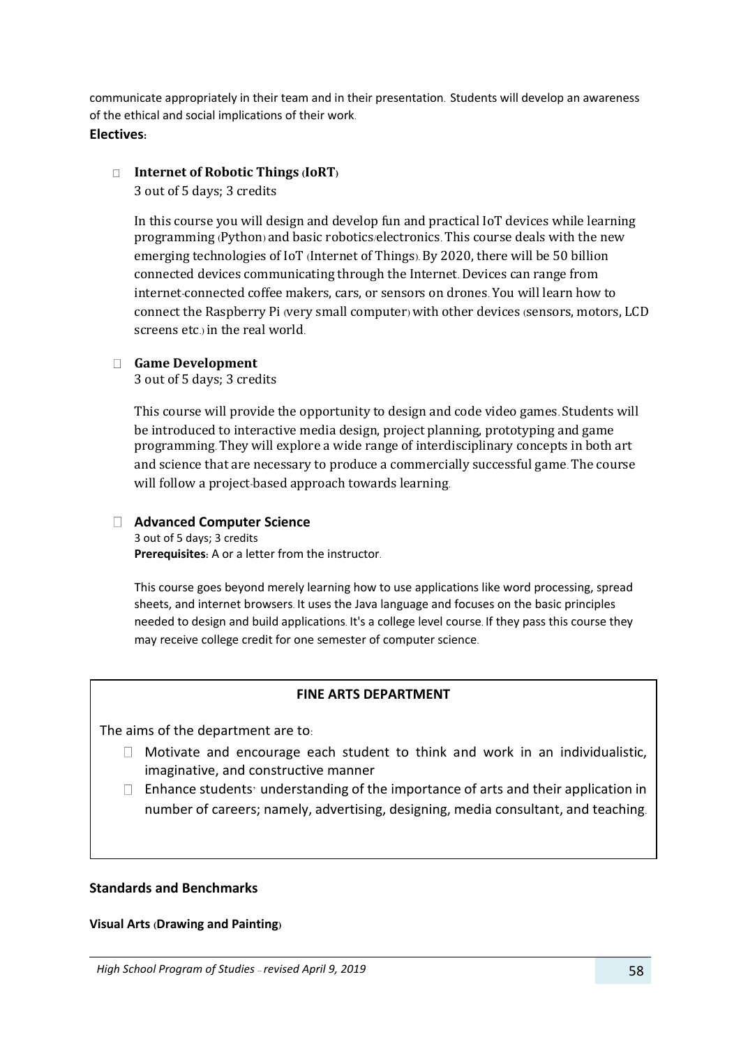communicate appropriately in their team and in their presentation. Students will develop an awareness of the ethical and social implications of their work.

**Electives:**

- **Internet of Robotic Things (IoRT)**
  3 out of 5 days; 3 credits

  In this course you will design and develop fun and practical IoT devices while learning programming (Python) and basic robotics/electronics. This course deals with the new emerging technologies of IoT (Internet of Things). By 2020, there will be 50 billion connected devices communicating through the Internet. Devices can range from internet-connected coffee makers, cars, or sensors on drones. You will learn how to connect the Raspberry Pi (very small computer) with other devices (sensors, motors, LCD screens etc.) in the real world.

- **Game Development**
  3 out of 5 days; 3 credits

  This course will provide the opportunity to design and code video games. Students will be introduced to interactive media design, project planning, prototyping and game programming. They will explore a wide range of interdisciplinary concepts in both art and science that are necessary to produce a commercially successful game. The course will follow a project-based approach towards learning.

- **Advanced Computer Science**
  3 out of 5 days; 3 credits
  **Prerequisites:** A or a letter from the instructor.

  This course goes beyond merely learning how to use applications like word processing, spread sheets, and internet browsers. It uses the Java language and focuses on the basic principles needed to design and build applications. It's a college level course. If they pass this course they may receive college credit for one semester of computer science.

## FINE ARTS DEPARTMENT

The aims of the department are to:

- Motivate and encourage each student to think and work in an individualistic, imaginative, and constructive manner
- Enhance students' understanding of the importance of arts and their application in number of careers; namely, advertising, designing, media consultant, and teaching.

### Standards and Benchmarks

**Visual Arts (Drawing and Painting)**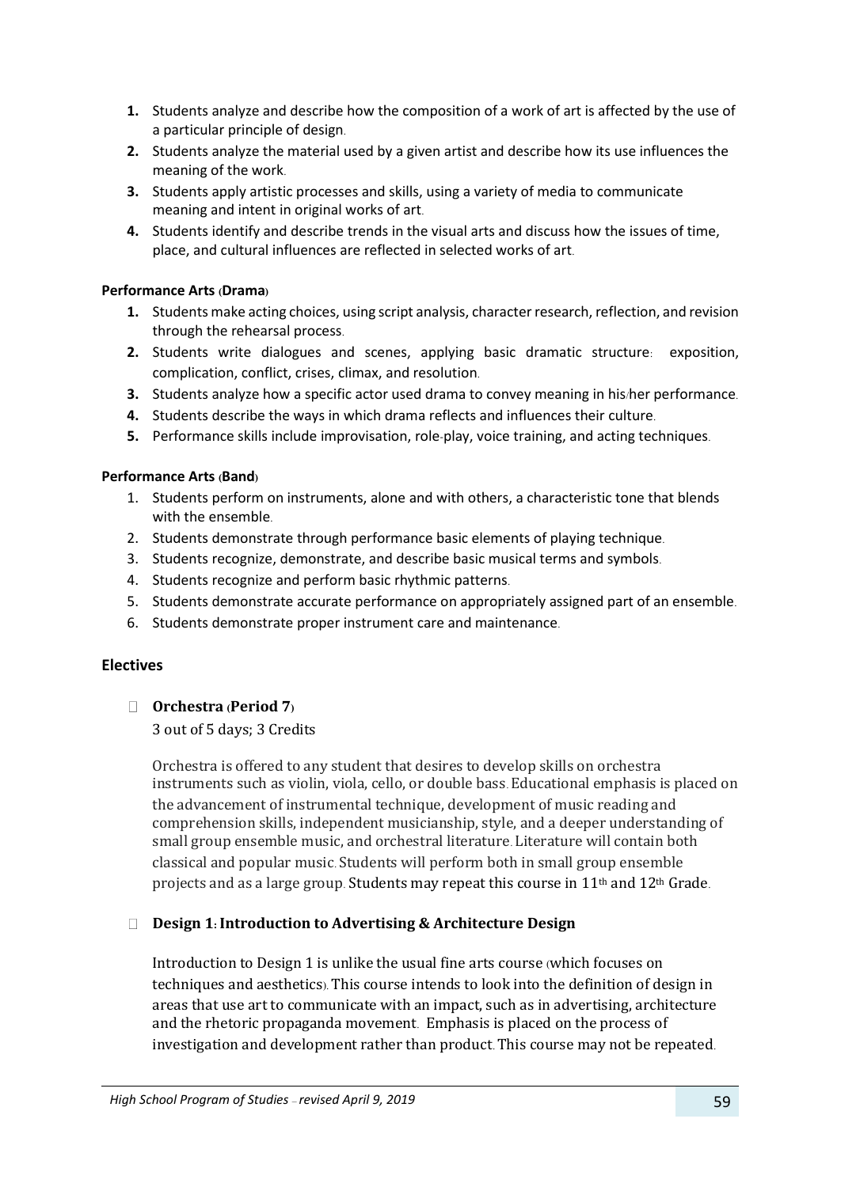1. Students analyze and describe how the composition of a work of art is affected by the use of a particular principle of design.
2. Students analyze the material used by a given artist and describe how its use influences the meaning of the work.
3. Students apply artistic processes and skills, using a variety of media to communicate meaning and intent in original works of art.
4. Students identify and describe trends in the visual arts and discuss how the issues of time, place, and cultural influences are reflected in selected works of art.

**Performance Arts (Drama)**

1. Students make acting choices, using script analysis, character research, reflection, and revision through the rehearsal process.
2. Students write dialogues and scenes, applying basic dramatic structure: exposition, complication, conflict, crises, climax, and resolution.
3. Students analyze how a specific actor used drama to convey meaning in his/her performance.
4. Students describe the ways in which drama reflects and influences their culture.
5. Performance skills include improvisation, role-play, voice training, and acting techniques.

**Performance Arts (Band)**

1. Students perform on instruments, alone and with others, a characteristic tone that blends with the ensemble.
2. Students demonstrate through performance basic elements of playing technique.
3. Students recognize, demonstrate, and describe basic musical terms and symbols.
4. Students recognize and perform basic rhythmic patterns.
5. Students demonstrate accurate performance on appropriately assigned part of an ensemble.
6. Students demonstrate proper instrument care and maintenance.

## Electives

- **Orchestra (Period 7)**

  3 out of 5 days; 3 Credits

  Orchestra is offered to any student that desires to develop skills on orchestra instruments such as violin, viola, cello, or double bass. Educational emphasis is placed on the advancement of instrumental technique, development of music reading and comprehension skills, independent musicianship, style, and a deeper understanding of small group ensemble music, and orchestral literature. Literature will contain both classical and popular music. Students will perform both in small group ensemble projects and as a large group. Students may repeat this course in 11th and 12th Grade.

- **Design 1: Introduction to Advertising & Architecture Design**

  Introduction to Design 1 is unlike the usual fine arts course (which focuses on techniques and aesthetics). This course intends to look into the definition of design in areas that use art to communicate with an impact, such as in advertising, architecture and the rhetoric propaganda movement. Emphasis is placed on the process of investigation and development rather than product. This course may not be repeated.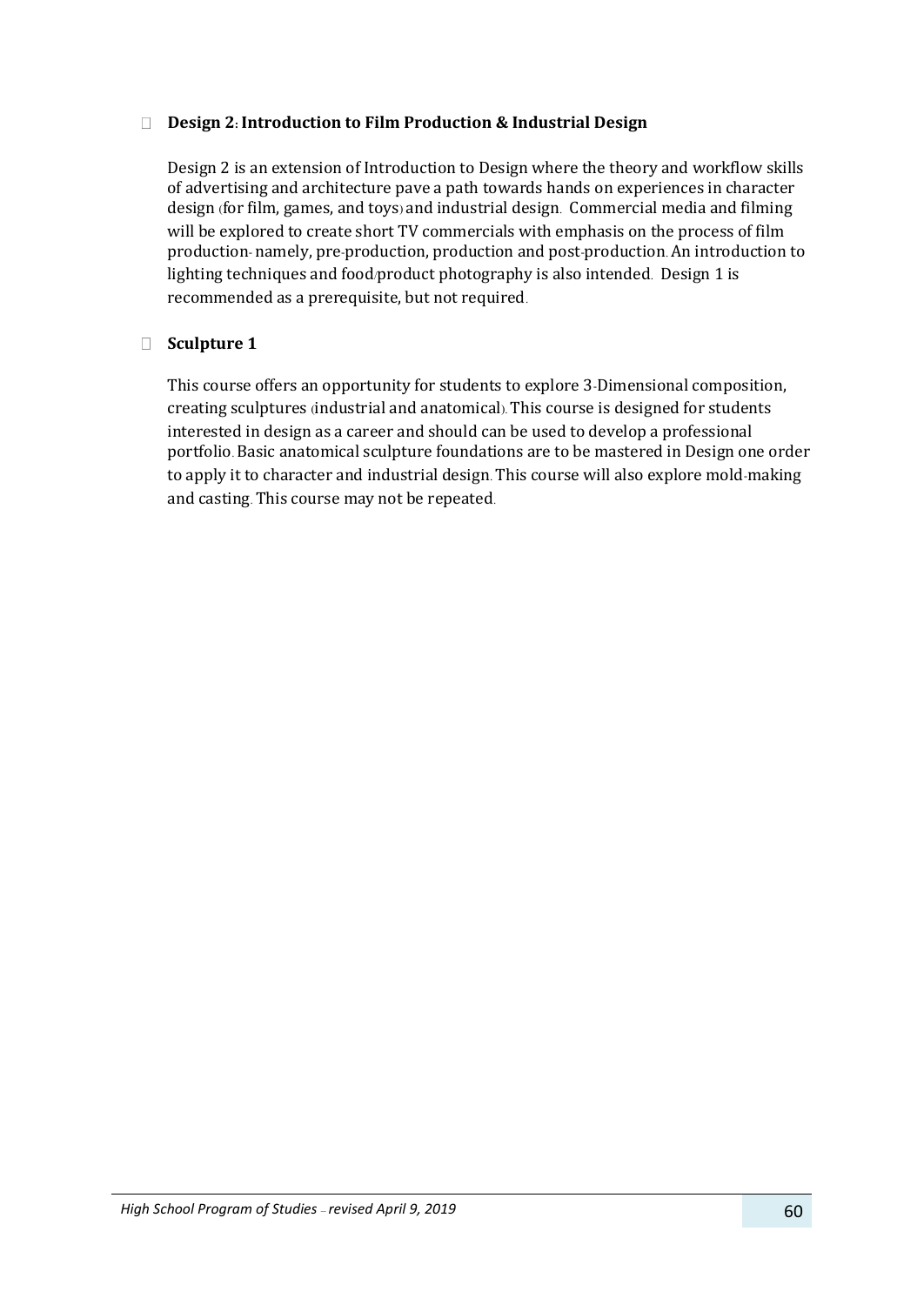- **Design 2: Introduction to Film Production & Industrial Design**

  Design 2 is an extension of Introduction to Design where the theory and workflow skills of advertising and architecture pave a path towards hands on experiences in character design (for film, games, and toys) and industrial design. Commercial media and filming will be explored to create short TV commercials with emphasis on the process of film production- namely, pre-production, production and post-production. An introduction to lighting techniques and food/product photography is also intended. Design 1 is recommended as a prerequisite, but not required.

- **Sculpture 1**

  This course offers an opportunity for students to explore 3-Dimensional composition, creating sculptures (industrial and anatomical). This course is designed for students interested in design as a career and should can be used to develop a professional portfolio. Basic anatomical sculpture foundations are to be mastered in Design one order to apply it to character and industrial design. This course will also explore mold-making and casting. This course may not be repeated.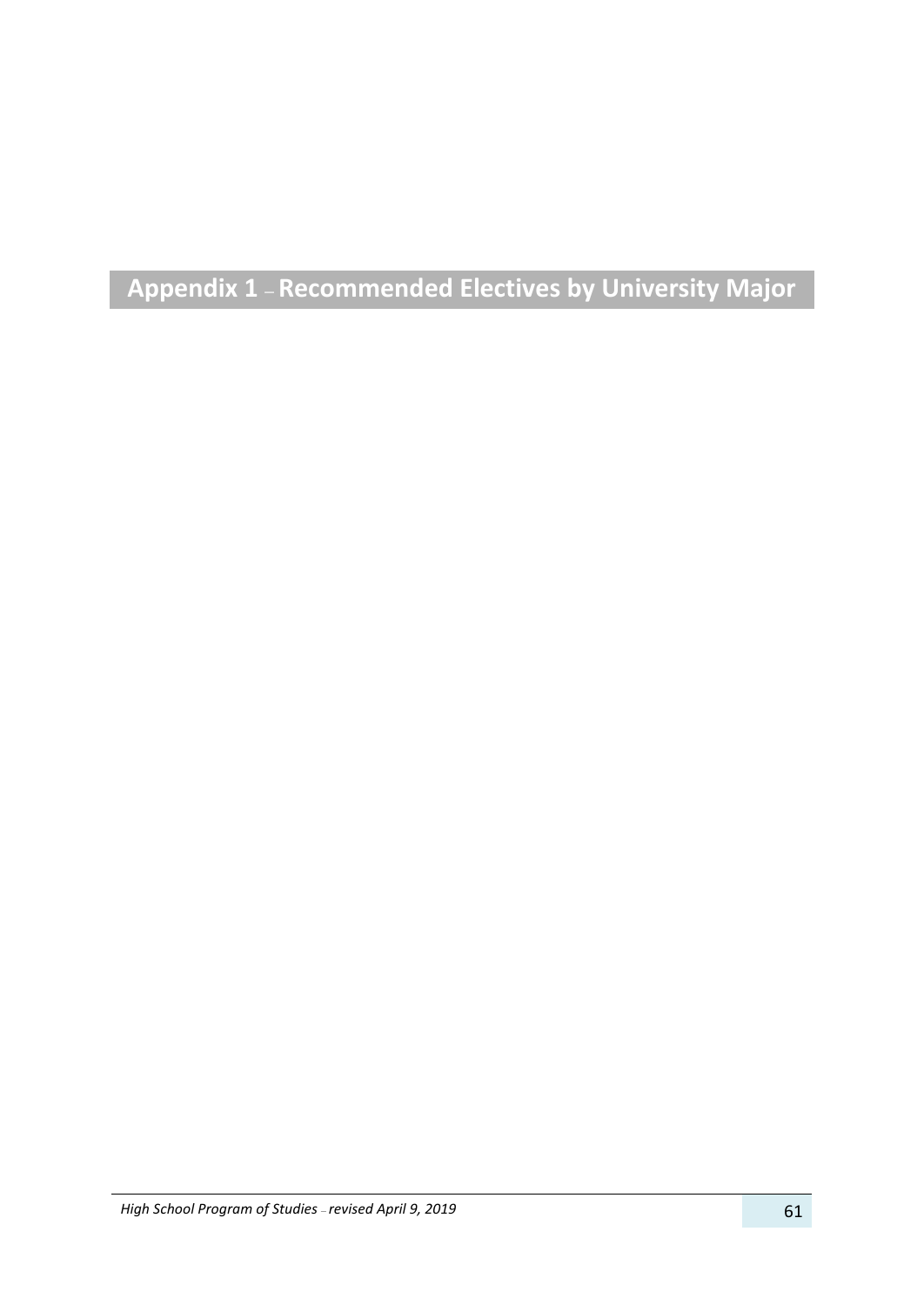# Appendix 1 – Recommended Electives by University Major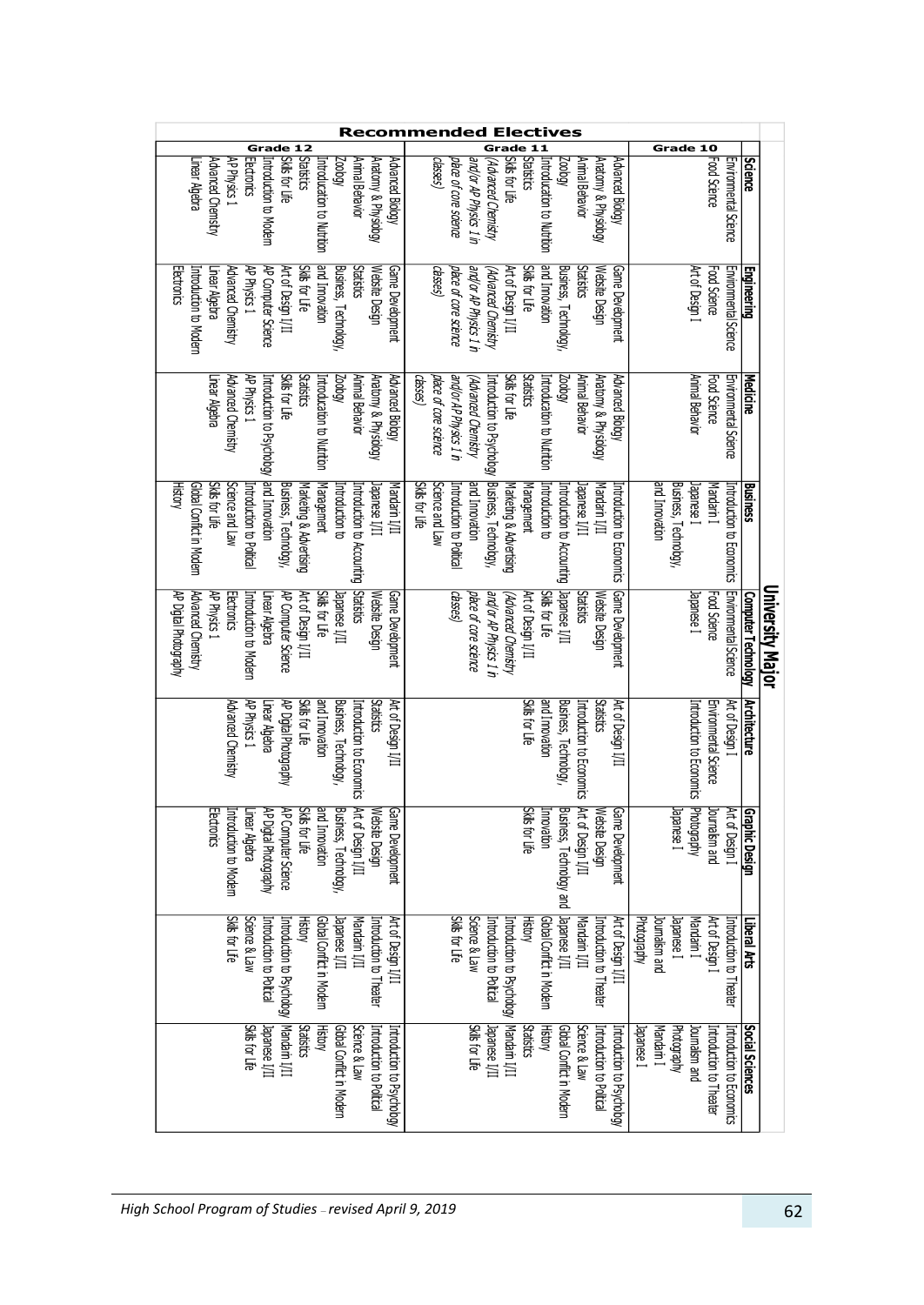# Recommended Electives

| | University Major | | | | | | | | |
|---|---|---|---|---|---|---|---|---|---|
| | **Science** | **Engineering** | **Medicine** | **Business** | **Computer Technology** | **Architecture** | **Graphic Design** | **Liberal Arts** | **Social Sciences** |
| **Grade 10** | Environmental Science<br>Food Science | Environmental Science<br>Food Science<br>Art of Design I | Environmental Science<br>Food Science<br>Animal Behavior | Introduction to Economics<br>Mandarin I<br>Japanese I<br>Business, Technology, and Innovation | Environmental Science<br>Food Science<br>Japanese I | Art of Design I<br>Environmental Science<br>Introduction to Economics | Art of Design I<br>Journalism and Photography<br>Japanese I | Introduction to Theater<br>Art of Design I<br>Mandarin I<br>Japanese I<br>Journalism and Photography | Introduction to Economics<br>Introduction to Theater<br>Journalism and Photography<br>Mandarin I<br>Japanese I |
| **Grade 11** | Advanced Biology<br>Anatomy & Physiology<br>Animal Behavior<br>Zoology<br>Introduction to Nutrition<br>Statistics<br>Skills for Life<br>*(Advanced Chemistry and/or AP Physics 1 in place of core science classes)* | Game Development<br>Website Design<br>Statistics<br>Business, Technology, and Innovation<br>Skills for Life<br>Art of Design I/II<br>*(Advanced Chemistry and/or AP Physics 1 in place of core science classes)* | Advanced Biology<br>Anatomy & Physiology<br>Animal Behavior<br>Zoology<br>Introduction to Nutrition<br>Statistics<br>Skills for Life<br>Introduction to Psychology<br>*(Advanced Chemistry and/or AP Physics 1 in place of core science classes)* | Introduction to Economics<br>Mandarin I/II<br>Japanese I/II<br>Introduction to Accounting<br>Introduction to Management<br>Marketing & Advertising<br>Business, Technology, and Innovation<br>Introduction to Political Science and Law<br>Skills for Life | Game Development<br>Website Design<br>Statistics<br>Japanese I/II<br>Skills for Life<br>Art of Design I/II<br>*(Advanced Chemistry and/or AP Physics 1 in place of core science classes)* | Art of Design I/II<br>Statistics<br>Introduction to Economics<br>Business, Technology, and Innovation<br>Skills for Life | Game Development<br>Website Design<br>Art of Design I/II<br>Business, Technology and Innovation<br>Skills for Life | Art of Design I/II<br>Introduction to Theater<br>Mandarin I/II<br>Japanese I/II<br>Global Conflict in Modern History<br>Introduction to Psychology<br>Introduction to Political Science & Law<br>Skills for Life | Introduction to Psychology<br>Introduction to Political Science & Law<br>Global Conflict in Modern History<br>Statistics<br>Mandarin I/II<br>Japanese I/II<br>Skills for Life |
| **Grade 12** | Advanced Biology<br>Anatomy & Physiology<br>Animal Behavior<br>Zoology<br>Introduction to Nutrition<br>Statistics<br>Skills for Life<br>Introduction to Modern Electronics<br>AP Physics 1<br>Advanced Chemistry<br>Linear Algebra | Game Development<br>Website Design<br>Statistics<br>Business, Technology, and Innovation<br>Skills for Life<br>Art of Design I/II<br>AP Computer Science<br>AP Physics 1<br>Advanced Chemistry<br>Linear Algebra<br>Introduction to Modern Electronics | Advanced Biology<br>Anatomy & Physiology<br>Animal Behavior<br>Zoology<br>Introduction to Nutrition<br>Statistics<br>Skills for Life<br>Introduction to Psychology<br>AP Physics 1<br>Advanced Chemistry<br>Linear Algebra | Mandarin I/II<br>Japanese I/II<br>Introduction to Accounting<br>Introduction to Management<br>Marketing & Advertising<br>Business, Technology, and Innovation<br>Introduction to Political Science and Law<br>Skills for Life<br>Global Conflict in Modern History | Game Development<br>Website Design<br>Statistics<br>Japanese I/II<br>Skills for Life<br>Art of Design I/II<br>AP Computer Science<br>Linear Algebra<br>Introduction to Modern Electronics<br>AP Physics 1<br>Advanced Chemistry<br>AP Digital Photography | Art of Design I/II<br>Statistics<br>Introduction to Economics<br>Business, Technology, and Innovation<br>Skills for Life<br>AP Digital Photography<br>Linear Algebra<br>AP Physics 1<br>Advanced Chemistry | Game Development<br>Website Design<br>Art of Design I/II<br>Business, Technology, and Innovation<br>Skills for Life<br>AP Computer Science<br>AP Digital Photography<br>Linear Algebra<br>Introduction to Modern Electronics | Art of Design I/II<br>Introduction to Theater<br>Mandarin I/II<br>Japanese I/II<br>Global Conflict in Modern History<br>Introduction to Psychology<br>Introduction to Political Science & Law<br>Skills for Life | Introduction to Psychology<br>Introduction to Political Science & Law<br>Global Conflict in Modern History<br>Statistics<br>Mandarin I/II<br>Japanese I/II<br>Skills for Life |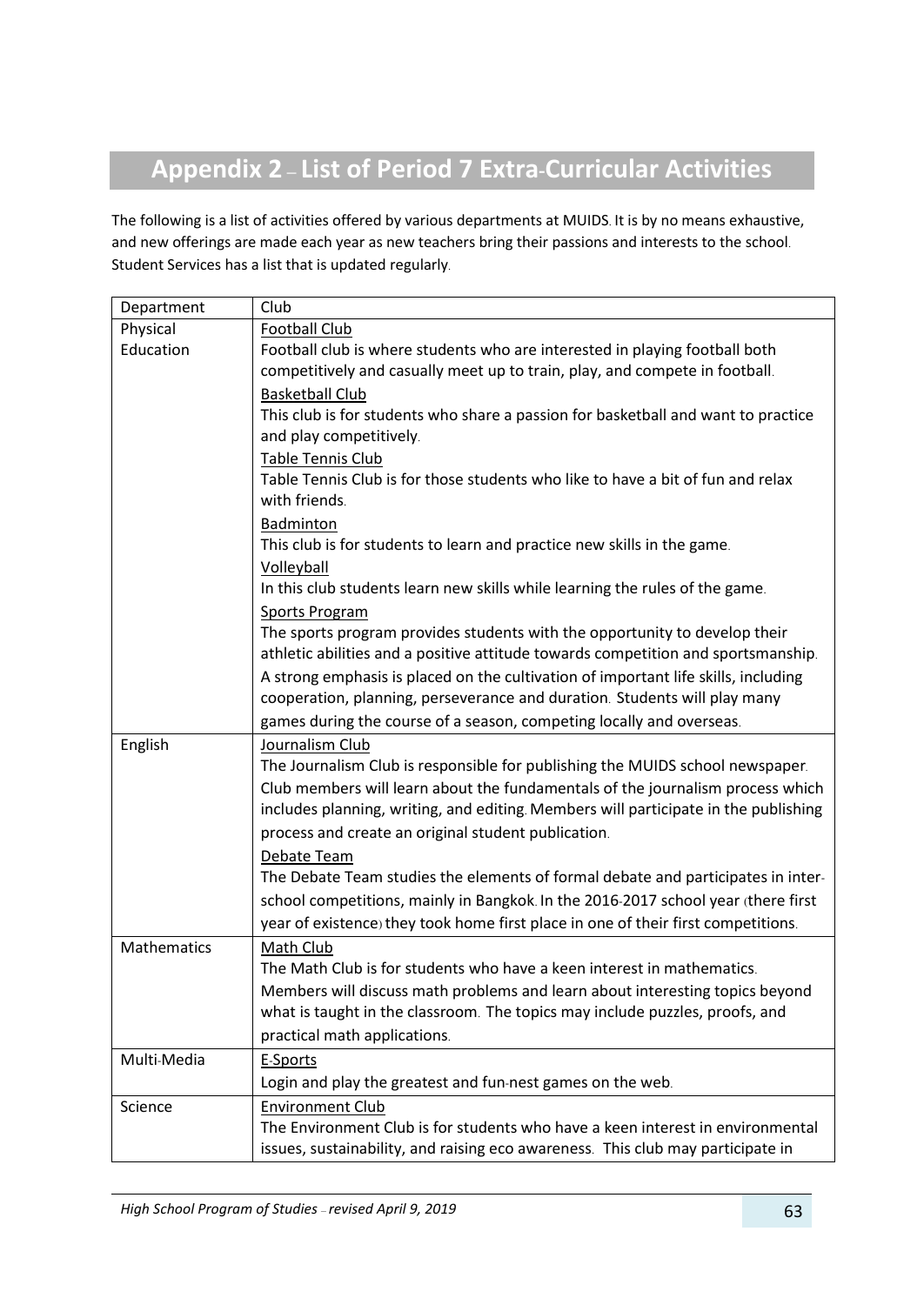## Appendix 2 – List of Period 7 Extra-Curricular Activities

The following is a list of activities offered by various departments at MUIDS. It is by no means exhaustive, and new offerings are made each year as new teachers bring their passions and interests to the school. Student Services has a list that is updated regularly.

| Department | Club |
|---|---|
| Physical Education | <u>Football Club</u><br>Football club is where students who are interested in playing football both competitively and casually meet up to train, play, and compete in football.<br><u>Basketball Club</u><br>This club is for students who share a passion for basketball and want to practice and play competitively.<br><u>Table Tennis Club</u><br>Table Tennis Club is for those students who like to have a bit of fun and relax with friends.<br><u>Badminton</u><br>This club is for students to learn and practice new skills in the game.<br><u>Volleyball</u><br>In this club students learn new skills while learning the rules of the game.<br><u>Sports Program</u><br>The sports program provides students with the opportunity to develop their athletic abilities and a positive attitude towards competition and sportsmanship. A strong emphasis is placed on the cultivation of important life skills, including cooperation, planning, perseverance and duration. Students will play many games during the course of a season, competing locally and overseas. |
| English | <u>Journalism Club</u><br>The Journalism Club is responsible for publishing the MUIDS school newspaper. Club members will learn about the fundamentals of the journalism process which includes planning, writing, and editing. Members will participate in the publishing process and create an original student publication.<br><u>Debate Team</u><br>The Debate Team studies the elements of formal debate and participates in inter-school competitions, mainly in Bangkok. In the 2016-2017 school year (there first year of existence) they took home first place in one of their first competitions. |
| Mathematics | <u>Math Club</u><br>The Math Club is for students who have a keen interest in mathematics. Members will discuss math problems and learn about interesting topics beyond what is taught in the classroom. The topics may include puzzles, proofs, and practical math applications. |
| Multi-Media | <u>E-Sports</u><br>Login and play the greatest and fun-nest games on the web. |
| Science | <u>Environment Club</u><br>The Environment Club is for students who have a keen interest in environmental issues, sustainability, and raising eco awareness. This club may participate in |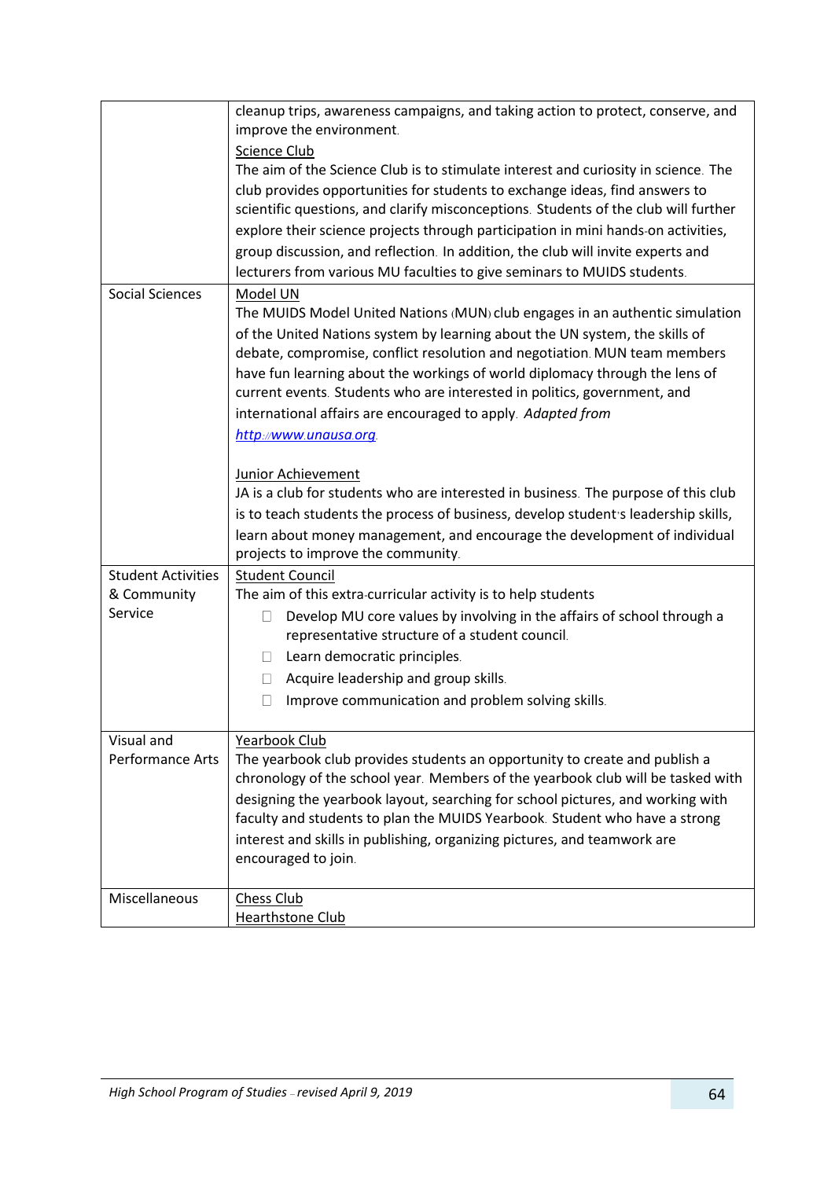| | |
|---|---|
| | cleanup trips, awareness campaigns, and taking action to protect, conserve, and improve the environment.<br><br><u>Science Club</u><br>The aim of the Science Club is to stimulate interest and curiosity in science. The club provides opportunities for students to exchange ideas, find answers to scientific questions, and clarify misconceptions. Students of the club will further explore their science projects through participation in mini hands-on activities, group discussion, and reflection. In addition, the club will invite experts and lecturers from various MU faculties to give seminars to MUIDS students. |
| Social Sciences | <u>Model UN</u><br>The MUIDS Model United Nations (MUN) club engages in an authentic simulation of the United Nations system by learning about the UN system, the skills of debate, compromise, conflict resolution and negotiation. MUN team members have fun learning about the workings of world diplomacy through the lens of current events. Students who are interested in politics, government, and international affairs are encouraged to apply. *Adapted from [http://www.unausa.org](http://www.unausa.org).*<br><br><u>Junior Achievement</u><br>JA is a club for students who are interested in business. The purpose of this club is to teach students the process of business, develop student's leadership skills, learn about money management, and encourage the development of individual projects to improve the community. |
| Student Activities & Community Service | <u>Student Council</u><br>The aim of this extra-curricular activity is to help students<br>- Develop MU core values by involving in the affairs of school through a representative structure of a student council.<br>- Learn democratic principles.<br>- Acquire leadership and group skills.<br>- Improve communication and problem solving skills. |
| Visual and Performance Arts | <u>Yearbook Club</u><br>The yearbook club provides students an opportunity to create and publish a chronology of the school year. Members of the yearbook club will be tasked with designing the yearbook layout, searching for school pictures, and working with faculty and students to plan the MUIDS Yearbook. Student who have a strong interest and skills in publishing, organizing pictures, and teamwork are encouraged to join. |
| Miscellaneous | <u>Chess Club</u><br><u>Hearthstone Club</u> |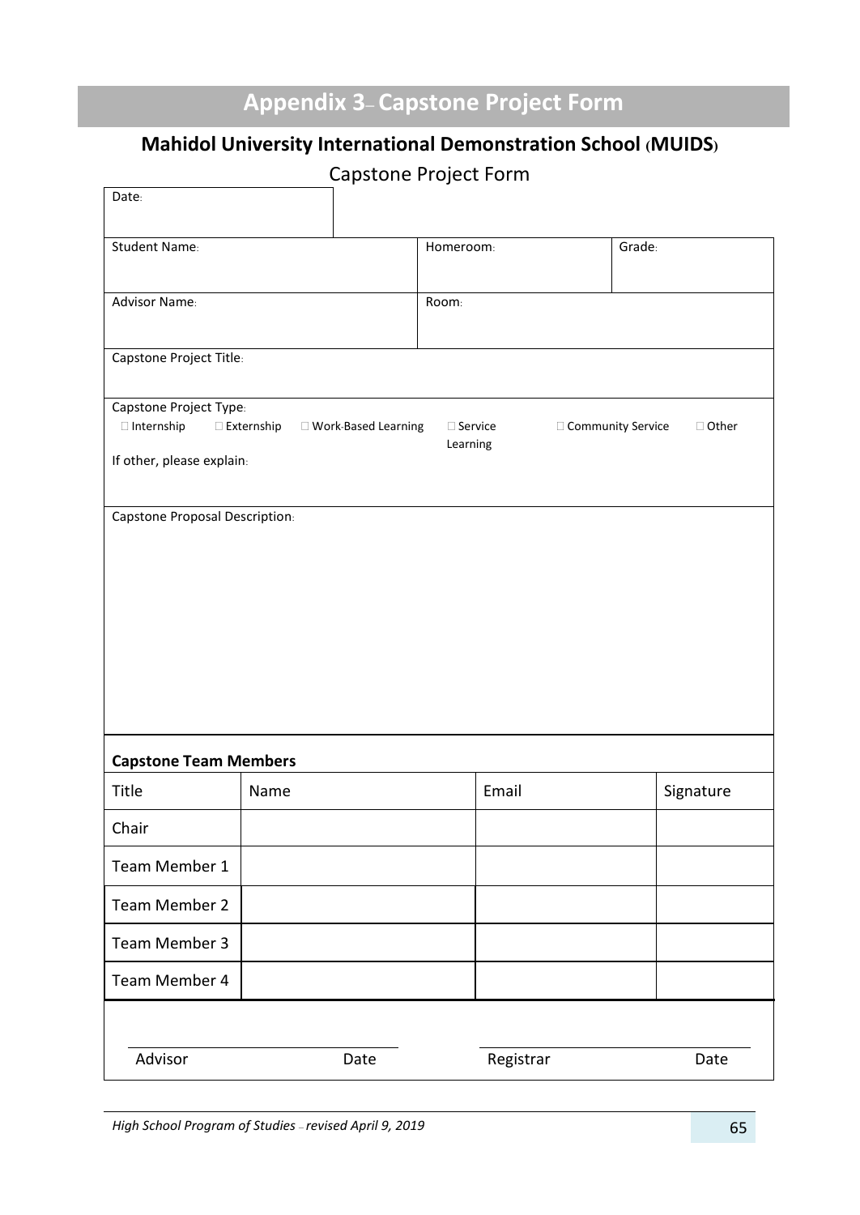# Appendix 3 – Capstone Project Form

## Mahidol University International Demonstration School (MUIDS)

Capstone Project Form

| Date: | | |
|---|---|---|
| Student Name: | Homeroom: | Grade: |
| Advisor Name: | Room: | |
| Capstone Project Title: | | |

Capstone Project Type:
☐ Internship ☐ Externship ☐ Work-Based Learning ☐ Service Learning ☐ Community Service ☐ Other

If other, please explain:

Capstone Proposal Description:

**Capstone Team Members**

| Title | Name | Email | Signature |
|---|---|---|---|
| Chair | | | |
| Team Member 1 | | | |
| Team Member 2 | | | |
| Team Member 3 | | | |
| Team Member 4 | | | |

Advisor Date Registrar Date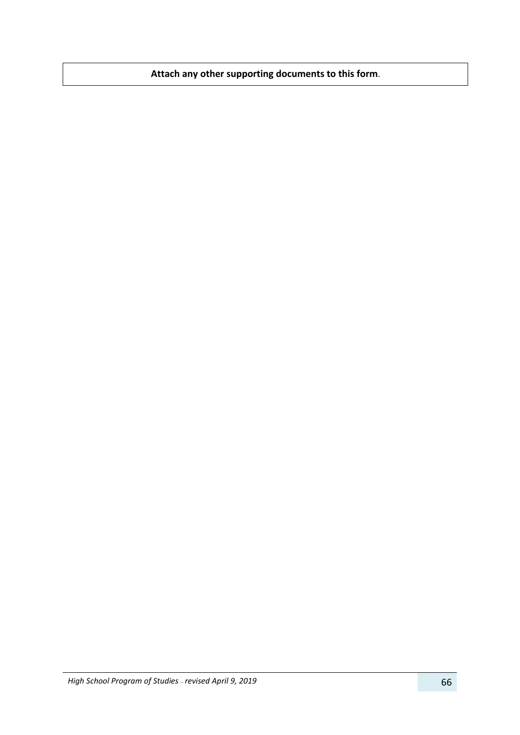**Attach any other supporting documents to this form**.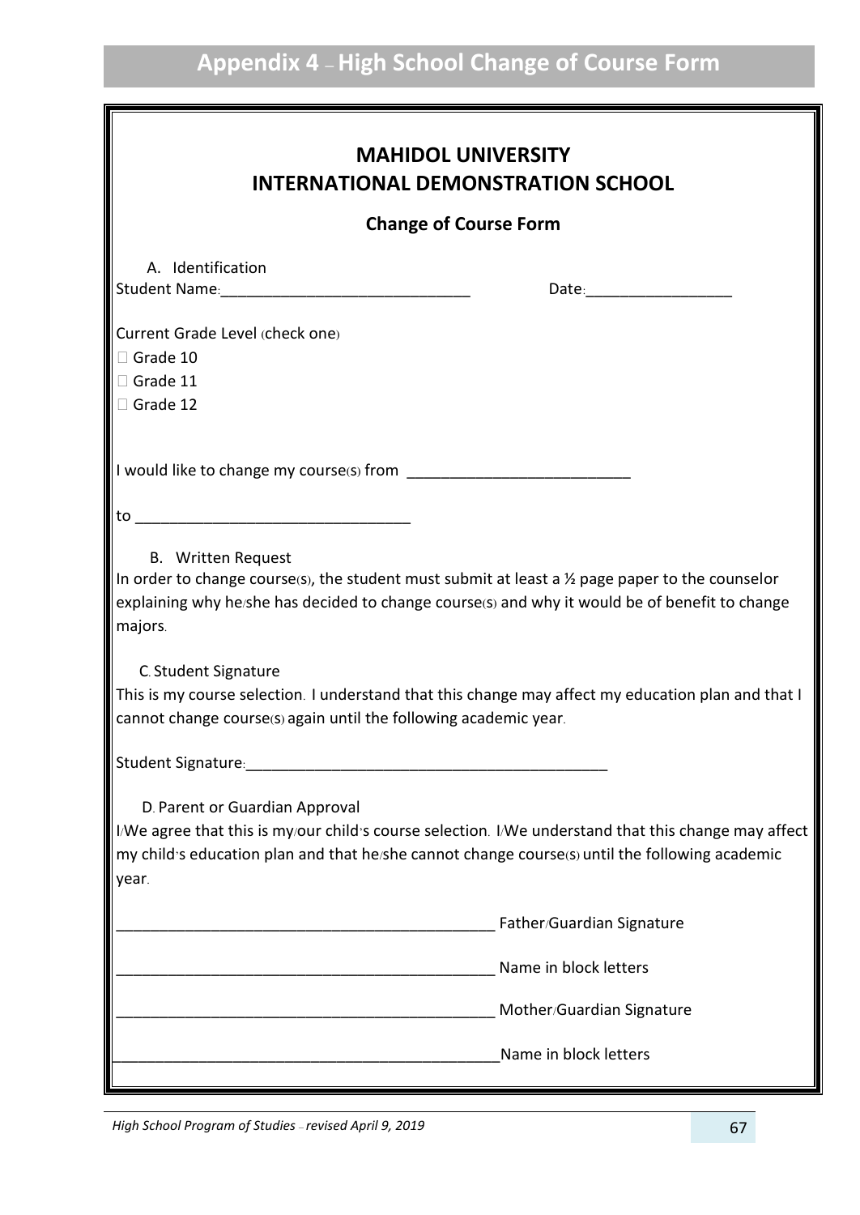# Appendix 4 – High School Change of Course Form

## MAHIDOL UNIVERSITY
## INTERNATIONAL DEMONSTRATION SCHOOL

### Change of Course Form

A. Identification

Student Name:_____________________________ Date:_________________

Current Grade Level (check one)

☐ Grade 10

☐ Grade 11

☐ Grade 12

I would like to change my course(s) from __________________________

to ________________________________

B. Written Request

In order to change course(s), the student must submit at least a ½ page paper to the counselor explaining why he/she has decided to change course(s) and why it would be of benefit to change majors.

C. Student Signature

This is my course selection. I understand that this change may affect my education plan and that I cannot change course(s) again until the following academic year.

Student Signature:__________________________________________

D. Parent or Guardian Approval

I/We agree that this is my/our child's course selection. I/We understand that this change may affect my child's education plan and that he/she cannot change course(s) until the following academic year.

____________________________________________ Father/Guardian Signature

____________________________________________ Name in block letters

____________________________________________ Mother/Guardian Signature

____________________________________________ Name in block letters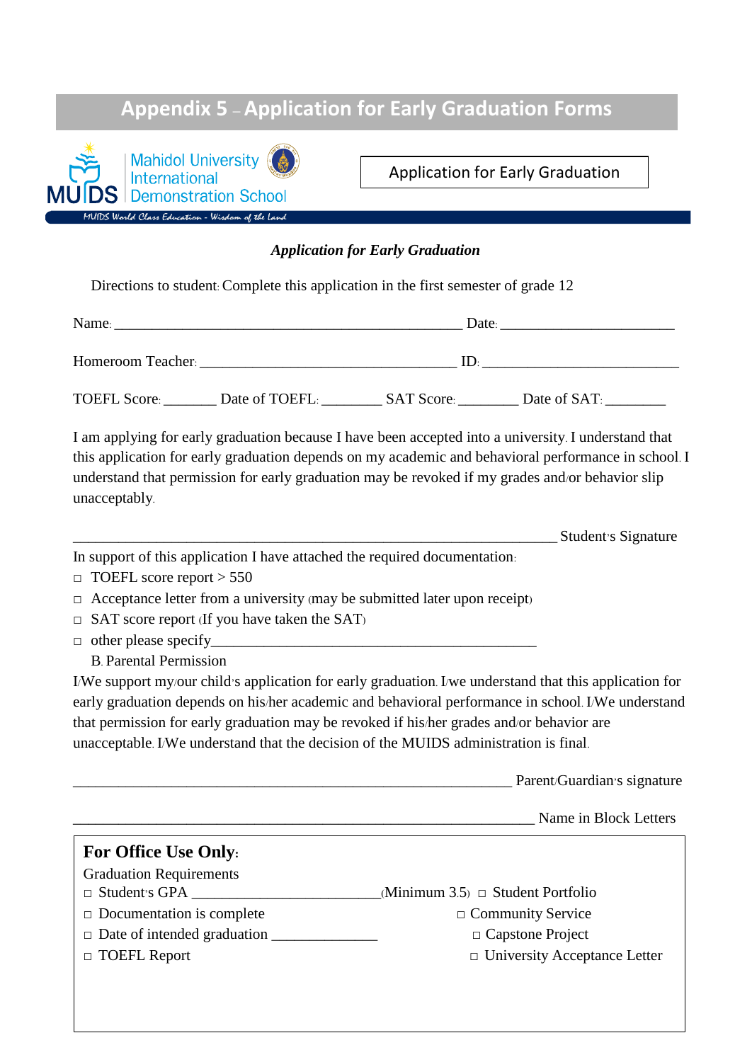# Appendix 5 – Application for Early Graduation Forms

Mahidol University International Demonstration School

MUIDS World Class Education - Wisdom of the Land

Application for Early Graduation

***Application for Early Graduation***

Directions to student: Complete this application in the first semester of grade 12

Name: _______________________________________________ Date: _______________________

Homeroom Teacher: ___________________________________ ID: ___________________________

TOEFL Score: _______ Date of TOEFL: ________ SAT Score: ________ Date of SAT: ________

I am applying for early graduation because I have been accepted into a university. I understand that this application for early graduation depends on my academic and behavioral performance in school. I understand that permission for early graduation may be revoked if my grades and/or behavior slip unacceptably.

_________________________________________________________________ Student's Signature

In support of this application I have attached the required documentation:

- □ TOEFL score report > 550
- □ Acceptance letter from a university (may be submitted later upon receipt)
- □ SAT score report (If you have taken the SAT)
- □ other please specify______________________________________________

B. Parental Permission

I/We support my/our child's application for early graduation. I/we understand that this application for early graduation depends on his/her academic and behavioral performance in school. I/We understand that permission for early graduation may be revoked if his/her grades and/or behavior are unacceptable. I/We understand that the decision of the MUIDS administration is final.

____________________________________________________________ Parent/Guardian's signature

_______________________________________________________________ Name in Block Letters

**For Office Use Only:**

Graduation Requirements

- □ Student's GPA __________________________(Minimum 3.5)
- □ Documentation is complete
- □ Date of intended graduation ______________
- □ TOEFL Report
- □ Student Portfolio
- □ Community Service
- □ Capstone Project
- □ University Acceptance Letter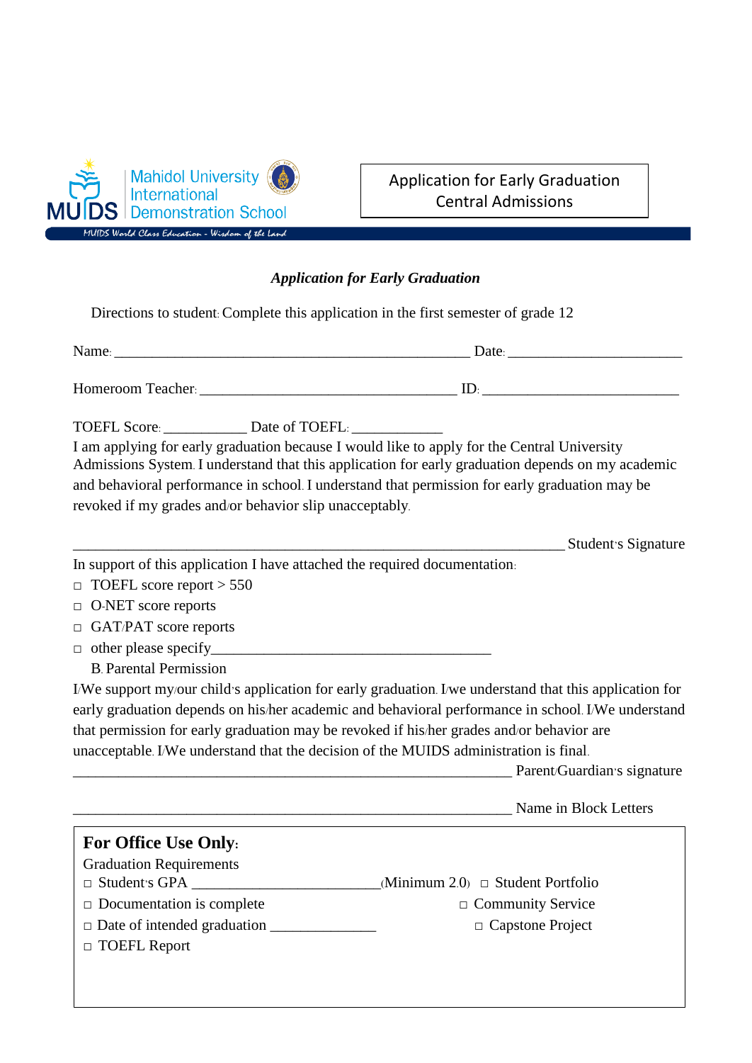Mahidol University International Demonstration School

MUIDS World Class Education - Wisdom of the Land

**Application for Early Graduation**
**Central Admissions**

***Application for Early Graduation***

Directions to student: Complete this application in the first semester of grade 12

Name: ______________________________________________ Date: ______________________

Homeroom Teacher: _________________________________ ID: _________________________

TOEFL Score: ___________ Date of TOEFL: ____________

I am applying for early graduation because I would like to apply for the Central University Admissions System. I understand that this application for early graduation depends on my academic and behavioral performance in school. I understand that permission for early graduation may be revoked if my grades and/or behavior slip unacceptably.

_______________________________________________________________ Student's Signature

In support of this application I have attached the required documentation:

- □ TOEFL score report > 550
- □ O-NET score reports
- □ GAT/PAT score reports
- □ other please specify____________________________________

B. Parental Permission

I/We support my/our child's application for early graduation. I/we understand that this application for early graduation depends on his/her academic and behavioral performance in school. I/We understand that permission for early graduation may be revoked if his/her grades and/or behavior are unacceptable. I/We understand that the decision of the MUIDS administration is final.

_________________________________________________________ Parent/Guardian's signature

_________________________________________________________ Name in Block Letters

**For Office Use Only:**

Graduation Requirements

- □ Student's GPA ________________________(Minimum 2.0)
- □ Documentation is complete
- □ Date of intended graduation ______________
- □ TOEFL Report
- □ Student Portfolio
- □ Community Service
- □ Capstone Project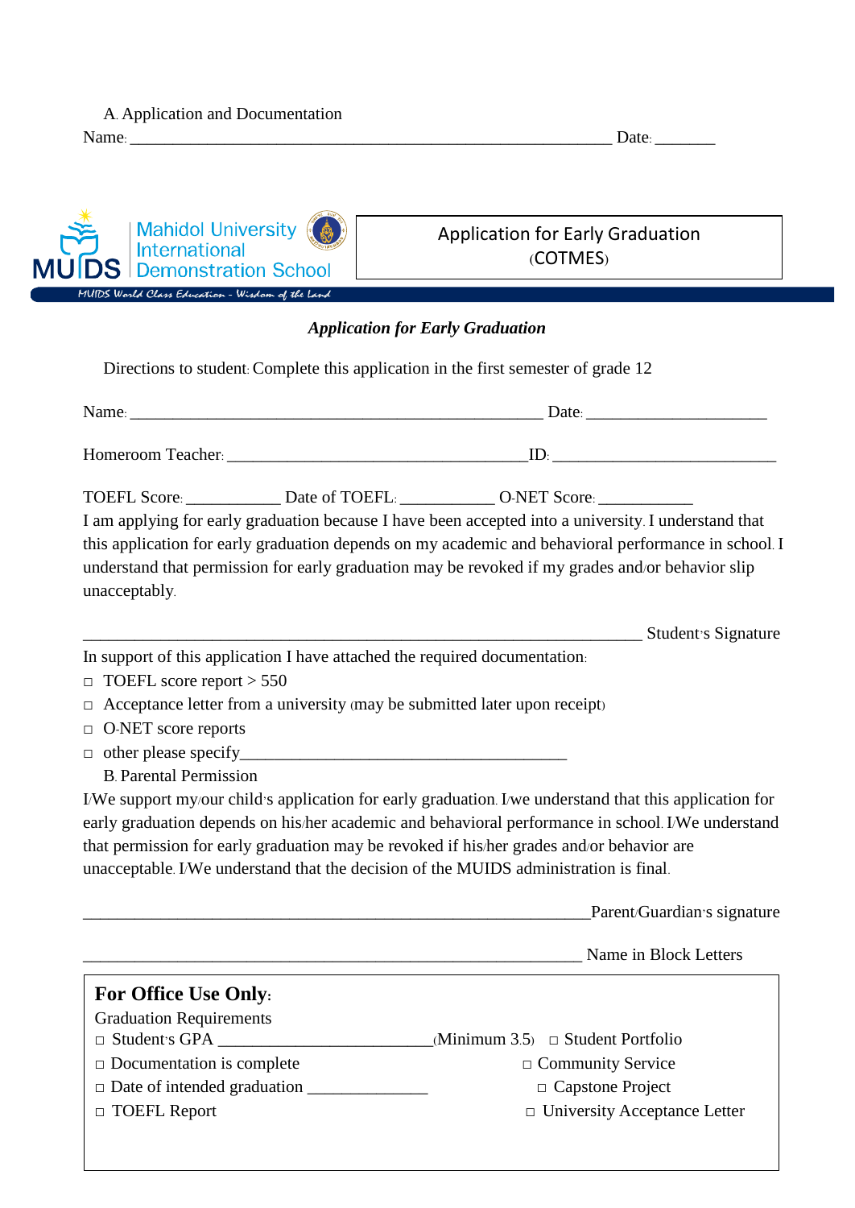A. Application and Documentation

Name: ____________________________________________________________ Date: _______

Mahidol University International Demonstration School

MUIDS World Class Education - Wisdom of the Land

Application for Early Graduation (COTMES)

***Application for Early Graduation***

Directions to student: Complete this application in the first semester of grade 12

Name: ____________________________________________________ Date: ______________________

Homeroom Teacher: ______________________________________ ID: ____________________________

TOEFL Score: ____________ Date of TOEFL: ____________ O-NET Score: ____________

I am applying for early graduation because I have been accepted into a university. I understand that this application for early graduation depends on my academic and behavioral performance in school. I understand that permission for early graduation may be revoked if my grades and/or behavior slip unacceptably.

_____________________________________________________________________ Student's Signature

In support of this application I have attached the required documentation:

- □ TOEFL score report > 550
- □ Acceptance letter from a university (may be submitted later upon receipt)
- □ O-NET score reports
- □ other please specify_________________________________________

B. Parental Permission

I/We support my/our child's application for early graduation. I/we understand that this application for early graduation depends on his/her academic and behavioral performance in school. I/We understand that permission for early graduation may be revoked if his/her grades and/or behavior are unacceptable. I/We understand that the decision of the MUIDS administration is final.

_________________________________________________________________Parent/Guardian's signature

_______________________________________________________________ Name in Block Letters

**For Office Use Only:**

Graduation Requirements

- □ Student's GPA ___________________________(Minimum 3.5)
- □ Documentation is complete
- □ Date of intended graduation ______________
- □ TOEFL Report
- □ Student Portfolio
- □ Community Service
- □ Capstone Project
- □ University Acceptance Letter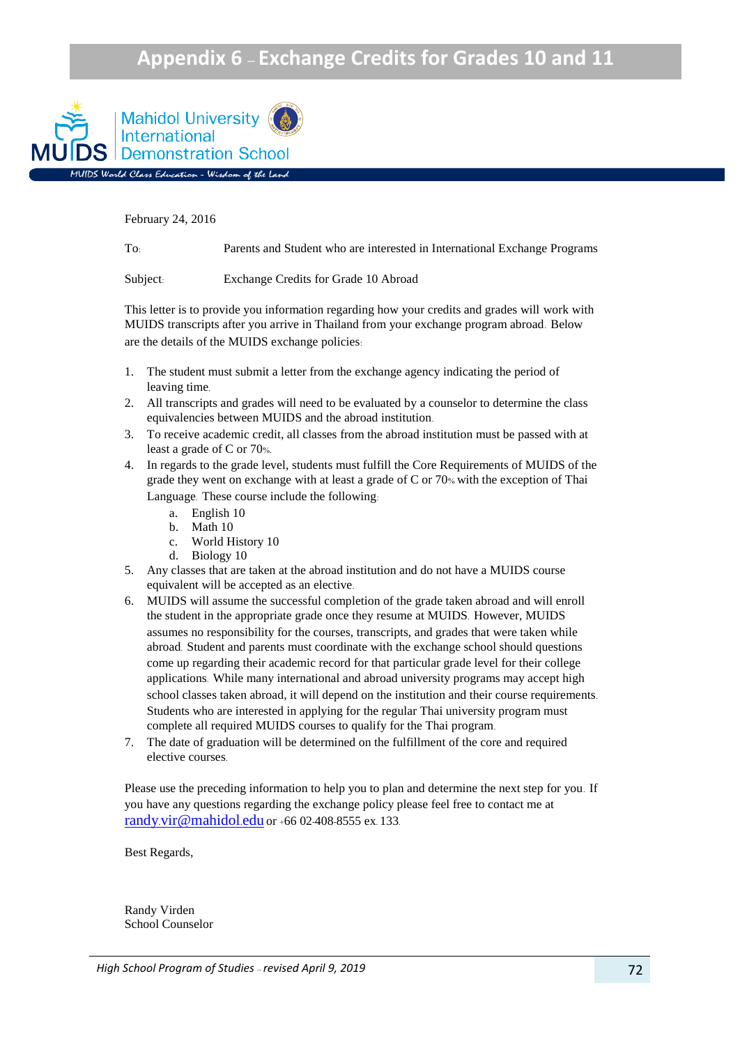# Appendix 6 – Exchange Credits for Grades 10 and 11

Mahidol University International Demonstration School

*MUIDS World Class Education - Wisdom of the Land*

February 24, 2016

To: Parents and Student who are interested in International Exchange Programs

Subject: Exchange Credits for Grade 10 Abroad

This letter is to provide you information regarding how your credits and grades will work with MUIDS transcripts after you arrive in Thailand from your exchange program abroad. Below are the details of the MUIDS exchange policies:

1. The student must submit a letter from the exchange agency indicating the period of leaving time.
2. All transcripts and grades will need to be evaluated by a counselor to determine the class equivalencies between MUIDS and the abroad institution.
3. To receive academic credit, all classes from the abroad institution must be passed with at least a grade of C or 70%.
4. In regards to the grade level, students must fulfill the Core Requirements of MUIDS of the grade they went on exchange with at least a grade of C or 70% with the exception of Thai Language. These course include the following:
    a. English 10
    b. Math 10
    c. World History 10
    d. Biology 10
5. Any classes that are taken at the abroad institution and do not have a MUIDS course equivalent will be accepted as an elective.
6. MUIDS will assume the successful completion of the grade taken abroad and will enroll the student in the appropriate grade once they resume at MUIDS. However, MUIDS assumes no responsibility for the courses, transcripts, and grades that were taken while abroad. Student and parents must coordinate with the exchange school should questions come up regarding their academic record for that particular grade level for their college applications. While many international and abroad university programs may accept high school classes taken abroad, it will depend on the institution and their course requirements. Students who are interested in applying for the regular Thai university program must complete all required MUIDS courses to qualify for the Thai program.
7. The date of graduation will be determined on the fulfillment of the core and required elective courses.

Please use the preceding information to help you to plan and determine the next step for you. If you have any questions regarding the exchange policy please feel free to contact me at randy.vir@mahidol.edu or +66 02-408-8555 ex. 133.

Best Regards,

Randy Virden
School Counselor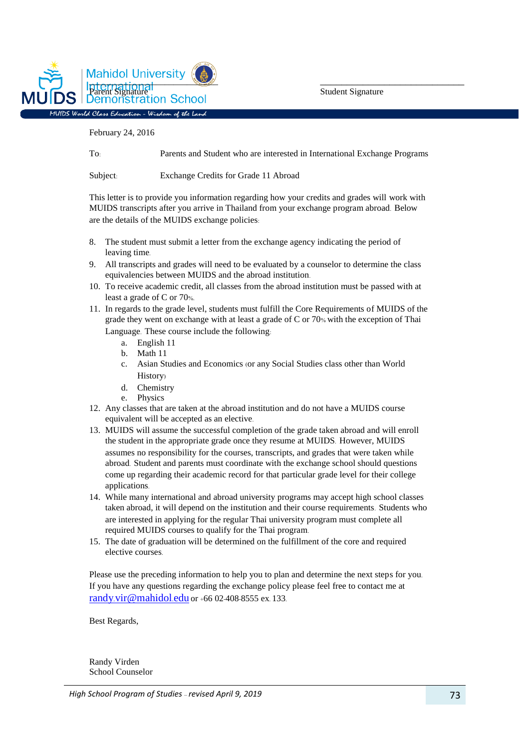Mahidol University International Demonstration School

MUIDS World Class Education - Wisdom of the Land

Parent Signature

Student Signature

February 24, 2016

To: Parents and Student who are interested in International Exchange Programs

Subject: Exchange Credits for Grade 11 Abroad

This letter is to provide you information regarding how your credits and grades will work with MUIDS transcripts after you arrive in Thailand from your exchange program abroad. Below are the details of the MUIDS exchange policies:

8. The student must submit a letter from the exchange agency indicating the period of leaving time.
9. All transcripts and grades will need to be evaluated by a counselor to determine the class equivalencies between MUIDS and the abroad institution.
10. To receive academic credit, all classes from the abroad institution must be passed with at least a grade of C or 70%.
11. In regards to the grade level, students must fulfill the Core Requirements of MUIDS of the grade they went on exchange with at least a grade of C or 70% with the exception of Thai Language. These course include the following:
    a. English 11
    b. Math 11
    c. Asian Studies and Economics (or any Social Studies class other than World History)
    d. Chemistry
    e. Physics
12. Any classes that are taken at the abroad institution and do not have a MUIDS course equivalent will be accepted as an elective.
13. MUIDS will assume the successful completion of the grade taken abroad and will enroll the student in the appropriate grade once they resume at MUIDS. However, MUIDS assumes no responsibility for the courses, transcripts, and grades that were taken while abroad. Student and parents must coordinate with the exchange school should questions come up regarding their academic record for that particular grade level for their college applications.
14. While many international and abroad university programs may accept high school classes taken abroad, it will depend on the institution and their course requirements. Students who are interested in applying for the regular Thai university program must complete all required MUIDS courses to qualify for the Thai program.
15. The date of graduation will be determined on the fulfillment of the core and required elective courses.

Please use the preceding information to help you to plan and determine the next steps for you. If you have any questions regarding the exchange policy please feel free to contact me at randy.vir@mahidol.edu or +66 02-408-8555 ex. 133.

Best Regards,

Randy Virden
School Counselor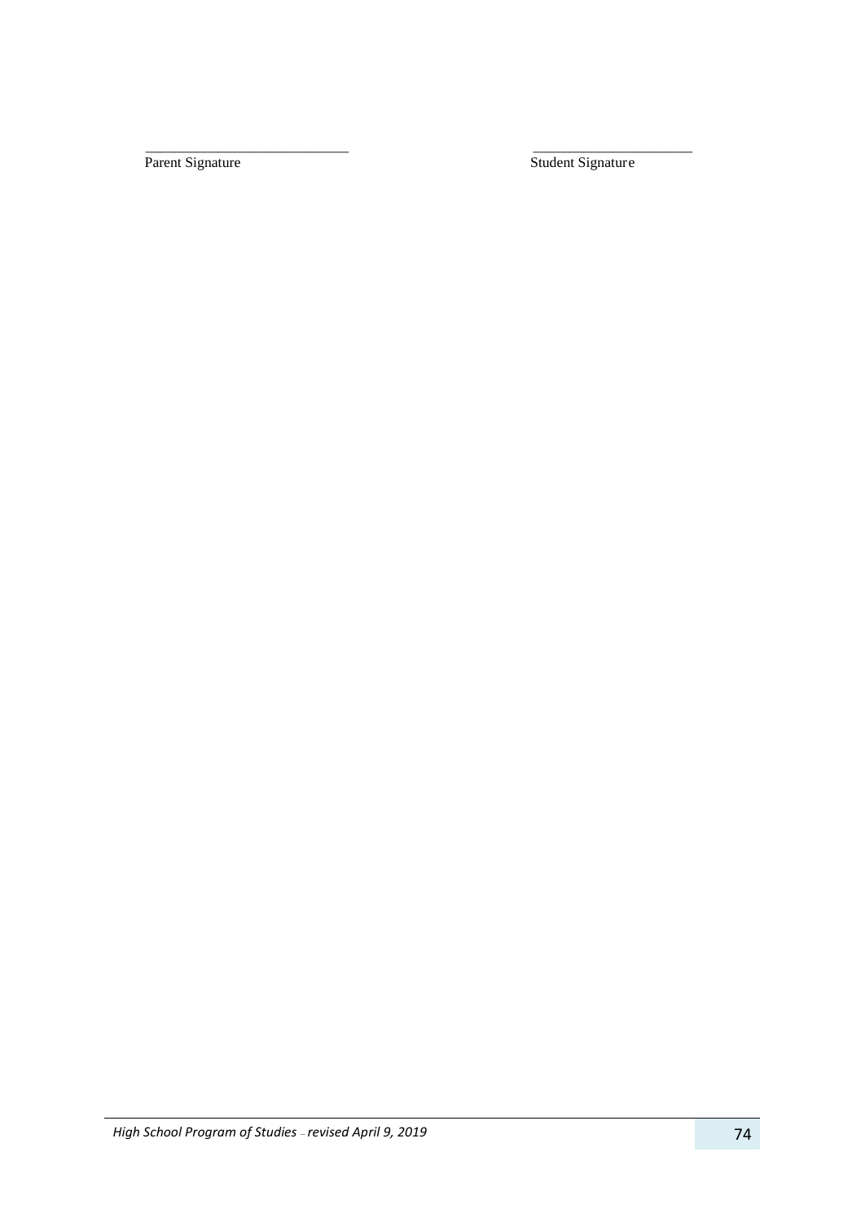\_\_\_\_\_\_\_\_\_\_\_\_\_\_\_\_\_\_\_\_\_\_\_\_\_\_\_\_ \_\_\_\_\_\_\_\_\_\_\_\_\_\_\_\_\_\_\_\_\_\_\_\_

Parent Signature Student Signature